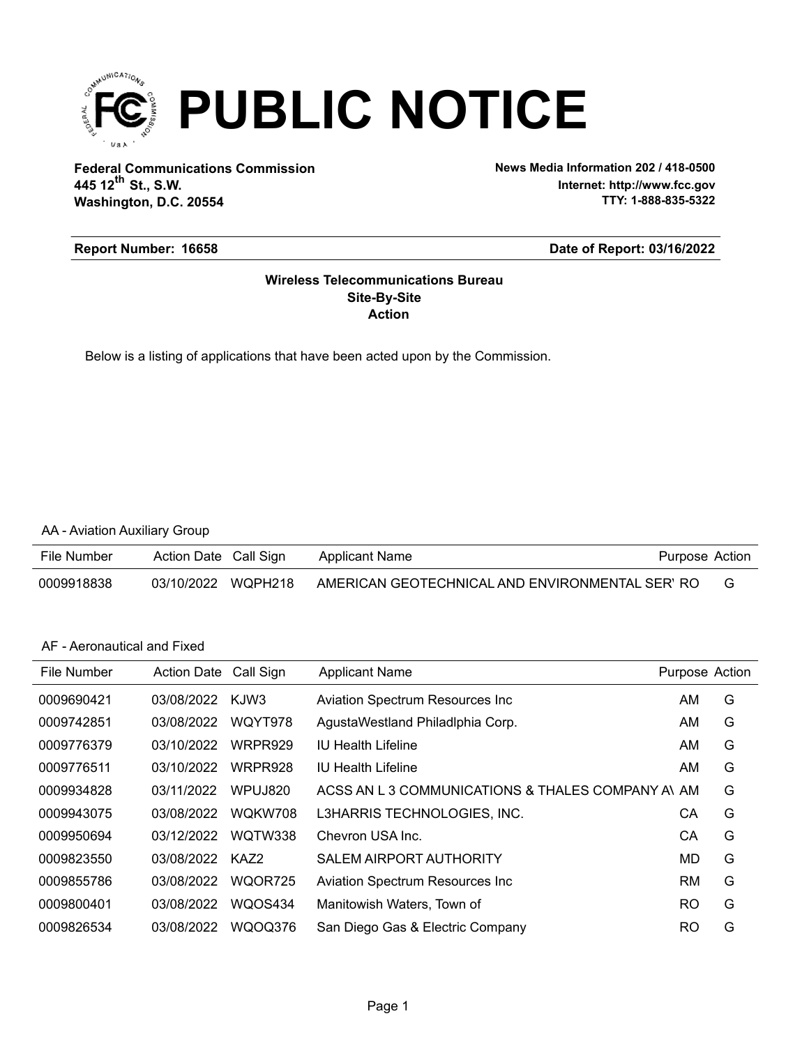# PUBLIC NOTICE

**Federal Communications Commission**
**445 12th St., S.W.**
**Washington, D.C. 20554**

**News Media Information 202 / 418-0500**
**Internet: http://www.fcc.gov**
**TTY: 1-888-835-5322**

**Report Number: 16658**

**Date of Report: 03/16/2022**

**Wireless Telecommunications Bureau**
**Site-By-Site**
**Action**

Below is a listing of applications that have been acted upon by the Commission.

AA - Aviation Auxiliary Group

| File Number | Action Date | Call Sign | Applicant Name | Purpose | Action |
|---|---|---|---|---|---|
| 0009918838 | 03/10/2022 | WQPH218 | AMERICAN GEOTECHNICAL AND ENVIRONMENTAL SER' | RO | G |

AF - Aeronautical and Fixed

| File Number | Action Date | Call Sign | Applicant Name | Purpose | Action |
|---|---|---|---|---|---|
| 0009690421 | 03/08/2022 | KJW3 | Aviation Spectrum Resources Inc | AM | G |
| 0009742851 | 03/08/2022 | WQYT978 | AgustaWestland Philadlphia Corp. | AM | G |
| 0009776379 | 03/10/2022 | WRPR929 | IU Health Lifeline | AM | G |
| 0009776511 | 03/10/2022 | WRPR928 | IU Health Lifeline | AM | G |
| 0009934828 | 03/11/2022 | WPUJ820 | ACSS AN L 3 COMMUNICATIONS & THALES COMPANY A\ | AM | G |
| 0009943075 | 03/08/2022 | WQKW708 | L3HARRIS TECHNOLOGIES, INC. | CA | G |
| 0009950694 | 03/12/2022 | WQTW338 | Chevron USA Inc. | CA | G |
| 0009823550 | 03/08/2022 | KAZ2 | SALEM AIRPORT AUTHORITY | MD | G |
| 0009855786 | 03/08/2022 | WQOR725 | Aviation Spectrum Resources Inc | RM | G |
| 0009800401 | 03/08/2022 | WQOS434 | Manitowish Waters, Town of | RO | G |
| 0009826534 | 03/08/2022 | WQOQ376 | San Diego Gas & Electric Company | RO | G |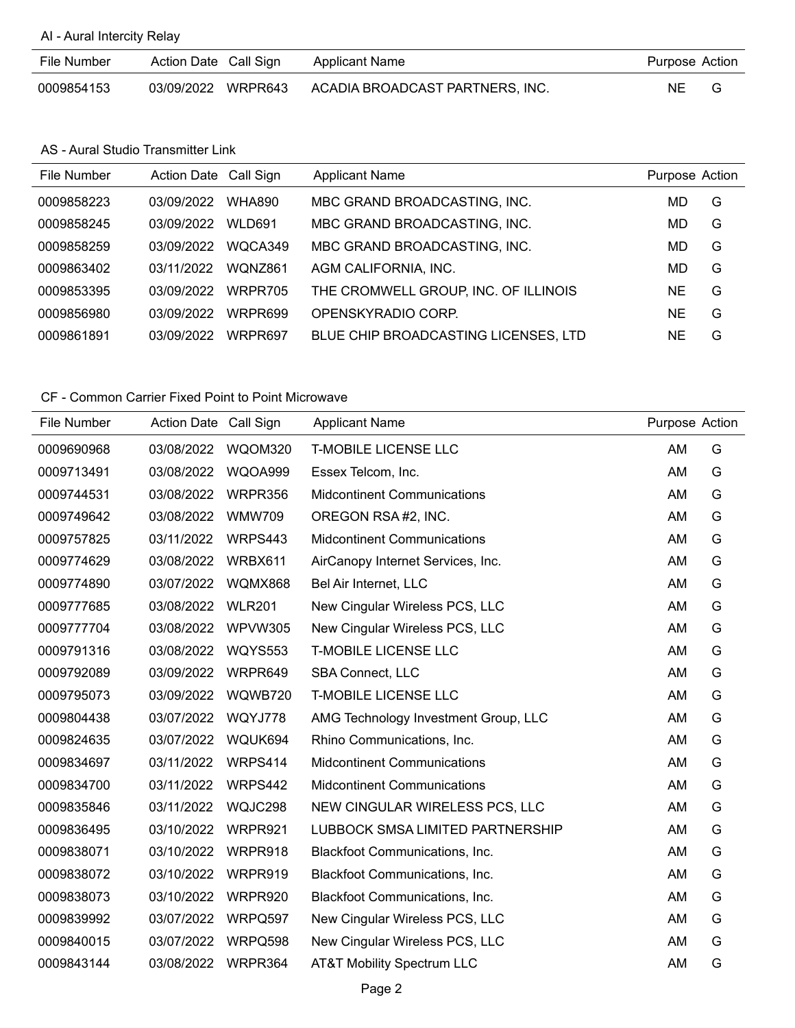AI - Aural Intercity Relay

| File Number | Action Date | Call Sign | Applicant Name | Purpose | Action |
|---|---|---|---|---|---|
| 0009854153 | 03/09/2022 | WRPR643 | ACADIA BROADCAST PARTNERS, INC. | NE | G |

AS - Aural Studio Transmitter Link

| File Number | Action Date | Call Sign | Applicant Name | Purpose | Action |
|---|---|---|---|---|---|
| 0009858223 | 03/09/2022 | WHA890 | MBC GRAND BROADCASTING, INC. | MD | G |
| 0009858245 | 03/09/2022 | WLD691 | MBC GRAND BROADCASTING, INC. | MD | G |
| 0009858259 | 03/09/2022 | WQCA349 | MBC GRAND BROADCASTING, INC. | MD | G |
| 0009863402 | 03/11/2022 | WQNZ861 | AGM CALIFORNIA, INC. | MD | G |
| 0009853395 | 03/09/2022 | WRPR705 | THE CROMWELL GROUP, INC. OF ILLINOIS | NE | G |
| 0009856980 | 03/09/2022 | WRPR699 | OPENSKYRADIO CORP. | NE | G |
| 0009861891 | 03/09/2022 | WRPR697 | BLUE CHIP BROADCASTING LICENSES, LTD | NE | G |

CF - Common Carrier Fixed Point to Point Microwave

| File Number | Action Date | Call Sign | Applicant Name | Purpose | Action |
|---|---|---|---|---|---|
| 0009690968 | 03/08/2022 | WQOM320 | T-MOBILE LICENSE LLC | AM | G |
| 0009713491 | 03/08/2022 | WQOA999 | Essex Telcom, Inc. | AM | G |
| 0009744531 | 03/08/2022 | WRPR356 | Midcontinent Communications | AM | G |
| 0009749642 | 03/08/2022 | WMW709 | OREGON RSA #2, INC. | AM | G |
| 0009757825 | 03/11/2022 | WRPS443 | Midcontinent Communications | AM | G |
| 0009774629 | 03/08/2022 | WRBX611 | AirCanopy Internet Services, Inc. | AM | G |
| 0009774890 | 03/07/2022 | WQMX868 | Bel Air Internet, LLC | AM | G |
| 0009777685 | 03/08/2022 | WLR201 | New Cingular Wireless PCS, LLC | AM | G |
| 0009777704 | 03/08/2022 | WPVW305 | New Cingular Wireless PCS, LLC | AM | G |
| 0009791316 | 03/08/2022 | WQYS553 | T-MOBILE LICENSE LLC | AM | G |
| 0009792089 | 03/09/2022 | WRPR649 | SBA Connect, LLC | AM | G |
| 0009795073 | 03/09/2022 | WQWB720 | T-MOBILE LICENSE LLC | AM | G |
| 0009804438 | 03/07/2022 | WQYJ778 | AMG Technology Investment Group, LLC | AM | G |
| 0009824635 | 03/07/2022 | WQUK694 | Rhino Communications, Inc. | AM | G |
| 0009834697 | 03/11/2022 | WRPS414 | Midcontinent Communications | AM | G |
| 0009834700 | 03/11/2022 | WRPS442 | Midcontinent Communications | AM | G |
| 0009835846 | 03/11/2022 | WQJC298 | NEW CINGULAR WIRELESS PCS, LLC | AM | G |
| 0009836495 | 03/10/2022 | WRPR921 | LUBBOCK SMSA LIMITED PARTNERSHIP | AM | G |
| 0009838071 | 03/10/2022 | WRPR918 | Blackfoot Communications, Inc. | AM | G |
| 0009838072 | 03/10/2022 | WRPR919 | Blackfoot Communications, Inc. | AM | G |
| 0009838073 | 03/10/2022 | WRPR920 | Blackfoot Communications, Inc. | AM | G |
| 0009839992 | 03/07/2022 | WRPQ597 | New Cingular Wireless PCS, LLC | AM | G |
| 0009840015 | 03/07/2022 | WRPQ598 | New Cingular Wireless PCS, LLC | AM | G |
| 0009843144 | 03/08/2022 | WRPR364 | AT&T Mobility Spectrum LLC | AM | G |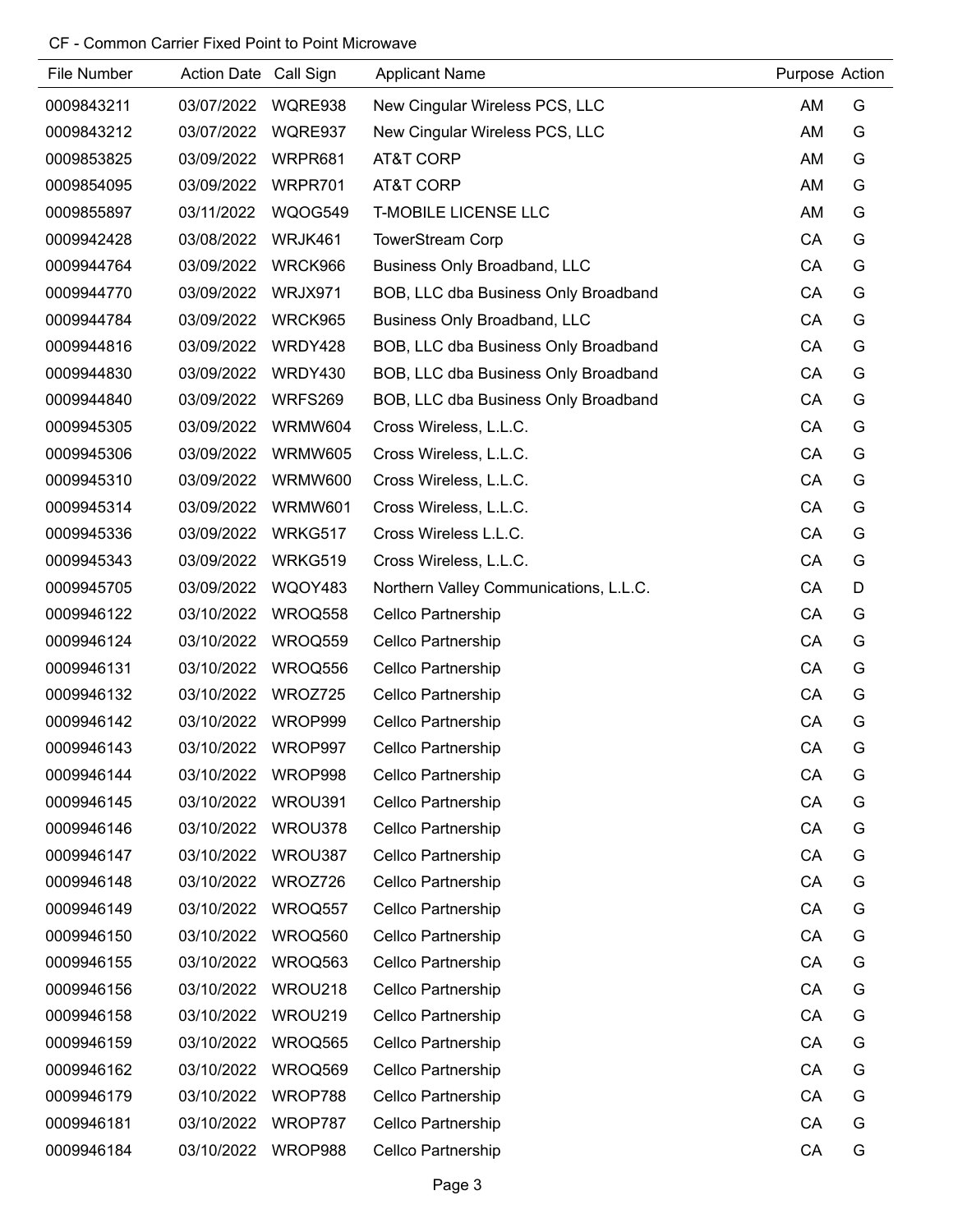CF - Common Carrier Fixed Point to Point Microwave

| File Number | Action Date | Call Sign | Applicant Name | Purpose | Action |
|---|---|---|---|---|---|
| 0009843211 | 03/07/2022 | WQRE938 | New Cingular Wireless PCS, LLC | AM | G |
| 0009843212 | 03/07/2022 | WQRE937 | New Cingular Wireless PCS, LLC | AM | G |
| 0009853825 | 03/09/2022 | WRPR681 | AT&T CORP | AM | G |
| 0009854095 | 03/09/2022 | WRPR701 | AT&T CORP | AM | G |
| 0009855897 | 03/11/2022 | WQOG549 | T-MOBILE LICENSE LLC | AM | G |
| 0009942428 | 03/08/2022 | WRJK461 | TowerStream Corp | CA | G |
| 0009944764 | 03/09/2022 | WRCK966 | Business Only Broadband, LLC | CA | G |
| 0009944770 | 03/09/2022 | WRJX971 | BOB, LLC dba Business Only Broadband | CA | G |
| 0009944784 | 03/09/2022 | WRCK965 | Business Only Broadband, LLC | CA | G |
| 0009944816 | 03/09/2022 | WRDY428 | BOB, LLC dba Business Only Broadband | CA | G |
| 0009944830 | 03/09/2022 | WRDY430 | BOB, LLC dba Business Only Broadband | CA | G |
| 0009944840 | 03/09/2022 | WRFS269 | BOB, LLC dba Business Only Broadband | CA | G |
| 0009945305 | 03/09/2022 | WRMW604 | Cross Wireless, L.L.C. | CA | G |
| 0009945306 | 03/09/2022 | WRMW605 | Cross Wireless, L.L.C. | CA | G |
| 0009945310 | 03/09/2022 | WRMW600 | Cross Wireless, L.L.C. | CA | G |
| 0009945314 | 03/09/2022 | WRMW601 | Cross Wireless, L.L.C. | CA | G |
| 0009945336 | 03/09/2022 | WRKG517 | Cross Wireless L.L.C. | CA | G |
| 0009945343 | 03/09/2022 | WRKG519 | Cross Wireless, L.L.C. | CA | G |
| 0009945705 | 03/09/2022 | WQOY483 | Northern Valley Communications, L.L.C. | CA | D |
| 0009946122 | 03/10/2022 | WROQ558 | Cellco Partnership | CA | G |
| 0009946124 | 03/10/2022 | WROQ559 | Cellco Partnership | CA | G |
| 0009946131 | 03/10/2022 | WROQ556 | Cellco Partnership | CA | G |
| 0009946132 | 03/10/2022 | WROZ725 | Cellco Partnership | CA | G |
| 0009946142 | 03/10/2022 | WROP999 | Cellco Partnership | CA | G |
| 0009946143 | 03/10/2022 | WROP997 | Cellco Partnership | CA | G |
| 0009946144 | 03/10/2022 | WROP998 | Cellco Partnership | CA | G |
| 0009946145 | 03/10/2022 | WROU391 | Cellco Partnership | CA | G |
| 0009946146 | 03/10/2022 | WROU378 | Cellco Partnership | CA | G |
| 0009946147 | 03/10/2022 | WROU387 | Cellco Partnership | CA | G |
| 0009946148 | 03/10/2022 | WROZ726 | Cellco Partnership | CA | G |
| 0009946149 | 03/10/2022 | WROQ557 | Cellco Partnership | CA | G |
| 0009946150 | 03/10/2022 | WROQ560 | Cellco Partnership | CA | G |
| 0009946155 | 03/10/2022 | WROQ563 | Cellco Partnership | CA | G |
| 0009946156 | 03/10/2022 | WROU218 | Cellco Partnership | CA | G |
| 0009946158 | 03/10/2022 | WROU219 | Cellco Partnership | CA | G |
| 0009946159 | 03/10/2022 | WROQ565 | Cellco Partnership | CA | G |
| 0009946162 | 03/10/2022 | WROQ569 | Cellco Partnership | CA | G |
| 0009946179 | 03/10/2022 | WROP788 | Cellco Partnership | CA | G |
| 0009946181 | 03/10/2022 | WROP787 | Cellco Partnership | CA | G |
| 0009946184 | 03/10/2022 | WROP988 | Cellco Partnership | CA | G |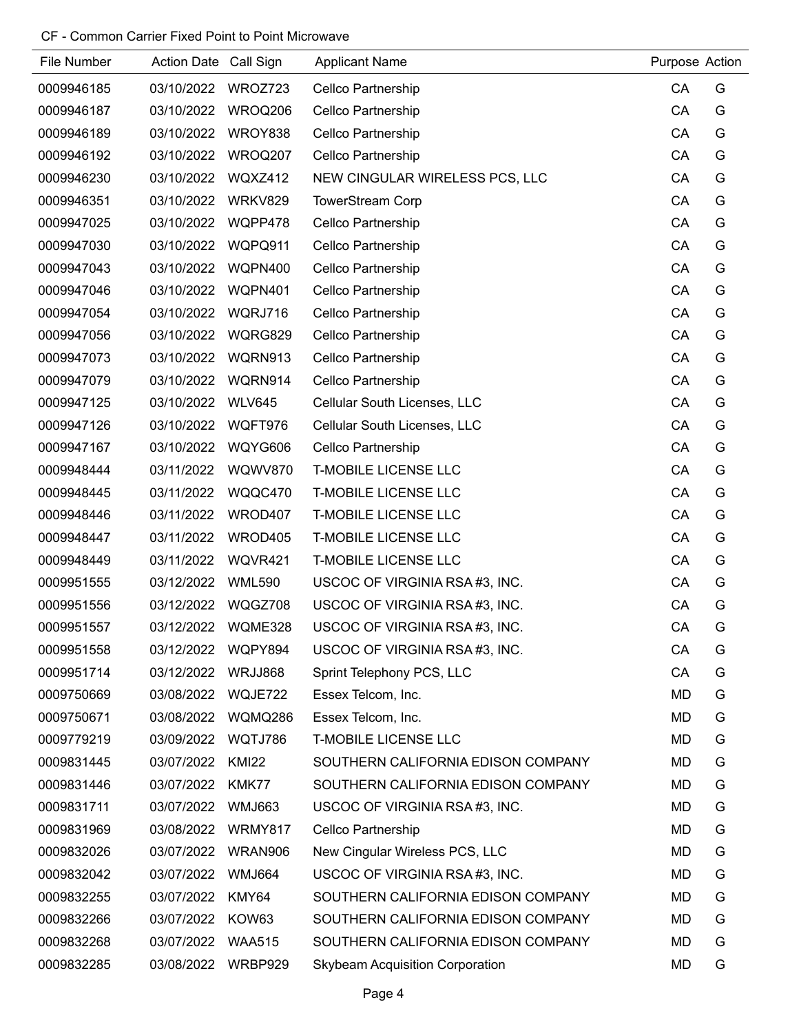CF - Common Carrier Fixed Point to Point Microwave

| File Number | Action Date | Call Sign | Applicant Name | Purpose | Action |
|---|---|---|---|---|---|
| 0009946185 | 03/10/2022 | WROZ723 | Cellco Partnership | CA | G |
| 0009946187 | 03/10/2022 | WROQ206 | Cellco Partnership | CA | G |
| 0009946189 | 03/10/2022 | WROY838 | Cellco Partnership | CA | G |
| 0009946192 | 03/10/2022 | WROQ207 | Cellco Partnership | CA | G |
| 0009946230 | 03/10/2022 | WQXZ412 | NEW CINGULAR WIRELESS PCS, LLC | CA | G |
| 0009946351 | 03/10/2022 | WRKV829 | TowerStream Corp | CA | G |
| 0009947025 | 03/10/2022 | WQPP478 | Cellco Partnership | CA | G |
| 0009947030 | 03/10/2022 | WQPQ911 | Cellco Partnership | CA | G |
| 0009947043 | 03/10/2022 | WQPN400 | Cellco Partnership | CA | G |
| 0009947046 | 03/10/2022 | WQPN401 | Cellco Partnership | CA | G |
| 0009947054 | 03/10/2022 | WQRJ716 | Cellco Partnership | CA | G |
| 0009947056 | 03/10/2022 | WQRG829 | Cellco Partnership | CA | G |
| 0009947073 | 03/10/2022 | WQRN913 | Cellco Partnership | CA | G |
| 0009947079 | 03/10/2022 | WQRN914 | Cellco Partnership | CA | G |
| 0009947125 | 03/10/2022 | WLV645 | Cellular South Licenses, LLC | CA | G |
| 0009947126 | 03/10/2022 | WQFT976 | Cellular South Licenses, LLC | CA | G |
| 0009947167 | 03/10/2022 | WQYG606 | Cellco Partnership | CA | G |
| 0009948444 | 03/11/2022 | WQWV870 | T-MOBILE LICENSE LLC | CA | G |
| 0009948445 | 03/11/2022 | WQQC470 | T-MOBILE LICENSE LLC | CA | G |
| 0009948446 | 03/11/2022 | WROD407 | T-MOBILE LICENSE LLC | CA | G |
| 0009948447 | 03/11/2022 | WROD405 | T-MOBILE LICENSE LLC | CA | G |
| 0009948449 | 03/11/2022 | WQVR421 | T-MOBILE LICENSE LLC | CA | G |
| 0009951555 | 03/12/2022 | WML590 | USCOC OF VIRGINIA RSA #3, INC. | CA | G |
| 0009951556 | 03/12/2022 | WQGZ708 | USCOC OF VIRGINIA RSA #3, INC. | CA | G |
| 0009951557 | 03/12/2022 | WQME328 | USCOC OF VIRGINIA RSA #3, INC. | CA | G |
| 0009951558 | 03/12/2022 | WQPY894 | USCOC OF VIRGINIA RSA #3, INC. | CA | G |
| 0009951714 | 03/12/2022 | WRJJ868 | Sprint Telephony PCS, LLC | CA | G |
| 0009750669 | 03/08/2022 | WQJE722 | Essex Telcom, Inc. | MD | G |
| 0009750671 | 03/08/2022 | WQMQ286 | Essex Telcom, Inc. | MD | G |
| 0009779219 | 03/09/2022 | WQTJ786 | T-MOBILE LICENSE LLC | MD | G |
| 0009831445 | 03/07/2022 | KMI22 | SOUTHERN CALIFORNIA EDISON COMPANY | MD | G |
| 0009831446 | 03/07/2022 | KMK77 | SOUTHERN CALIFORNIA EDISON COMPANY | MD | G |
| 0009831711 | 03/07/2022 | WMJ663 | USCOC OF VIRGINIA RSA #3, INC. | MD | G |
| 0009831969 | 03/08/2022 | WRMY817 | Cellco Partnership | MD | G |
| 0009832026 | 03/07/2022 | WRAN906 | New Cingular Wireless PCS, LLC | MD | G |
| 0009832042 | 03/07/2022 | WMJ664 | USCOC OF VIRGINIA RSA #3, INC. | MD | G |
| 0009832255 | 03/07/2022 | KMY64 | SOUTHERN CALIFORNIA EDISON COMPANY | MD | G |
| 0009832266 | 03/07/2022 | KOW63 | SOUTHERN CALIFORNIA EDISON COMPANY | MD | G |
| 0009832268 | 03/07/2022 | WAA515 | SOUTHERN CALIFORNIA EDISON COMPANY | MD | G |
| 0009832285 | 03/08/2022 | WRBP929 | Skybeam Acquisition Corporation | MD | G |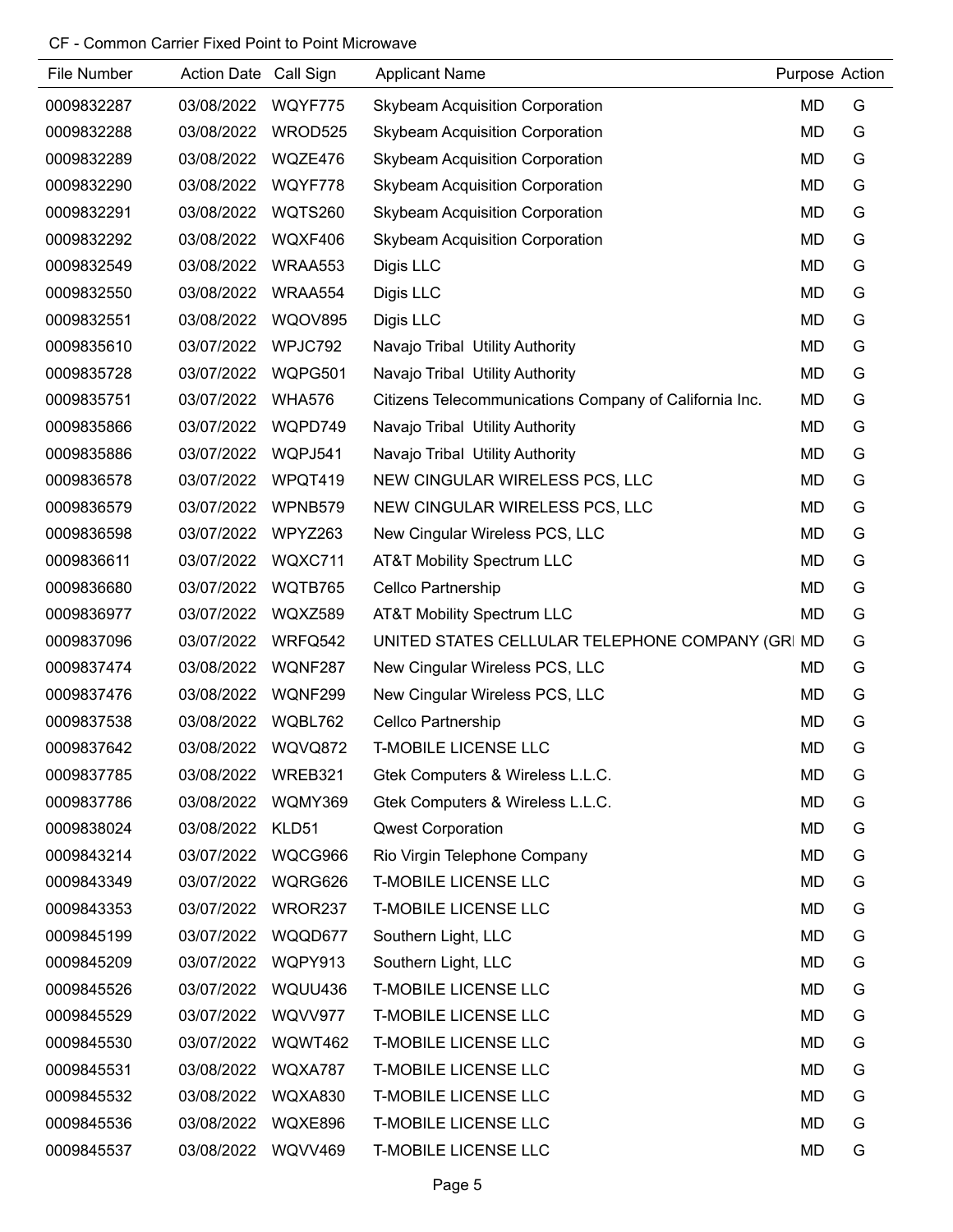CF - Common Carrier Fixed Point to Point Microwave

| File Number | Action Date | Call Sign | Applicant Name | Purpose | Action |
|---|---|---|---|---|---|
| 0009832287 | 03/08/2022 | WQYF775 | Skybeam Acquisition Corporation | MD | G |
| 0009832288 | 03/08/2022 | WROD525 | Skybeam Acquisition Corporation | MD | G |
| 0009832289 | 03/08/2022 | WQZE476 | Skybeam Acquisition Corporation | MD | G |
| 0009832290 | 03/08/2022 | WQYF778 | Skybeam Acquisition Corporation | MD | G |
| 0009832291 | 03/08/2022 | WQTS260 | Skybeam Acquisition Corporation | MD | G |
| 0009832292 | 03/08/2022 | WQXF406 | Skybeam Acquisition Corporation | MD | G |
| 0009832549 | 03/08/2022 | WRAA553 | Digis LLC | MD | G |
| 0009832550 | 03/08/2022 | WRAA554 | Digis LLC | MD | G |
| 0009832551 | 03/08/2022 | WQOV895 | Digis LLC | MD | G |
| 0009835610 | 03/07/2022 | WPJC792 | Navajo Tribal Utility Authority | MD | G |
| 0009835728 | 03/07/2022 | WQPG501 | Navajo Tribal Utility Authority | MD | G |
| 0009835751 | 03/07/2022 | WHA576 | Citizens Telecommunications Company of California Inc. | MD | G |
| 0009835866 | 03/07/2022 | WQPD749 | Navajo Tribal Utility Authority | MD | G |
| 0009835886 | 03/07/2022 | WQPJ541 | Navajo Tribal Utility Authority | MD | G |
| 0009836578 | 03/07/2022 | WPQT419 | NEW CINGULAR WIRELESS PCS, LLC | MD | G |
| 0009836579 | 03/07/2022 | WPNB579 | NEW CINGULAR WIRELESS PCS, LLC | MD | G |
| 0009836598 | 03/07/2022 | WPYZ263 | New Cingular Wireless PCS, LLC | MD | G |
| 0009836611 | 03/07/2022 | WQXC711 | AT&T Mobility Spectrum LLC | MD | G |
| 0009836680 | 03/07/2022 | WQTB765 | Cellco Partnership | MD | G |
| 0009836977 | 03/07/2022 | WQXZ589 | AT&T Mobility Spectrum LLC | MD | G |
| 0009837096 | 03/07/2022 | WRFQ542 | UNITED STATES CELLULAR TELEPHONE COMPANY (GRI | MD | G |
| 0009837474 | 03/08/2022 | WQNF287 | New Cingular Wireless PCS, LLC | MD | G |
| 0009837476 | 03/08/2022 | WQNF299 | New Cingular Wireless PCS, LLC | MD | G |
| 0009837538 | 03/08/2022 | WQBL762 | Cellco Partnership | MD | G |
| 0009837642 | 03/08/2022 | WQVQ872 | T-MOBILE LICENSE LLC | MD | G |
| 0009837785 | 03/08/2022 | WREB321 | Gtek Computers & Wireless L.L.C. | MD | G |
| 0009837786 | 03/08/2022 | WQMY369 | Gtek Computers & Wireless L.L.C. | MD | G |
| 0009838024 | 03/08/2022 | KLD51 | Qwest Corporation | MD | G |
| 0009843214 | 03/07/2022 | WQCG966 | Rio Virgin Telephone Company | MD | G |
| 0009843349 | 03/07/2022 | WQRG626 | T-MOBILE LICENSE LLC | MD | G |
| 0009843353 | 03/07/2022 | WROR237 | T-MOBILE LICENSE LLC | MD | G |
| 0009845199 | 03/07/2022 | WQQD677 | Southern Light, LLC | MD | G |
| 0009845209 | 03/07/2022 | WQPY913 | Southern Light, LLC | MD | G |
| 0009845526 | 03/07/2022 | WQUU436 | T-MOBILE LICENSE LLC | MD | G |
| 0009845529 | 03/07/2022 | WQVV977 | T-MOBILE LICENSE LLC | MD | G |
| 0009845530 | 03/07/2022 | WQWT462 | T-MOBILE LICENSE LLC | MD | G |
| 0009845531 | 03/08/2022 | WQXA787 | T-MOBILE LICENSE LLC | MD | G |
| 0009845532 | 03/08/2022 | WQXA830 | T-MOBILE LICENSE LLC | MD | G |
| 0009845536 | 03/08/2022 | WQXE896 | T-MOBILE LICENSE LLC | MD | G |
| 0009845537 | 03/08/2022 | WQVV469 | T-MOBILE LICENSE LLC | MD | G |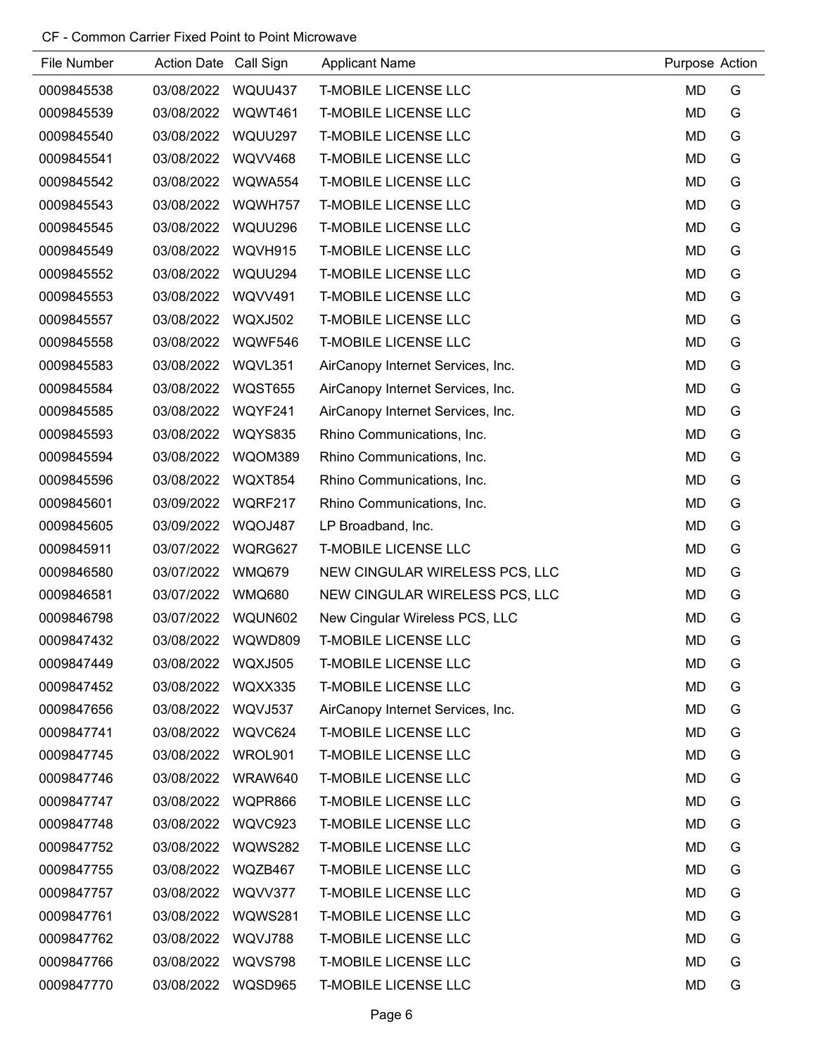CF - Common Carrier Fixed Point to Point Microwave

| File Number | Action Date | Call Sign | Applicant Name | Purpose | Action |
|---|---|---|---|---|---|
| 0009845538 | 03/08/2022 | WQUU437 | T-MOBILE LICENSE LLC | MD | G |
| 0009845539 | 03/08/2022 | WQWT461 | T-MOBILE LICENSE LLC | MD | G |
| 0009845540 | 03/08/2022 | WQUU297 | T-MOBILE LICENSE LLC | MD | G |
| 0009845541 | 03/08/2022 | WQVV468 | T-MOBILE LICENSE LLC | MD | G |
| 0009845542 | 03/08/2022 | WQWA554 | T-MOBILE LICENSE LLC | MD | G |
| 0009845543 | 03/08/2022 | WQWH757 | T-MOBILE LICENSE LLC | MD | G |
| 0009845545 | 03/08/2022 | WQUU296 | T-MOBILE LICENSE LLC | MD | G |
| 0009845549 | 03/08/2022 | WQVH915 | T-MOBILE LICENSE LLC | MD | G |
| 0009845552 | 03/08/2022 | WQUU294 | T-MOBILE LICENSE LLC | MD | G |
| 0009845553 | 03/08/2022 | WQVV491 | T-MOBILE LICENSE LLC | MD | G |
| 0009845557 | 03/08/2022 | WQXJ502 | T-MOBILE LICENSE LLC | MD | G |
| 0009845558 | 03/08/2022 | WQWF546 | T-MOBILE LICENSE LLC | MD | G |
| 0009845583 | 03/08/2022 | WQVL351 | AirCanopy Internet Services, Inc. | MD | G |
| 0009845584 | 03/08/2022 | WQST655 | AirCanopy Internet Services, Inc. | MD | G |
| 0009845585 | 03/08/2022 | WQYF241 | AirCanopy Internet Services, Inc. | MD | G |
| 0009845593 | 03/08/2022 | WQYS835 | Rhino Communications, Inc. | MD | G |
| 0009845594 | 03/08/2022 | WQOM389 | Rhino Communications, Inc. | MD | G |
| 0009845596 | 03/08/2022 | WQXT854 | Rhino Communications, Inc. | MD | G |
| 0009845601 | 03/09/2022 | WQRF217 | Rhino Communications, Inc. | MD | G |
| 0009845605 | 03/09/2022 | WQOJ487 | LP Broadband, Inc. | MD | G |
| 0009845911 | 03/07/2022 | WQRG627 | T-MOBILE LICENSE LLC | MD | G |
| 0009846580 | 03/07/2022 | WMQ679 | NEW CINGULAR WIRELESS PCS, LLC | MD | G |
| 0009846581 | 03/07/2022 | WMQ680 | NEW CINGULAR WIRELESS PCS, LLC | MD | G |
| 0009846798 | 03/07/2022 | WQUN602 | New Cingular Wireless PCS, LLC | MD | G |
| 0009847432 | 03/08/2022 | WQWD809 | T-MOBILE LICENSE LLC | MD | G |
| 0009847449 | 03/08/2022 | WQXJ505 | T-MOBILE LICENSE LLC | MD | G |
| 0009847452 | 03/08/2022 | WQXX335 | T-MOBILE LICENSE LLC | MD | G |
| 0009847656 | 03/08/2022 | WQVJ537 | AirCanopy Internet Services, Inc. | MD | G |
| 0009847741 | 03/08/2022 | WQVC624 | T-MOBILE LICENSE LLC | MD | G |
| 0009847745 | 03/08/2022 | WROL901 | T-MOBILE LICENSE LLC | MD | G |
| 0009847746 | 03/08/2022 | WRAW640 | T-MOBILE LICENSE LLC | MD | G |
| 0009847747 | 03/08/2022 | WQPR866 | T-MOBILE LICENSE LLC | MD | G |
| 0009847748 | 03/08/2022 | WQVC923 | T-MOBILE LICENSE LLC | MD | G |
| 0009847752 | 03/08/2022 | WQWS282 | T-MOBILE LICENSE LLC | MD | G |
| 0009847755 | 03/08/2022 | WQZB467 | T-MOBILE LICENSE LLC | MD | G |
| 0009847757 | 03/08/2022 | WQVV377 | T-MOBILE LICENSE LLC | MD | G |
| 0009847761 | 03/08/2022 | WQWS281 | T-MOBILE LICENSE LLC | MD | G |
| 0009847762 | 03/08/2022 | WQVJ788 | T-MOBILE LICENSE LLC | MD | G |
| 0009847766 | 03/08/2022 | WQVS798 | T-MOBILE LICENSE LLC | MD | G |
| 0009847770 | 03/08/2022 | WQSD965 | T-MOBILE LICENSE LLC | MD | G |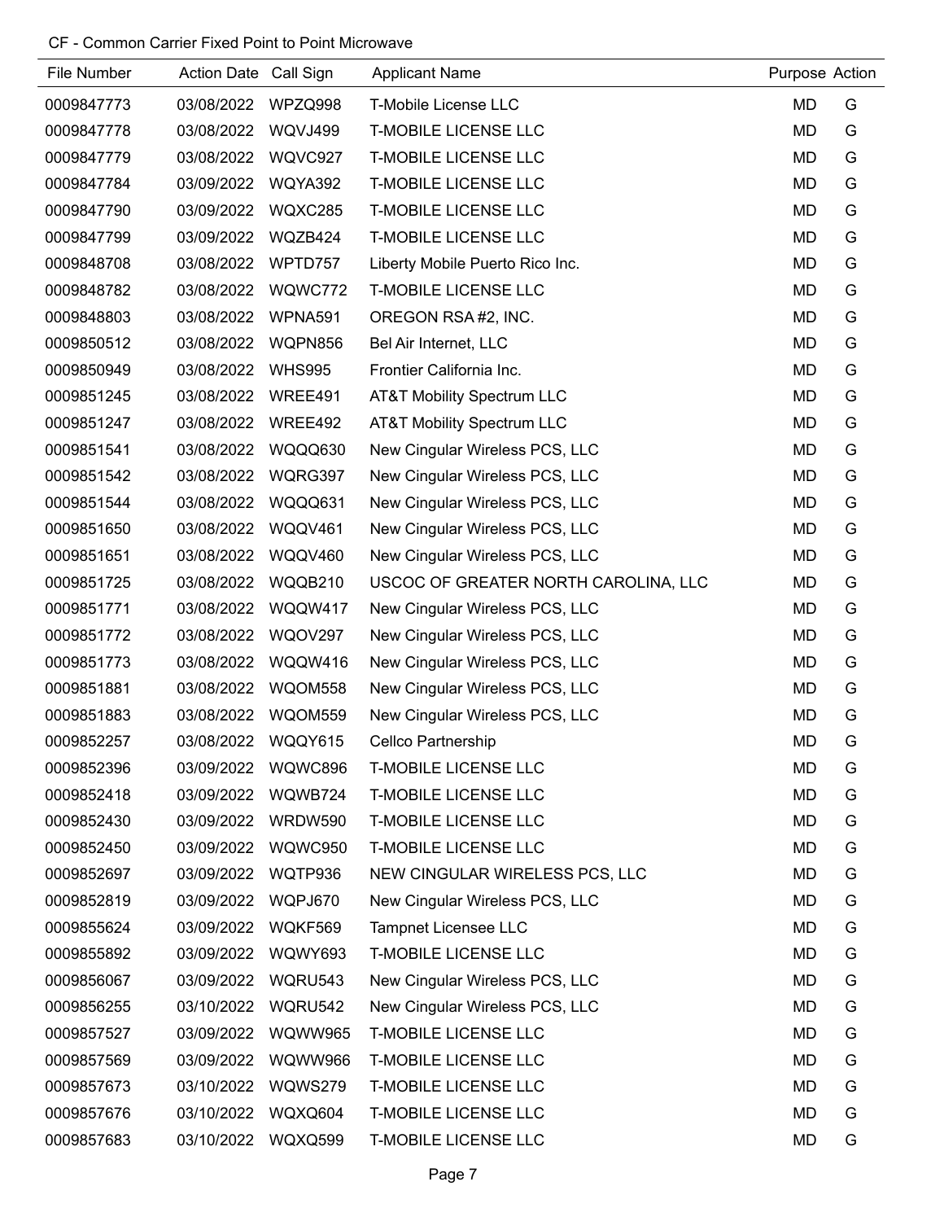CF - Common Carrier Fixed Point to Point Microwave

| File Number | Action Date | Call Sign | Applicant Name | Purpose | Action |
|---|---|---|---|---|---|
| 0009847773 | 03/08/2022 | WPZQ998 | T-Mobile License LLC | MD | G |
| 0009847778 | 03/08/2022 | WQVJ499 | T-MOBILE LICENSE LLC | MD | G |
| 0009847779 | 03/08/2022 | WQVC927 | T-MOBILE LICENSE LLC | MD | G |
| 0009847784 | 03/09/2022 | WQYA392 | T-MOBILE LICENSE LLC | MD | G |
| 0009847790 | 03/09/2022 | WQXC285 | T-MOBILE LICENSE LLC | MD | G |
| 0009847799 | 03/09/2022 | WQZB424 | T-MOBILE LICENSE LLC | MD | G |
| 0009848708 | 03/08/2022 | WPTD757 | Liberty Mobile Puerto Rico Inc. | MD | G |
| 0009848782 | 03/08/2022 | WQWC772 | T-MOBILE LICENSE LLC | MD | G |
| 0009848803 | 03/08/2022 | WPNA591 | OREGON RSA #2, INC. | MD | G |
| 0009850512 | 03/08/2022 | WQPN856 | Bel Air Internet, LLC | MD | G |
| 0009850949 | 03/08/2022 | WHS995 | Frontier California Inc. | MD | G |
| 0009851245 | 03/08/2022 | WREE491 | AT&T Mobility Spectrum LLC | MD | G |
| 0009851247 | 03/08/2022 | WREE492 | AT&T Mobility Spectrum LLC | MD | G |
| 0009851541 | 03/08/2022 | WQQQ630 | New Cingular Wireless PCS, LLC | MD | G |
| 0009851542 | 03/08/2022 | WQRG397 | New Cingular Wireless PCS, LLC | MD | G |
| 0009851544 | 03/08/2022 | WQQQ631 | New Cingular Wireless PCS, LLC | MD | G |
| 0009851650 | 03/08/2022 | WQQV461 | New Cingular Wireless PCS, LLC | MD | G |
| 0009851651 | 03/08/2022 | WQQV460 | New Cingular Wireless PCS, LLC | MD | G |
| 0009851725 | 03/08/2022 | WQQB210 | USCOC OF GREATER NORTH CAROLINA, LLC | MD | G |
| 0009851771 | 03/08/2022 | WQQW417 | New Cingular Wireless PCS, LLC | MD | G |
| 0009851772 | 03/08/2022 | WQOV297 | New Cingular Wireless PCS, LLC | MD | G |
| 0009851773 | 03/08/2022 | WQQW416 | New Cingular Wireless PCS, LLC | MD | G |
| 0009851881 | 03/08/2022 | WQOM558 | New Cingular Wireless PCS, LLC | MD | G |
| 0009851883 | 03/08/2022 | WQOM559 | New Cingular Wireless PCS, LLC | MD | G |
| 0009852257 | 03/08/2022 | WQQY615 | Cellco Partnership | MD | G |
| 0009852396 | 03/09/2022 | WQWC896 | T-MOBILE LICENSE LLC | MD | G |
| 0009852418 | 03/09/2022 | WQWB724 | T-MOBILE LICENSE LLC | MD | G |
| 0009852430 | 03/09/2022 | WRDW590 | T-MOBILE LICENSE LLC | MD | G |
| 0009852450 | 03/09/2022 | WQWC950 | T-MOBILE LICENSE LLC | MD | G |
| 0009852697 | 03/09/2022 | WQTP936 | NEW CINGULAR WIRELESS PCS, LLC | MD | G |
| 0009852819 | 03/09/2022 | WQPJ670 | New Cingular Wireless PCS, LLC | MD | G |
| 0009855624 | 03/09/2022 | WQKF569 | Tampnet Licensee LLC | MD | G |
| 0009855892 | 03/09/2022 | WQWY693 | T-MOBILE LICENSE LLC | MD | G |
| 0009856067 | 03/09/2022 | WQRU543 | New Cingular Wireless PCS, LLC | MD | G |
| 0009856255 | 03/10/2022 | WQRU542 | New Cingular Wireless PCS, LLC | MD | G |
| 0009857527 | 03/09/2022 | WQWW965 | T-MOBILE LICENSE LLC | MD | G |
| 0009857569 | 03/09/2022 | WQWW966 | T-MOBILE LICENSE LLC | MD | G |
| 0009857673 | 03/10/2022 | WQWS279 | T-MOBILE LICENSE LLC | MD | G |
| 0009857676 | 03/10/2022 | WQXQ604 | T-MOBILE LICENSE LLC | MD | G |
| 0009857683 | 03/10/2022 | WQXQ599 | T-MOBILE LICENSE LLC | MD | G |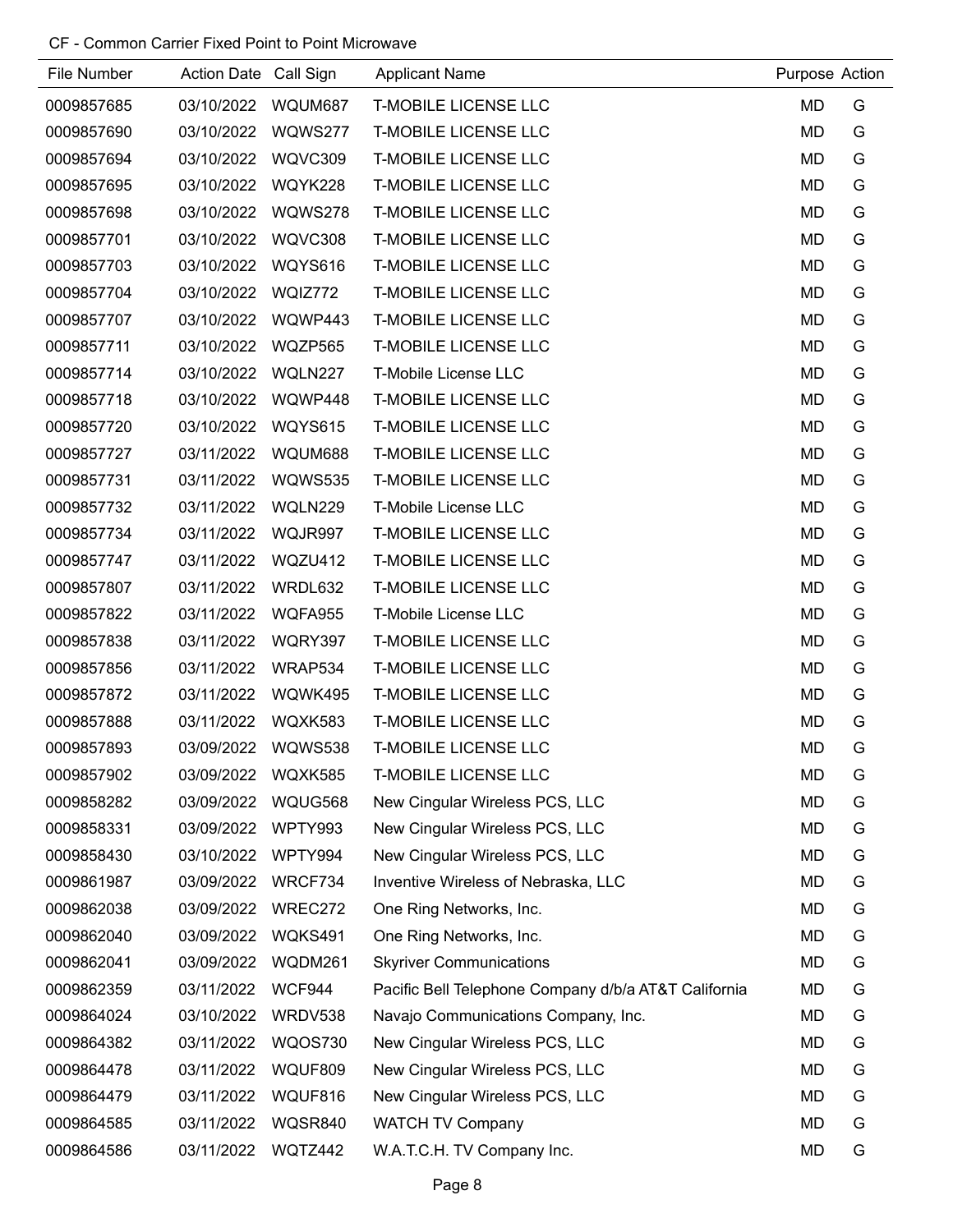CF - Common Carrier Fixed Point to Point Microwave

| File Number | Action Date | Call Sign | Applicant Name | Purpose | Action |
|---|---|---|---|---|---|
| 0009857685 | 03/10/2022 | WQUM687 | T-MOBILE LICENSE LLC | MD | G |
| 0009857690 | 03/10/2022 | WQWS277 | T-MOBILE LICENSE LLC | MD | G |
| 0009857694 | 03/10/2022 | WQVC309 | T-MOBILE LICENSE LLC | MD | G |
| 0009857695 | 03/10/2022 | WQYK228 | T-MOBILE LICENSE LLC | MD | G |
| 0009857698 | 03/10/2022 | WQWS278 | T-MOBILE LICENSE LLC | MD | G |
| 0009857701 | 03/10/2022 | WQVC308 | T-MOBILE LICENSE LLC | MD | G |
| 0009857703 | 03/10/2022 | WQYS616 | T-MOBILE LICENSE LLC | MD | G |
| 0009857704 | 03/10/2022 | WQIZ772 | T-MOBILE LICENSE LLC | MD | G |
| 0009857707 | 03/10/2022 | WQWP443 | T-MOBILE LICENSE LLC | MD | G |
| 0009857711 | 03/10/2022 | WQZP565 | T-MOBILE LICENSE LLC | MD | G |
| 0009857714 | 03/10/2022 | WQLN227 | T-Mobile License LLC | MD | G |
| 0009857718 | 03/10/2022 | WQWP448 | T-MOBILE LICENSE LLC | MD | G |
| 0009857720 | 03/10/2022 | WQYS615 | T-MOBILE LICENSE LLC | MD | G |
| 0009857727 | 03/11/2022 | WQUM688 | T-MOBILE LICENSE LLC | MD | G |
| 0009857731 | 03/11/2022 | WQWS535 | T-MOBILE LICENSE LLC | MD | G |
| 0009857732 | 03/11/2022 | WQLN229 | T-Mobile License LLC | MD | G |
| 0009857734 | 03/11/2022 | WQJR997 | T-MOBILE LICENSE LLC | MD | G |
| 0009857747 | 03/11/2022 | WQZU412 | T-MOBILE LICENSE LLC | MD | G |
| 0009857807 | 03/11/2022 | WRDL632 | T-MOBILE LICENSE LLC | MD | G |
| 0009857822 | 03/11/2022 | WQFA955 | T-Mobile License LLC | MD | G |
| 0009857838 | 03/11/2022 | WQRY397 | T-MOBILE LICENSE LLC | MD | G |
| 0009857856 | 03/11/2022 | WRAP534 | T-MOBILE LICENSE LLC | MD | G |
| 0009857872 | 03/11/2022 | WQWK495 | T-MOBILE LICENSE LLC | MD | G |
| 0009857888 | 03/11/2022 | WQXK583 | T-MOBILE LICENSE LLC | MD | G |
| 0009857893 | 03/09/2022 | WQWS538 | T-MOBILE LICENSE LLC | MD | G |
| 0009857902 | 03/09/2022 | WQXK585 | T-MOBILE LICENSE LLC | MD | G |
| 0009858282 | 03/09/2022 | WQUG568 | New Cingular Wireless PCS, LLC | MD | G |
| 0009858331 | 03/09/2022 | WPTY993 | New Cingular Wireless PCS, LLC | MD | G |
| 0009858430 | 03/10/2022 | WPTY994 | New Cingular Wireless PCS, LLC | MD | G |
| 0009861987 | 03/09/2022 | WRCF734 | Inventive Wireless of Nebraska, LLC | MD | G |
| 0009862038 | 03/09/2022 | WREC272 | One Ring Networks, Inc. | MD | G |
| 0009862040 | 03/09/2022 | WQKS491 | One Ring Networks, Inc. | MD | G |
| 0009862041 | 03/09/2022 | WQDM261 | Skyriver Communications | MD | G |
| 0009862359 | 03/11/2022 | WCF944 | Pacific Bell Telephone Company d/b/a AT&T California | MD | G |
| 0009864024 | 03/10/2022 | WRDV538 | Navajo Communications Company, Inc. | MD | G |
| 0009864382 | 03/11/2022 | WQOS730 | New Cingular Wireless PCS, LLC | MD | G |
| 0009864478 | 03/11/2022 | WQUF809 | New Cingular Wireless PCS, LLC | MD | G |
| 0009864479 | 03/11/2022 | WQUF816 | New Cingular Wireless PCS, LLC | MD | G |
| 0009864585 | 03/11/2022 | WQSR840 | WATCH TV Company | MD | G |
| 0009864586 | 03/11/2022 | WQTZ442 | W.A.T.C.H. TV Company Inc. | MD | G |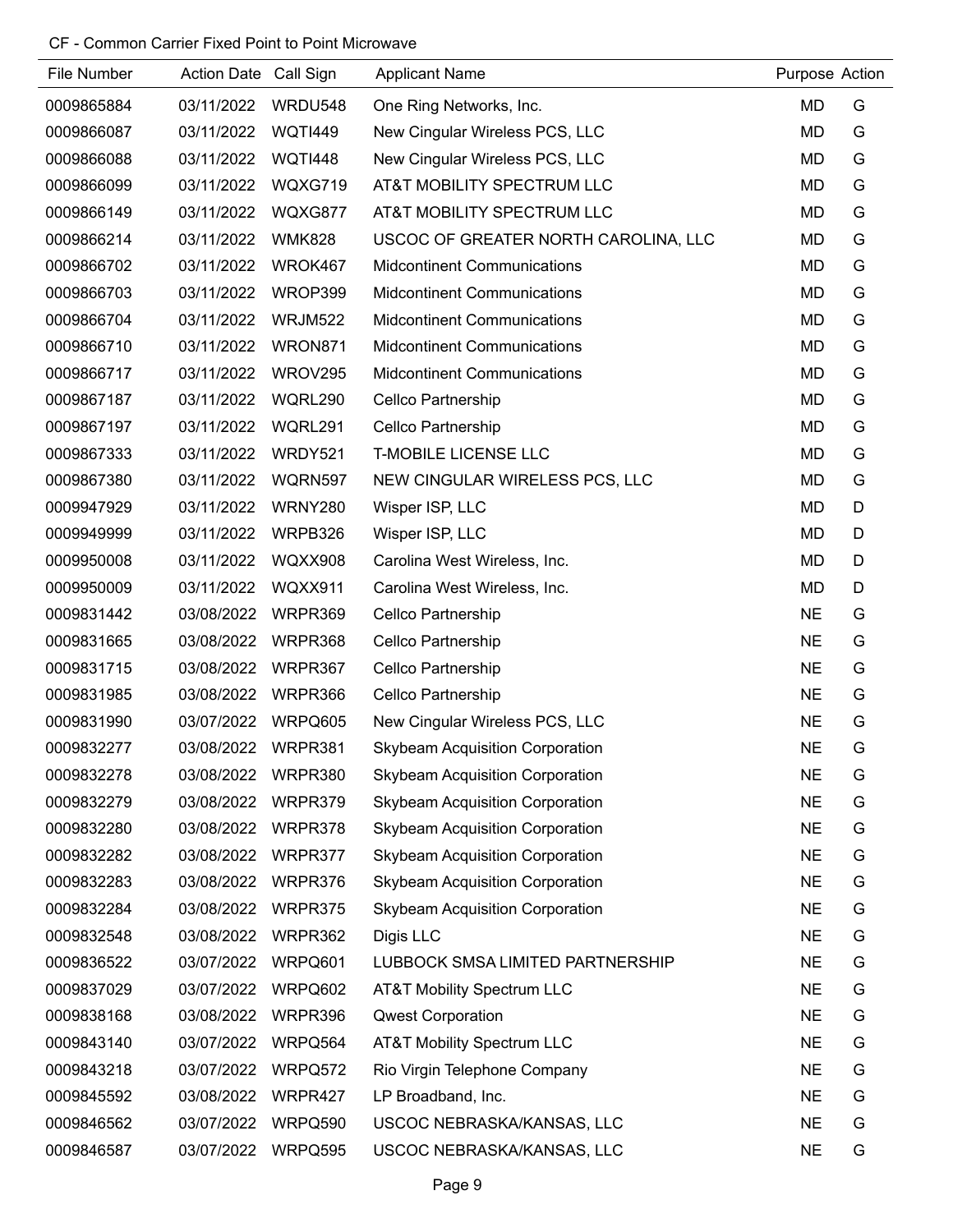CF - Common Carrier Fixed Point to Point Microwave

| File Number | Action Date | Call Sign | Applicant Name | Purpose | Action |
|---|---|---|---|---|---|
| 0009865884 | 03/11/2022 | WRDU548 | One Ring Networks, Inc. | MD | G |
| 0009866087 | 03/11/2022 | WQTI449 | New Cingular Wireless PCS, LLC | MD | G |
| 0009866088 | 03/11/2022 | WQTI448 | New Cingular Wireless PCS, LLC | MD | G |
| 0009866099 | 03/11/2022 | WQXG719 | AT&T MOBILITY SPECTRUM LLC | MD | G |
| 0009866149 | 03/11/2022 | WQXG877 | AT&T MOBILITY SPECTRUM LLC | MD | G |
| 0009866214 | 03/11/2022 | WMK828 | USCOC OF GREATER NORTH CAROLINA, LLC | MD | G |
| 0009866702 | 03/11/2022 | WROK467 | Midcontinent Communications | MD | G |
| 0009866703 | 03/11/2022 | WROP399 | Midcontinent Communications | MD | G |
| 0009866704 | 03/11/2022 | WRJM522 | Midcontinent Communications | MD | G |
| 0009866710 | 03/11/2022 | WRON871 | Midcontinent Communications | MD | G |
| 0009866717 | 03/11/2022 | WROV295 | Midcontinent Communications | MD | G |
| 0009867187 | 03/11/2022 | WQRL290 | Cellco Partnership | MD | G |
| 0009867197 | 03/11/2022 | WQRL291 | Cellco Partnership | MD | G |
| 0009867333 | 03/11/2022 | WRDY521 | T-MOBILE LICENSE LLC | MD | G |
| 0009867380 | 03/11/2022 | WQRN597 | NEW CINGULAR WIRELESS PCS, LLC | MD | G |
| 0009947929 | 03/11/2022 | WRNY280 | Wisper ISP, LLC | MD | D |
| 0009949999 | 03/11/2022 | WRPB326 | Wisper ISP, LLC | MD | D |
| 0009950008 | 03/11/2022 | WQXX908 | Carolina West Wireless, Inc. | MD | D |
| 0009950009 | 03/11/2022 | WQXX911 | Carolina West Wireless, Inc. | MD | D |
| 0009831442 | 03/08/2022 | WRPR369 | Cellco Partnership | NE | G |
| 0009831665 | 03/08/2022 | WRPR368 | Cellco Partnership | NE | G |
| 0009831715 | 03/08/2022 | WRPR367 | Cellco Partnership | NE | G |
| 0009831985 | 03/08/2022 | WRPR366 | Cellco Partnership | NE | G |
| 0009831990 | 03/07/2022 | WRPQ605 | New Cingular Wireless PCS, LLC | NE | G |
| 0009832277 | 03/08/2022 | WRPR381 | Skybeam Acquisition Corporation | NE | G |
| 0009832278 | 03/08/2022 | WRPR380 | Skybeam Acquisition Corporation | NE | G |
| 0009832279 | 03/08/2022 | WRPR379 | Skybeam Acquisition Corporation | NE | G |
| 0009832280 | 03/08/2022 | WRPR378 | Skybeam Acquisition Corporation | NE | G |
| 0009832282 | 03/08/2022 | WRPR377 | Skybeam Acquisition Corporation | NE | G |
| 0009832283 | 03/08/2022 | WRPR376 | Skybeam Acquisition Corporation | NE | G |
| 0009832284 | 03/08/2022 | WRPR375 | Skybeam Acquisition Corporation | NE | G |
| 0009832548 | 03/08/2022 | WRPR362 | Digis LLC | NE | G |
| 0009836522 | 03/07/2022 | WRPQ601 | LUBBOCK SMSA LIMITED PARTNERSHIP | NE | G |
| 0009837029 | 03/07/2022 | WRPQ602 | AT&T Mobility Spectrum LLC | NE | G |
| 0009838168 | 03/08/2022 | WRPR396 | Qwest Corporation | NE | G |
| 0009843140 | 03/07/2022 | WRPQ564 | AT&T Mobility Spectrum LLC | NE | G |
| 0009843218 | 03/07/2022 | WRPQ572 | Rio Virgin Telephone Company | NE | G |
| 0009845592 | 03/08/2022 | WRPR427 | LP Broadband, Inc. | NE | G |
| 0009846562 | 03/07/2022 | WRPQ590 | USCOC NEBRASKA/KANSAS, LLC | NE | G |
| 0009846587 | 03/07/2022 | WRPQ595 | USCOC NEBRASKA/KANSAS, LLC | NE | G |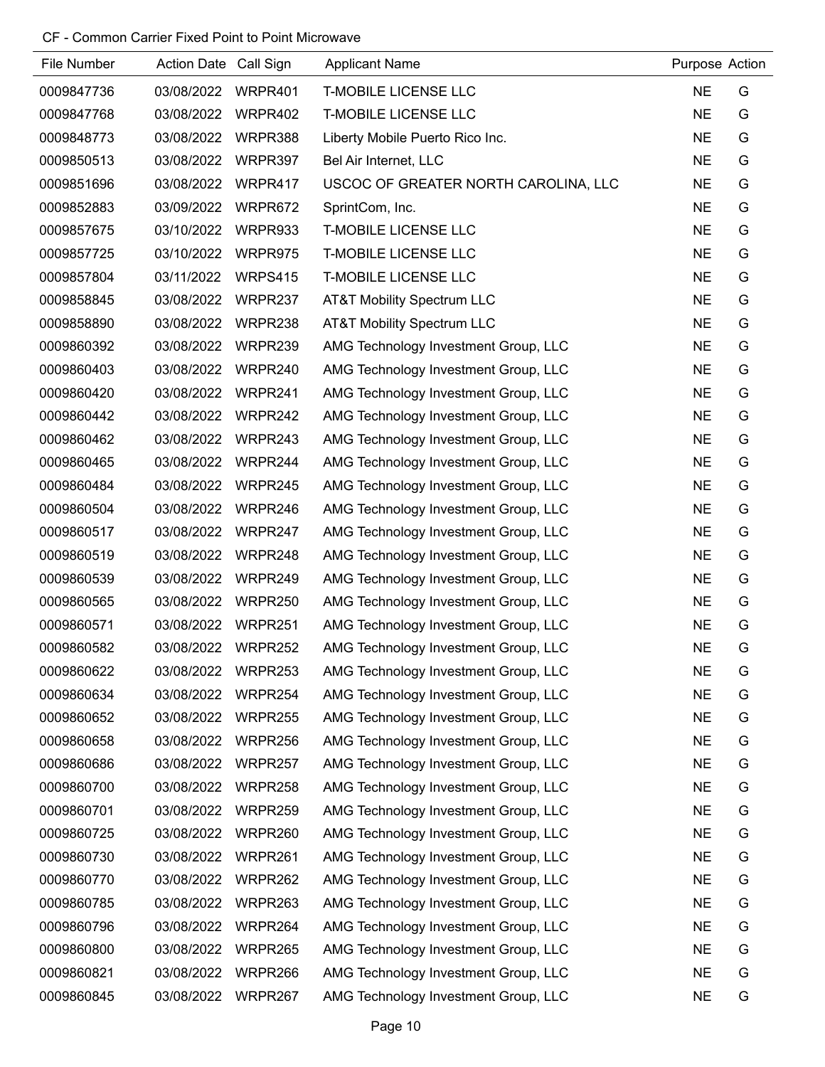CF - Common Carrier Fixed Point to Point Microwave

| File Number | Action Date | Call Sign | Applicant Name | Purpose | Action |
|---|---|---|---|---|---|
| 0009847736 | 03/08/2022 | WRPR401 | T-MOBILE LICENSE LLC | NE | G |
| 0009847768 | 03/08/2022 | WRPR402 | T-MOBILE LICENSE LLC | NE | G |
| 0009848773 | 03/08/2022 | WRPR388 | Liberty Mobile Puerto Rico Inc. | NE | G |
| 0009850513 | 03/08/2022 | WRPR397 | Bel Air Internet, LLC | NE | G |
| 0009851696 | 03/08/2022 | WRPR417 | USCOC OF GREATER NORTH CAROLINA, LLC | NE | G |
| 0009852883 | 03/09/2022 | WRPR672 | SprintCom, Inc. | NE | G |
| 0009857675 | 03/10/2022 | WRPR933 | T-MOBILE LICENSE LLC | NE | G |
| 0009857725 | 03/10/2022 | WRPR975 | T-MOBILE LICENSE LLC | NE | G |
| 0009857804 | 03/11/2022 | WRPS415 | T-MOBILE LICENSE LLC | NE | G |
| 0009858845 | 03/08/2022 | WRPR237 | AT&T Mobility Spectrum LLC | NE | G |
| 0009858890 | 03/08/2022 | WRPR238 | AT&T Mobility Spectrum LLC | NE | G |
| 0009860392 | 03/08/2022 | WRPR239 | AMG Technology Investment Group, LLC | NE | G |
| 0009860403 | 03/08/2022 | WRPR240 | AMG Technology Investment Group, LLC | NE | G |
| 0009860420 | 03/08/2022 | WRPR241 | AMG Technology Investment Group, LLC | NE | G |
| 0009860442 | 03/08/2022 | WRPR242 | AMG Technology Investment Group, LLC | NE | G |
| 0009860462 | 03/08/2022 | WRPR243 | AMG Technology Investment Group, LLC | NE | G |
| 0009860465 | 03/08/2022 | WRPR244 | AMG Technology Investment Group, LLC | NE | G |
| 0009860484 | 03/08/2022 | WRPR245 | AMG Technology Investment Group, LLC | NE | G |
| 0009860504 | 03/08/2022 | WRPR246 | AMG Technology Investment Group, LLC | NE | G |
| 0009860517 | 03/08/2022 | WRPR247 | AMG Technology Investment Group, LLC | NE | G |
| 0009860519 | 03/08/2022 | WRPR248 | AMG Technology Investment Group, LLC | NE | G |
| 0009860539 | 03/08/2022 | WRPR249 | AMG Technology Investment Group, LLC | NE | G |
| 0009860565 | 03/08/2022 | WRPR250 | AMG Technology Investment Group, LLC | NE | G |
| 0009860571 | 03/08/2022 | WRPR251 | AMG Technology Investment Group, LLC | NE | G |
| 0009860582 | 03/08/2022 | WRPR252 | AMG Technology Investment Group, LLC | NE | G |
| 0009860622 | 03/08/2022 | WRPR253 | AMG Technology Investment Group, LLC | NE | G |
| 0009860634 | 03/08/2022 | WRPR254 | AMG Technology Investment Group, LLC | NE | G |
| 0009860652 | 03/08/2022 | WRPR255 | AMG Technology Investment Group, LLC | NE | G |
| 0009860658 | 03/08/2022 | WRPR256 | AMG Technology Investment Group, LLC | NE | G |
| 0009860686 | 03/08/2022 | WRPR257 | AMG Technology Investment Group, LLC | NE | G |
| 0009860700 | 03/08/2022 | WRPR258 | AMG Technology Investment Group, LLC | NE | G |
| 0009860701 | 03/08/2022 | WRPR259 | AMG Technology Investment Group, LLC | NE | G |
| 0009860725 | 03/08/2022 | WRPR260 | AMG Technology Investment Group, LLC | NE | G |
| 0009860730 | 03/08/2022 | WRPR261 | AMG Technology Investment Group, LLC | NE | G |
| 0009860770 | 03/08/2022 | WRPR262 | AMG Technology Investment Group, LLC | NE | G |
| 0009860785 | 03/08/2022 | WRPR263 | AMG Technology Investment Group, LLC | NE | G |
| 0009860796 | 03/08/2022 | WRPR264 | AMG Technology Investment Group, LLC | NE | G |
| 0009860800 | 03/08/2022 | WRPR265 | AMG Technology Investment Group, LLC | NE | G |
| 0009860821 | 03/08/2022 | WRPR266 | AMG Technology Investment Group, LLC | NE | G |
| 0009860845 | 03/08/2022 | WRPR267 | AMG Technology Investment Group, LLC | NE | G |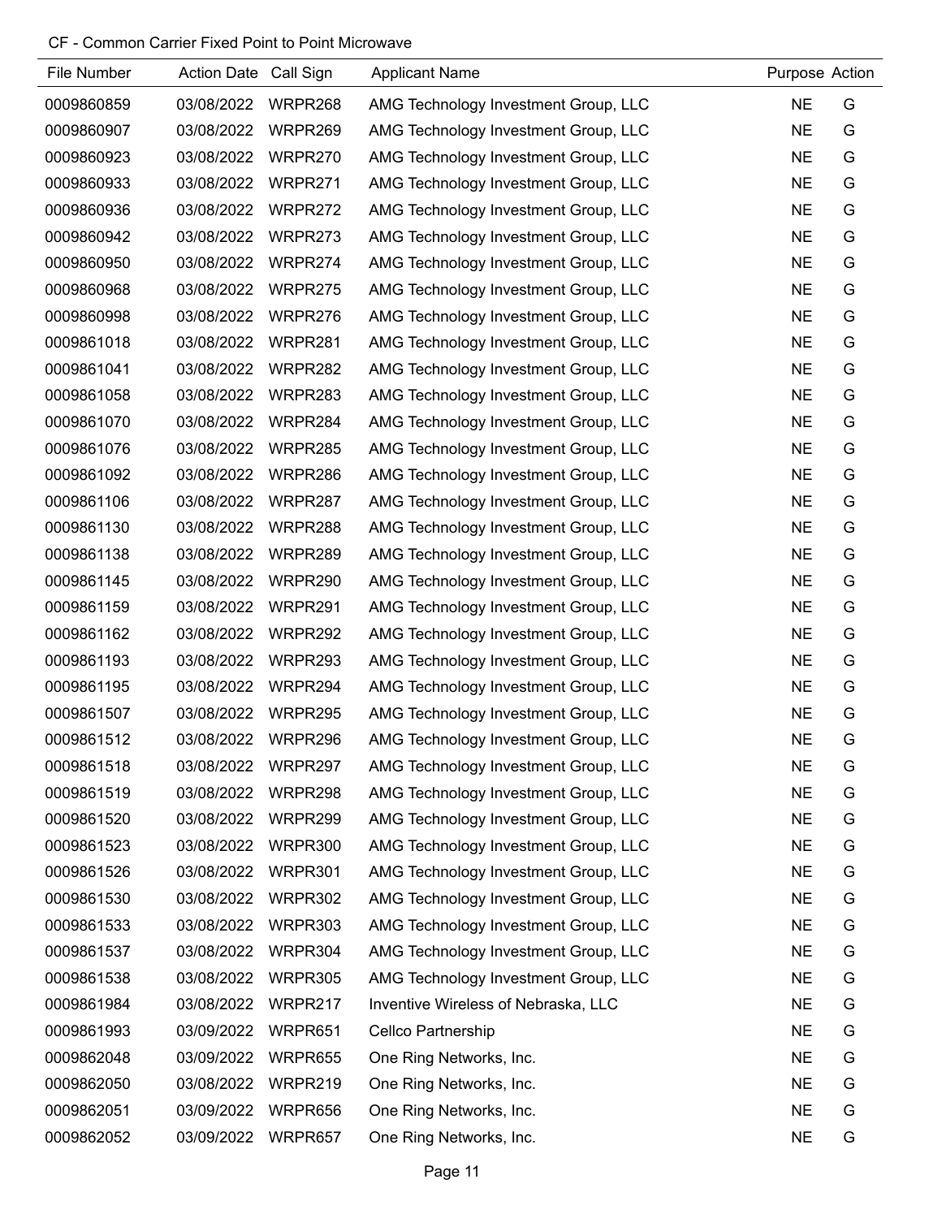CF - Common Carrier Fixed Point to Point Microwave

| File Number | Action Date | Call Sign | Applicant Name | Purpose | Action |
|---|---|---|---|---|---|
| 0009860859 | 03/08/2022 | WRPR268 | AMG Technology Investment Group, LLC | NE | G |
| 0009860907 | 03/08/2022 | WRPR269 | AMG Technology Investment Group, LLC | NE | G |
| 0009860923 | 03/08/2022 | WRPR270 | AMG Technology Investment Group, LLC | NE | G |
| 0009860933 | 03/08/2022 | WRPR271 | AMG Technology Investment Group, LLC | NE | G |
| 0009860936 | 03/08/2022 | WRPR272 | AMG Technology Investment Group, LLC | NE | G |
| 0009860942 | 03/08/2022 | WRPR273 | AMG Technology Investment Group, LLC | NE | G |
| 0009860950 | 03/08/2022 | WRPR274 | AMG Technology Investment Group, LLC | NE | G |
| 0009860968 | 03/08/2022 | WRPR275 | AMG Technology Investment Group, LLC | NE | G |
| 0009860998 | 03/08/2022 | WRPR276 | AMG Technology Investment Group, LLC | NE | G |
| 0009861018 | 03/08/2022 | WRPR281 | AMG Technology Investment Group, LLC | NE | G |
| 0009861041 | 03/08/2022 | WRPR282 | AMG Technology Investment Group, LLC | NE | G |
| 0009861058 | 03/08/2022 | WRPR283 | AMG Technology Investment Group, LLC | NE | G |
| 0009861070 | 03/08/2022 | WRPR284 | AMG Technology Investment Group, LLC | NE | G |
| 0009861076 | 03/08/2022 | WRPR285 | AMG Technology Investment Group, LLC | NE | G |
| 0009861092 | 03/08/2022 | WRPR286 | AMG Technology Investment Group, LLC | NE | G |
| 0009861106 | 03/08/2022 | WRPR287 | AMG Technology Investment Group, LLC | NE | G |
| 0009861130 | 03/08/2022 | WRPR288 | AMG Technology Investment Group, LLC | NE | G |
| 0009861138 | 03/08/2022 | WRPR289 | AMG Technology Investment Group, LLC | NE | G |
| 0009861145 | 03/08/2022 | WRPR290 | AMG Technology Investment Group, LLC | NE | G |
| 0009861159 | 03/08/2022 | WRPR291 | AMG Technology Investment Group, LLC | NE | G |
| 0009861162 | 03/08/2022 | WRPR292 | AMG Technology Investment Group, LLC | NE | G |
| 0009861193 | 03/08/2022 | WRPR293 | AMG Technology Investment Group, LLC | NE | G |
| 0009861195 | 03/08/2022 | WRPR294 | AMG Technology Investment Group, LLC | NE | G |
| 0009861507 | 03/08/2022 | WRPR295 | AMG Technology Investment Group, LLC | NE | G |
| 0009861512 | 03/08/2022 | WRPR296 | AMG Technology Investment Group, LLC | NE | G |
| 0009861518 | 03/08/2022 | WRPR297 | AMG Technology Investment Group, LLC | NE | G |
| 0009861519 | 03/08/2022 | WRPR298 | AMG Technology Investment Group, LLC | NE | G |
| 0009861520 | 03/08/2022 | WRPR299 | AMG Technology Investment Group, LLC | NE | G |
| 0009861523 | 03/08/2022 | WRPR300 | AMG Technology Investment Group, LLC | NE | G |
| 0009861526 | 03/08/2022 | WRPR301 | AMG Technology Investment Group, LLC | NE | G |
| 0009861530 | 03/08/2022 | WRPR302 | AMG Technology Investment Group, LLC | NE | G |
| 0009861533 | 03/08/2022 | WRPR303 | AMG Technology Investment Group, LLC | NE | G |
| 0009861537 | 03/08/2022 | WRPR304 | AMG Technology Investment Group, LLC | NE | G |
| 0009861538 | 03/08/2022 | WRPR305 | AMG Technology Investment Group, LLC | NE | G |
| 0009861984 | 03/08/2022 | WRPR217 | Inventive Wireless of Nebraska, LLC | NE | G |
| 0009861993 | 03/09/2022 | WRPR651 | Cellco Partnership | NE | G |
| 0009862048 | 03/09/2022 | WRPR655 | One Ring Networks, Inc. | NE | G |
| 0009862050 | 03/08/2022 | WRPR219 | One Ring Networks, Inc. | NE | G |
| 0009862051 | 03/09/2022 | WRPR656 | One Ring Networks, Inc. | NE | G |
| 0009862052 | 03/09/2022 | WRPR657 | One Ring Networks, Inc. | NE | G |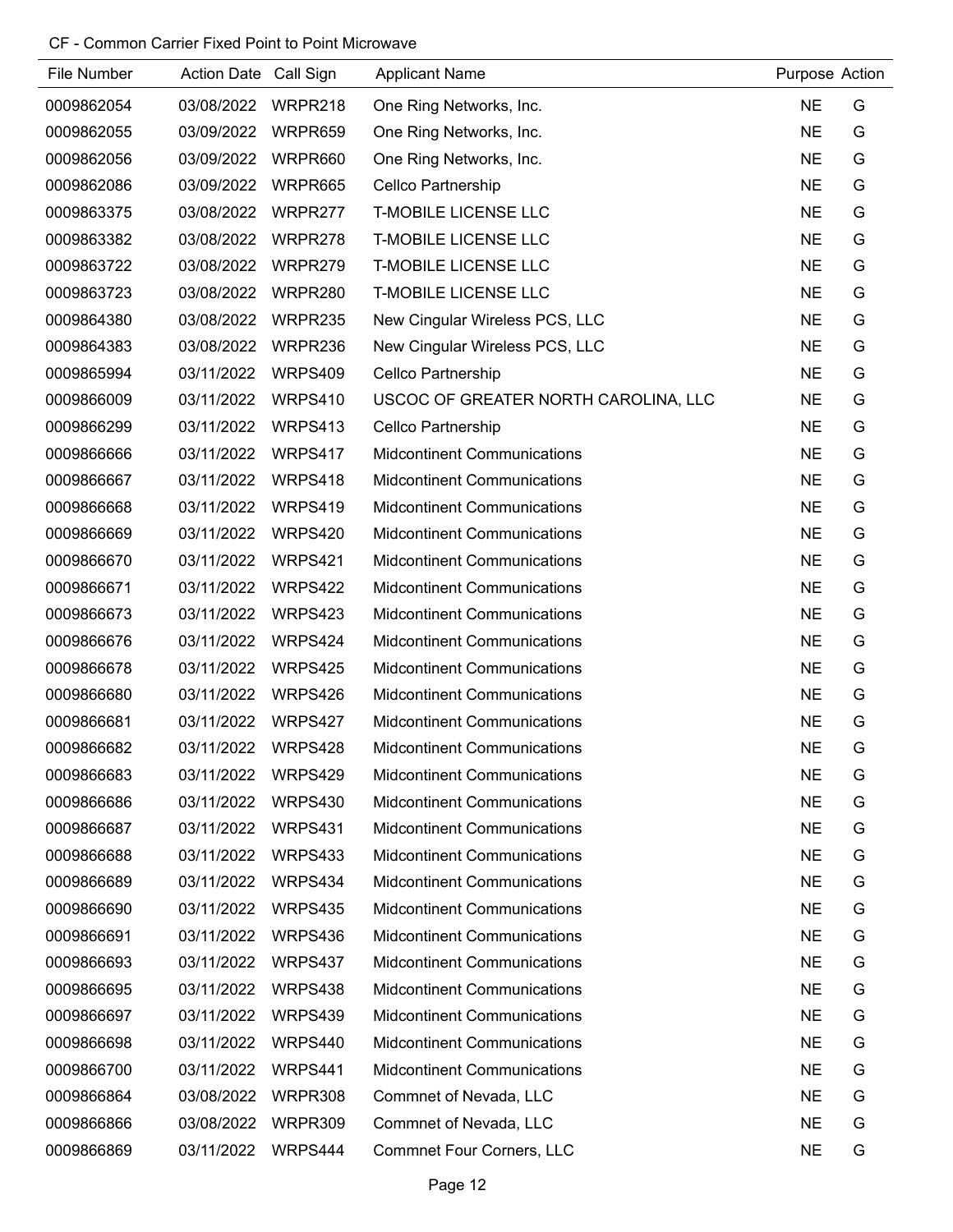CF - Common Carrier Fixed Point to Point Microwave

| File Number | Action Date | Call Sign | Applicant Name | Purpose | Action |
|---|---|---|---|---|---|
| 0009862054 | 03/08/2022 | WRPR218 | One Ring Networks, Inc. | NE | G |
| 0009862055 | 03/09/2022 | WRPR659 | One Ring Networks, Inc. | NE | G |
| 0009862056 | 03/09/2022 | WRPR660 | One Ring Networks, Inc. | NE | G |
| 0009862086 | 03/09/2022 | WRPR665 | Cellco Partnership | NE | G |
| 0009863375 | 03/08/2022 | WRPR277 | T-MOBILE LICENSE LLC | NE | G |
| 0009863382 | 03/08/2022 | WRPR278 | T-MOBILE LICENSE LLC | NE | G |
| 0009863722 | 03/08/2022 | WRPR279 | T-MOBILE LICENSE LLC | NE | G |
| 0009863723 | 03/08/2022 | WRPR280 | T-MOBILE LICENSE LLC | NE | G |
| 0009864380 | 03/08/2022 | WRPR235 | New Cingular Wireless PCS, LLC | NE | G |
| 0009864383 | 03/08/2022 | WRPR236 | New Cingular Wireless PCS, LLC | NE | G |
| 0009865994 | 03/11/2022 | WRPS409 | Cellco Partnership | NE | G |
| 0009866009 | 03/11/2022 | WRPS410 | USCOC OF GREATER NORTH CAROLINA, LLC | NE | G |
| 0009866299 | 03/11/2022 | WRPS413 | Cellco Partnership | NE | G |
| 0009866666 | 03/11/2022 | WRPS417 | Midcontinent Communications | NE | G |
| 0009866667 | 03/11/2022 | WRPS418 | Midcontinent Communications | NE | G |
| 0009866668 | 03/11/2022 | WRPS419 | Midcontinent Communications | NE | G |
| 0009866669 | 03/11/2022 | WRPS420 | Midcontinent Communications | NE | G |
| 0009866670 | 03/11/2022 | WRPS421 | Midcontinent Communications | NE | G |
| 0009866671 | 03/11/2022 | WRPS422 | Midcontinent Communications | NE | G |
| 0009866673 | 03/11/2022 | WRPS423 | Midcontinent Communications | NE | G |
| 0009866676 | 03/11/2022 | WRPS424 | Midcontinent Communications | NE | G |
| 0009866678 | 03/11/2022 | WRPS425 | Midcontinent Communications | NE | G |
| 0009866680 | 03/11/2022 | WRPS426 | Midcontinent Communications | NE | G |
| 0009866681 | 03/11/2022 | WRPS427 | Midcontinent Communications | NE | G |
| 0009866682 | 03/11/2022 | WRPS428 | Midcontinent Communications | NE | G |
| 0009866683 | 03/11/2022 | WRPS429 | Midcontinent Communications | NE | G |
| 0009866686 | 03/11/2022 | WRPS430 | Midcontinent Communications | NE | G |
| 0009866687 | 03/11/2022 | WRPS431 | Midcontinent Communications | NE | G |
| 0009866688 | 03/11/2022 | WRPS433 | Midcontinent Communications | NE | G |
| 0009866689 | 03/11/2022 | WRPS434 | Midcontinent Communications | NE | G |
| 0009866690 | 03/11/2022 | WRPS435 | Midcontinent Communications | NE | G |
| 0009866691 | 03/11/2022 | WRPS436 | Midcontinent Communications | NE | G |
| 0009866693 | 03/11/2022 | WRPS437 | Midcontinent Communications | NE | G |
| 0009866695 | 03/11/2022 | WRPS438 | Midcontinent Communications | NE | G |
| 0009866697 | 03/11/2022 | WRPS439 | Midcontinent Communications | NE | G |
| 0009866698 | 03/11/2022 | WRPS440 | Midcontinent Communications | NE | G |
| 0009866700 | 03/11/2022 | WRPS441 | Midcontinent Communications | NE | G |
| 0009866864 | 03/08/2022 | WRPR308 | Commnet of Nevada, LLC | NE | G |
| 0009866866 | 03/08/2022 | WRPR309 | Commnet of Nevada, LLC | NE | G |
| 0009866869 | 03/11/2022 | WRPS444 | Commnet Four Corners, LLC | NE | G |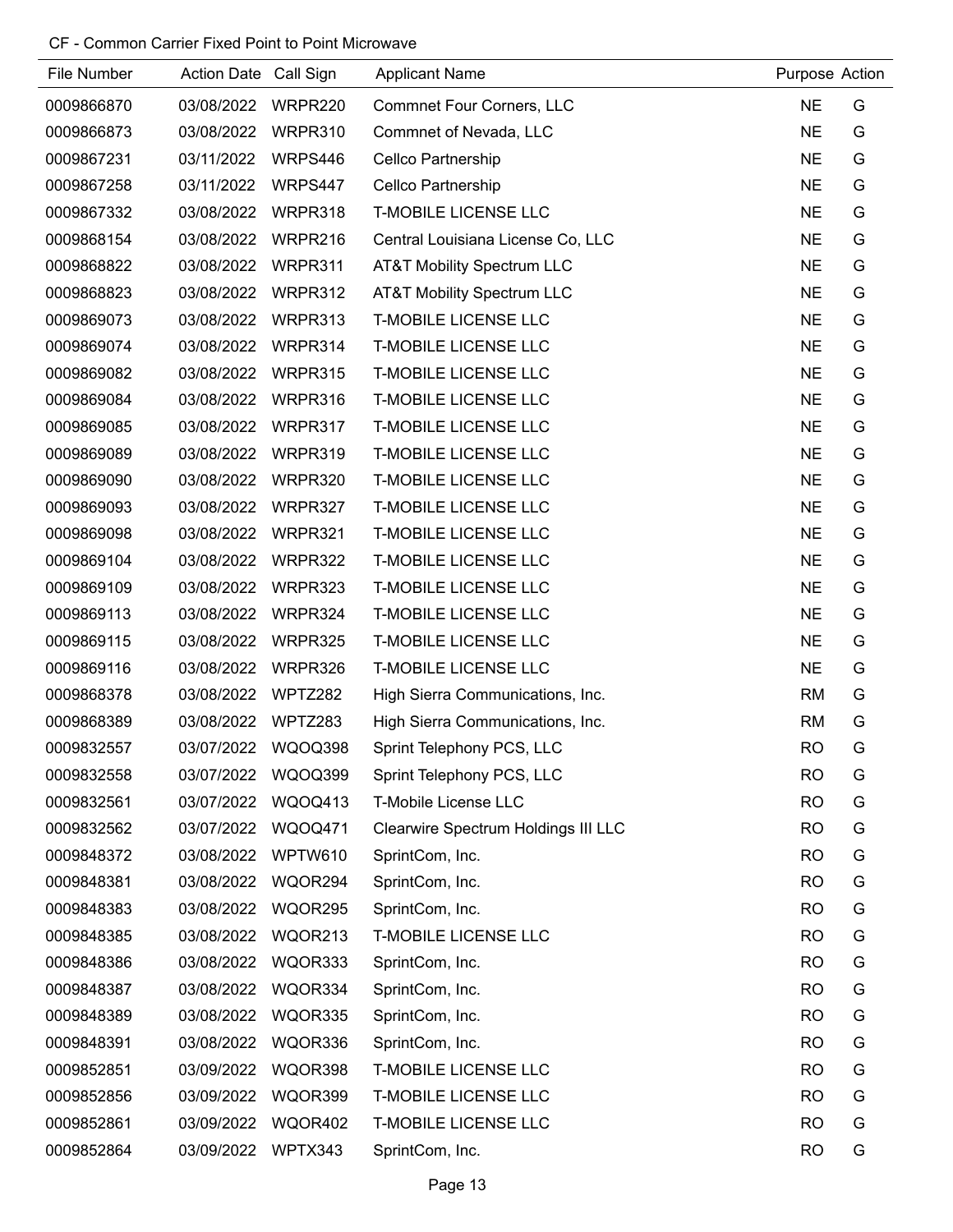CF - Common Carrier Fixed Point to Point Microwave

| File Number | Action Date | Call Sign | Applicant Name | Purpose | Action |
|---|---|---|---|---|---|
| 0009866870 | 03/08/2022 | WRPR220 | Commnet Four Corners, LLC | NE | G |
| 0009866873 | 03/08/2022 | WRPR310 | Commnet of Nevada, LLC | NE | G |
| 0009867231 | 03/11/2022 | WRPS446 | Cellco Partnership | NE | G |
| 0009867258 | 03/11/2022 | WRPS447 | Cellco Partnership | NE | G |
| 0009867332 | 03/08/2022 | WRPR318 | T-MOBILE LICENSE LLC | NE | G |
| 0009868154 | 03/08/2022 | WRPR216 | Central Louisiana License Co, LLC | NE | G |
| 0009868822 | 03/08/2022 | WRPR311 | AT&T Mobility Spectrum LLC | NE | G |
| 0009868823 | 03/08/2022 | WRPR312 | AT&T Mobility Spectrum LLC | NE | G |
| 0009869073 | 03/08/2022 | WRPR313 | T-MOBILE LICENSE LLC | NE | G |
| 0009869074 | 03/08/2022 | WRPR314 | T-MOBILE LICENSE LLC | NE | G |
| 0009869082 | 03/08/2022 | WRPR315 | T-MOBILE LICENSE LLC | NE | G |
| 0009869084 | 03/08/2022 | WRPR316 | T-MOBILE LICENSE LLC | NE | G |
| 0009869085 | 03/08/2022 | WRPR317 | T-MOBILE LICENSE LLC | NE | G |
| 0009869089 | 03/08/2022 | WRPR319 | T-MOBILE LICENSE LLC | NE | G |
| 0009869090 | 03/08/2022 | WRPR320 | T-MOBILE LICENSE LLC | NE | G |
| 0009869093 | 03/08/2022 | WRPR327 | T-MOBILE LICENSE LLC | NE | G |
| 0009869098 | 03/08/2022 | WRPR321 | T-MOBILE LICENSE LLC | NE | G |
| 0009869104 | 03/08/2022 | WRPR322 | T-MOBILE LICENSE LLC | NE | G |
| 0009869109 | 03/08/2022 | WRPR323 | T-MOBILE LICENSE LLC | NE | G |
| 0009869113 | 03/08/2022 | WRPR324 | T-MOBILE LICENSE LLC | NE | G |
| 0009869115 | 03/08/2022 | WRPR325 | T-MOBILE LICENSE LLC | NE | G |
| 0009869116 | 03/08/2022 | WRPR326 | T-MOBILE LICENSE LLC | NE | G |
| 0009868378 | 03/08/2022 | WPTZ282 | High Sierra Communications, Inc. | RM | G |
| 0009868389 | 03/08/2022 | WPTZ283 | High Sierra Communications, Inc. | RM | G |
| 0009832557 | 03/07/2022 | WQOQ398 | Sprint Telephony PCS, LLC | RO | G |
| 0009832558 | 03/07/2022 | WQOQ399 | Sprint Telephony PCS, LLC | RO | G |
| 0009832561 | 03/07/2022 | WQOQ413 | T-Mobile License LLC | RO | G |
| 0009832562 | 03/07/2022 | WQOQ471 | Clearwire Spectrum Holdings III LLC | RO | G |
| 0009848372 | 03/08/2022 | WPTW610 | SprintCom, Inc. | RO | G |
| 0009848381 | 03/08/2022 | WQOR294 | SprintCom, Inc. | RO | G |
| 0009848383 | 03/08/2022 | WQOR295 | SprintCom, Inc. | RO | G |
| 0009848385 | 03/08/2022 | WQOR213 | T-MOBILE LICENSE LLC | RO | G |
| 0009848386 | 03/08/2022 | WQOR333 | SprintCom, Inc. | RO | G |
| 0009848387 | 03/08/2022 | WQOR334 | SprintCom, Inc. | RO | G |
| 0009848389 | 03/08/2022 | WQOR335 | SprintCom, Inc. | RO | G |
| 0009848391 | 03/08/2022 | WQOR336 | SprintCom, Inc. | RO | G |
| 0009852851 | 03/09/2022 | WQOR398 | T-MOBILE LICENSE LLC | RO | G |
| 0009852856 | 03/09/2022 | WQOR399 | T-MOBILE LICENSE LLC | RO | G |
| 0009852861 | 03/09/2022 | WQOR402 | T-MOBILE LICENSE LLC | RO | G |
| 0009852864 | 03/09/2022 | WPTX343 | SprintCom, Inc. | RO | G |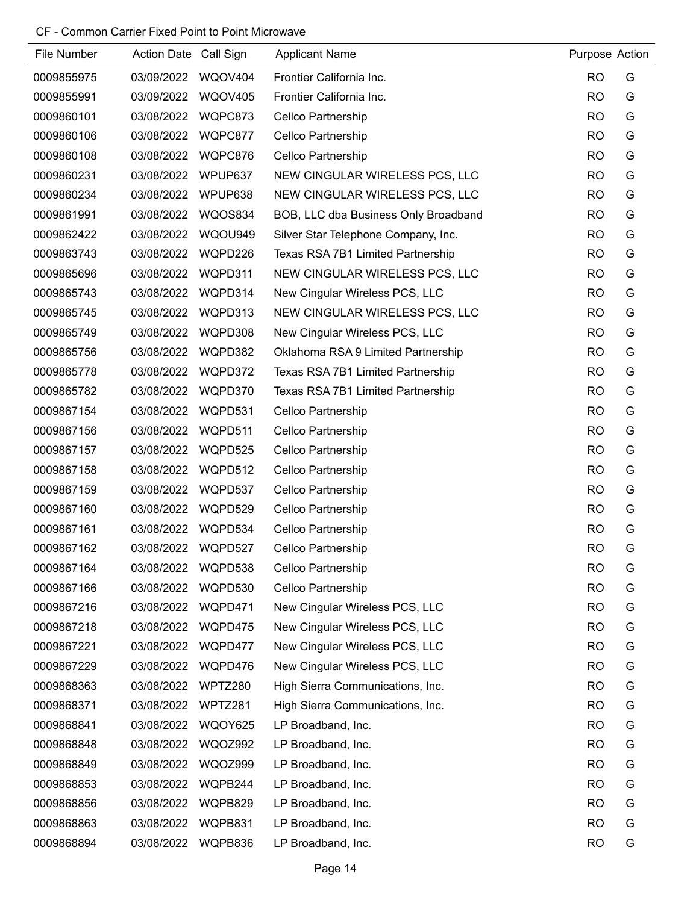CF - Common Carrier Fixed Point to Point Microwave

| File Number | Action Date | Call Sign | Applicant Name | Purpose | Action |
|---|---|---|---|---|---|
| 0009855975 | 03/09/2022 | WQOV404 | Frontier California Inc. | RO | G |
| 0009855991 | 03/09/2022 | WQOV405 | Frontier California Inc. | RO | G |
| 0009860101 | 03/08/2022 | WQPC873 | Cellco Partnership | RO | G |
| 0009860106 | 03/08/2022 | WQPC877 | Cellco Partnership | RO | G |
| 0009860108 | 03/08/2022 | WQPC876 | Cellco Partnership | RO | G |
| 0009860231 | 03/08/2022 | WPUP637 | NEW CINGULAR WIRELESS PCS, LLC | RO | G |
| 0009860234 | 03/08/2022 | WPUP638 | NEW CINGULAR WIRELESS PCS, LLC | RO | G |
| 0009861991 | 03/08/2022 | WQOS834 | BOB, LLC dba Business Only Broadband | RO | G |
| 0009862422 | 03/08/2022 | WQOU949 | Silver Star Telephone Company, Inc. | RO | G |
| 0009863743 | 03/08/2022 | WQPD226 | Texas RSA 7B1 Limited Partnership | RO | G |
| 0009865696 | 03/08/2022 | WQPD311 | NEW CINGULAR WIRELESS PCS, LLC | RO | G |
| 0009865743 | 03/08/2022 | WQPD314 | New Cingular Wireless PCS, LLC | RO | G |
| 0009865745 | 03/08/2022 | WQPD313 | NEW CINGULAR WIRELESS PCS, LLC | RO | G |
| 0009865749 | 03/08/2022 | WQPD308 | New Cingular Wireless PCS, LLC | RO | G |
| 0009865756 | 03/08/2022 | WQPD382 | Oklahoma RSA 9 Limited Partnership | RO | G |
| 0009865778 | 03/08/2022 | WQPD372 | Texas RSA 7B1 Limited Partnership | RO | G |
| 0009865782 | 03/08/2022 | WQPD370 | Texas RSA 7B1 Limited Partnership | RO | G |
| 0009867154 | 03/08/2022 | WQPD531 | Cellco Partnership | RO | G |
| 0009867156 | 03/08/2022 | WQPD511 | Cellco Partnership | RO | G |
| 0009867157 | 03/08/2022 | WQPD525 | Cellco Partnership | RO | G |
| 0009867158 | 03/08/2022 | WQPD512 | Cellco Partnership | RO | G |
| 0009867159 | 03/08/2022 | WQPD537 | Cellco Partnership | RO | G |
| 0009867160 | 03/08/2022 | WQPD529 | Cellco Partnership | RO | G |
| 0009867161 | 03/08/2022 | WQPD534 | Cellco Partnership | RO | G |
| 0009867162 | 03/08/2022 | WQPD527 | Cellco Partnership | RO | G |
| 0009867164 | 03/08/2022 | WQPD538 | Cellco Partnership | RO | G |
| 0009867166 | 03/08/2022 | WQPD530 | Cellco Partnership | RO | G |
| 0009867216 | 03/08/2022 | WQPD471 | New Cingular Wireless PCS, LLC | RO | G |
| 0009867218 | 03/08/2022 | WQPD475 | New Cingular Wireless PCS, LLC | RO | G |
| 0009867221 | 03/08/2022 | WQPD477 | New Cingular Wireless PCS, LLC | RO | G |
| 0009867229 | 03/08/2022 | WQPD476 | New Cingular Wireless PCS, LLC | RO | G |
| 0009868363 | 03/08/2022 | WPTZ280 | High Sierra Communications, Inc. | RO | G |
| 0009868371 | 03/08/2022 | WPTZ281 | High Sierra Communications, Inc. | RO | G |
| 0009868841 | 03/08/2022 | WQOY625 | LP Broadband, Inc. | RO | G |
| 0009868848 | 03/08/2022 | WQOZ992 | LP Broadband, Inc. | RO | G |
| 0009868849 | 03/08/2022 | WQOZ999 | LP Broadband, Inc. | RO | G |
| 0009868853 | 03/08/2022 | WQPB244 | LP Broadband, Inc. | RO | G |
| 0009868856 | 03/08/2022 | WQPB829 | LP Broadband, Inc. | RO | G |
| 0009868863 | 03/08/2022 | WQPB831 | LP Broadband, Inc. | RO | G |
| 0009868894 | 03/08/2022 | WQPB836 | LP Broadband, Inc. | RO | G |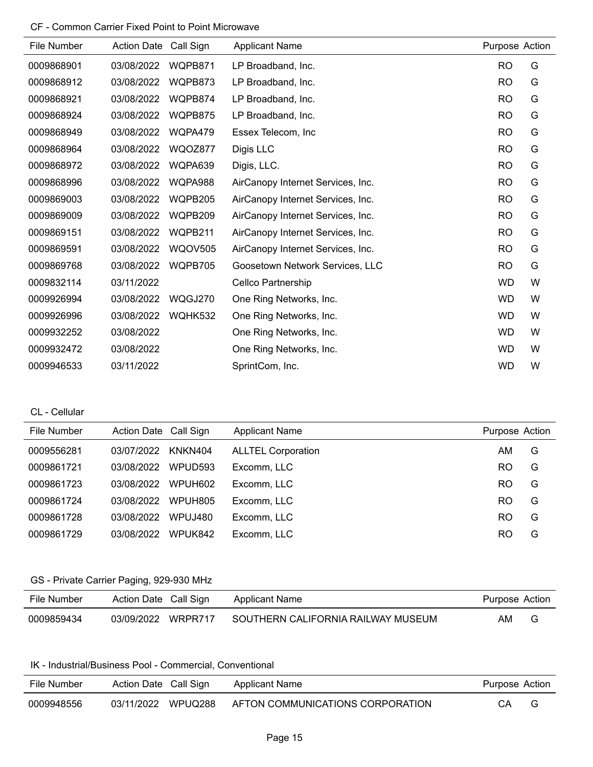## CF - Common Carrier Fixed Point to Point Microwave

| File Number | Action Date | Call Sign | Applicant Name | Purpose | Action |
|---|---|---|---|---|---|
| 0009868901 | 03/08/2022 | WQPB871 | LP Broadband, Inc. | RO | G |
| 0009868912 | 03/08/2022 | WQPB873 | LP Broadband, Inc. | RO | G |
| 0009868921 | 03/08/2022 | WQPB874 | LP Broadband, Inc. | RO | G |
| 0009868924 | 03/08/2022 | WQPB875 | LP Broadband, Inc. | RO | G |
| 0009868949 | 03/08/2022 | WQPA479 | Essex Telecom, Inc | RO | G |
| 0009868964 | 03/08/2022 | WQOZ877 | Digis LLC | RO | G |
| 0009868972 | 03/08/2022 | WQPA639 | Digis, LLC. | RO | G |
| 0009868996 | 03/08/2022 | WQPA988 | AirCanopy Internet Services, Inc. | RO | G |
| 0009869003 | 03/08/2022 | WQPB205 | AirCanopy Internet Services, Inc. | RO | G |
| 0009869009 | 03/08/2022 | WQPB209 | AirCanopy Internet Services, Inc. | RO | G |
| 0009869151 | 03/08/2022 | WQPB211 | AirCanopy Internet Services, Inc. | RO | G |
| 0009869591 | 03/08/2022 | WQOV505 | AirCanopy Internet Services, Inc. | RO | G |
| 0009869768 | 03/08/2022 | WQPB705 | Goosetown Network Services, LLC | RO | G |
| 0009832114 | 03/11/2022 | | Cellco Partnership | WD | W |
| 0009926994 | 03/08/2022 | WQGJ270 | One Ring Networks, Inc. | WD | W |
| 0009926996 | 03/08/2022 | WQHK532 | One Ring Networks, Inc. | WD | W |
| 0009932252 | 03/08/2022 | | One Ring Networks, Inc. | WD | W |
| 0009932472 | 03/08/2022 | | One Ring Networks, Inc. | WD | W |
| 0009946533 | 03/11/2022 | | SprintCom, Inc. | WD | W |

## CL - Cellular

| File Number | Action Date | Call Sign | Applicant Name | Purpose | Action |
|---|---|---|---|---|---|
| 0009556281 | 03/07/2022 | KNKN404 | ALLTEL Corporation | AM | G |
| 0009861721 | 03/08/2022 | WPUD593 | Excomm, LLC | RO | G |
| 0009861723 | 03/08/2022 | WPUH602 | Excomm, LLC | RO | G |
| 0009861724 | 03/08/2022 | WPUH805 | Excomm, LLC | RO | G |
| 0009861728 | 03/08/2022 | WPUJ480 | Excomm, LLC | RO | G |
| 0009861729 | 03/08/2022 | WPUK842 | Excomm, LLC | RO | G |

## GS - Private Carrier Paging, 929-930 MHz

| File Number | Action Date | Call Sign | Applicant Name | Purpose | Action |
|---|---|---|---|---|---|
| 0009859434 | 03/09/2022 | WRPR717 | SOUTHERN CALIFORNIA RAILWAY MUSEUM | AM | G |

## IK - Industrial/Business Pool - Commercial, Conventional

| File Number | Action Date | Call Sign | Applicant Name | Purpose | Action |
|---|---|---|---|---|---|
| 0009948556 | 03/11/2022 | WPUQ288 | AFTON COMMUNICATIONS CORPORATION | CA | G |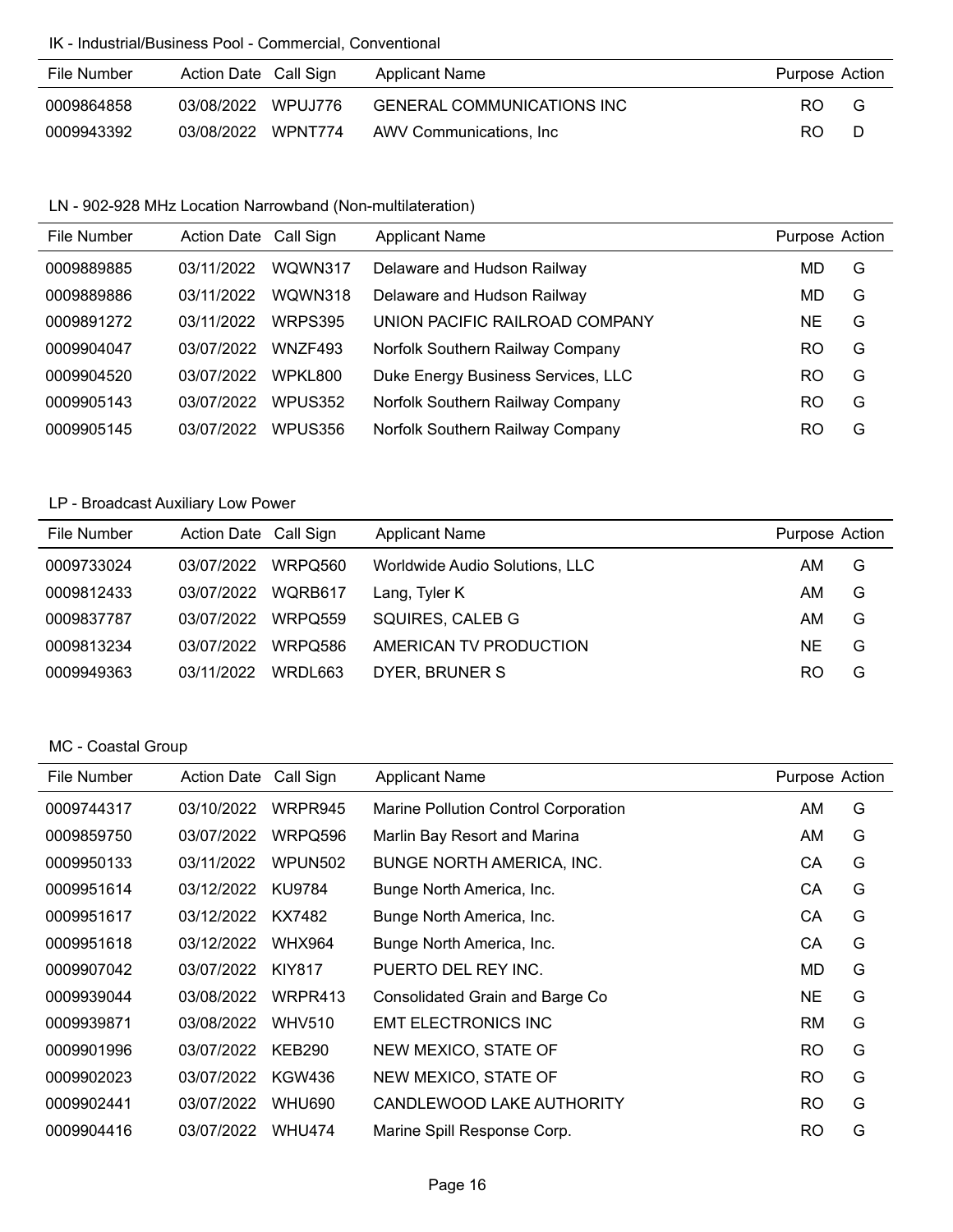IK - Industrial/Business Pool - Commercial, Conventional

| File Number | Action Date | Call Sign | Applicant Name | Purpose | Action |
|---|---|---|---|---|---|
| 0009864858 | 03/08/2022 | WPUJ776 | GENERAL COMMUNICATIONS INC | RO | G |
| 0009943392 | 03/08/2022 | WPNT774 | AWV Communications, Inc | RO | D |

LN - 902-928 MHz Location Narrowband (Non-multilateration)

| File Number | Action Date | Call Sign | Applicant Name | Purpose | Action |
|---|---|---|---|---|---|
| 0009889885 | 03/11/2022 | WQWN317 | Delaware and Hudson Railway | MD | G |
| 0009889886 | 03/11/2022 | WQWN318 | Delaware and Hudson Railway | MD | G |
| 0009891272 | 03/11/2022 | WRPS395 | UNION PACIFIC RAILROAD COMPANY | NE | G |
| 0009904047 | 03/07/2022 | WNZF493 | Norfolk Southern Railway Company | RO | G |
| 0009904520 | 03/07/2022 | WPKL800 | Duke Energy Business Services, LLC | RO | G |
| 0009905143 | 03/07/2022 | WPUS352 | Norfolk Southern Railway Company | RO | G |
| 0009905145 | 03/07/2022 | WPUS356 | Norfolk Southern Railway Company | RO | G |

LP - Broadcast Auxiliary Low Power

| File Number | Action Date | Call Sign | Applicant Name | Purpose | Action |
|---|---|---|---|---|---|
| 0009733024 | 03/07/2022 | WRPQ560 | Worldwide Audio Solutions, LLC | AM | G |
| 0009812433 | 03/07/2022 | WQRB617 | Lang, Tyler K | AM | G |
| 0009837787 | 03/07/2022 | WRPQ559 | SQUIRES, CALEB G | AM | G |
| 0009813234 | 03/07/2022 | WRPQ586 | AMERICAN TV PRODUCTION | NE | G |
| 0009949363 | 03/11/2022 | WRDL663 | DYER, BRUNER S | RO | G |

MC - Coastal Group

| File Number | Action Date | Call Sign | Applicant Name | Purpose | Action |
|---|---|---|---|---|---|
| 0009744317 | 03/10/2022 | WRPR945 | Marine Pollution Control Corporation | AM | G |
| 0009859750 | 03/07/2022 | WRPQ596 | Marlin Bay Resort and Marina | AM | G |
| 0009950133 | 03/11/2022 | WPUN502 | BUNGE NORTH AMERICA, INC. | CA | G |
| 0009951614 | 03/12/2022 | KU9784 | Bunge North America, Inc. | CA | G |
| 0009951617 | 03/12/2022 | KX7482 | Bunge North America, Inc. | CA | G |
| 0009951618 | 03/12/2022 | WHX964 | Bunge North America, Inc. | CA | G |
| 0009907042 | 03/07/2022 | KIY817 | PUERTO DEL REY INC. | MD | G |
| 0009939044 | 03/08/2022 | WRPR413 | Consolidated Grain and Barge Co | NE | G |
| 0009939871 | 03/08/2022 | WHV510 | EMT ELECTRONICS INC | RM | G |
| 0009901996 | 03/07/2022 | KEB290 | NEW MEXICO, STATE OF | RO | G |
| 0009902023 | 03/07/2022 | KGW436 | NEW MEXICO, STATE OF | RO | G |
| 0009902441 | 03/07/2022 | WHU690 | CANDLEWOOD LAKE AUTHORITY | RO | G |
| 0009904416 | 03/07/2022 | WHU474 | Marine Spill Response Corp. | RO | G |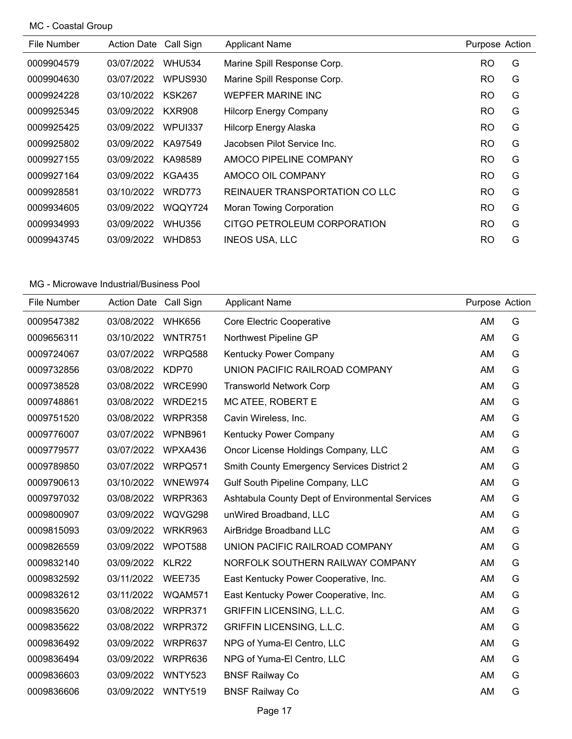MC - Coastal Group

| File Number | Action Date | Call Sign | Applicant Name | Purpose | Action |
|---|---|---|---|---|---|
| 0009904579 | 03/07/2022 | WHU534 | Marine Spill Response Corp. | RO | G |
| 0009904630 | 03/07/2022 | WPUS930 | Marine Spill Response Corp. | RO | G |
| 0009924228 | 03/10/2022 | KSK267 | WEPFER MARINE INC | RO | G |
| 0009925345 | 03/09/2022 | KXR908 | Hilcorp Energy Company | RO | G |
| 0009925425 | 03/09/2022 | WPUI337 | Hilcorp Energy Alaska | RO | G |
| 0009925802 | 03/09/2022 | KA97549 | Jacobsen Pilot Service Inc. | RO | G |
| 0009927155 | 03/09/2022 | KA98589 | AMOCO PIPELINE COMPANY | RO | G |
| 0009927164 | 03/09/2022 | KGA435 | AMOCO OIL COMPANY | RO | G |
| 0009928581 | 03/10/2022 | WRD773 | REINAUER TRANSPORTATION CO LLC | RO | G |
| 0009934605 | 03/09/2022 | WQQY724 | Moran Towing Corporation | RO | G |
| 0009934993 | 03/09/2022 | WHU356 | CITGO PETROLEUM CORPORATION | RO | G |
| 0009943745 | 03/09/2022 | WHD853 | INEOS USA, LLC | RO | G |

MG - Microwave Industrial/Business Pool

| File Number | Action Date | Call Sign | Applicant Name | Purpose | Action |
|---|---|---|---|---|---|
| 0009547382 | 03/08/2022 | WHK656 | Core Electric Cooperative | AM | G |
| 0009656311 | 03/10/2022 | WNTR751 | Northwest Pipeline GP | AM | G |
| 0009724067 | 03/07/2022 | WRPQ588 | Kentucky Power Company | AM | G |
| 0009732856 | 03/08/2022 | KDP70 | UNION PACIFIC RAILROAD COMPANY | AM | G |
| 0009738528 | 03/08/2022 | WRCE990 | Transworld Network Corp | AM | G |
| 0009748861 | 03/08/2022 | WRDE215 | MC ATEE, ROBERT E | AM | G |
| 0009751520 | 03/08/2022 | WRPR358 | Cavin Wireless, Inc. | AM | G |
| 0009776007 | 03/07/2022 | WPNB961 | Kentucky Power Company | AM | G |
| 0009779577 | 03/07/2022 | WPXA436 | Oncor License Holdings Company, LLC | AM | G |
| 0009789850 | 03/07/2022 | WRPQ571 | Smith County Emergency Services District 2 | AM | G |
| 0009790613 | 03/10/2022 | WNEW974 | Gulf South Pipeline Company, LLC | AM | G |
| 0009797032 | 03/08/2022 | WRPR363 | Ashtabula County Dept of Environmental Services | AM | G |
| 0009800907 | 03/09/2022 | WQVG298 | unWired Broadband, LLC | AM | G |
| 0009815093 | 03/09/2022 | WRKR963 | AirBridge Broadband LLC | AM | G |
| 0009826559 | 03/09/2022 | WPOT588 | UNION PACIFIC RAILROAD COMPANY | AM | G |
| 0009832140 | 03/09/2022 | KLR22 | NORFOLK SOUTHERN RAILWAY COMPANY | AM | G |
| 0009832592 | 03/11/2022 | WEE735 | East Kentucky Power Cooperative, Inc. | AM | G |
| 0009832612 | 03/11/2022 | WQAM571 | East Kentucky Power Cooperative, Inc. | AM | G |
| 0009835620 | 03/08/2022 | WRPR371 | GRIFFIN LICENSING, L.L.C. | AM | G |
| 0009835622 | 03/08/2022 | WRPR372 | GRIFFIN LICENSING, L.L.C. | AM | G |
| 0009836492 | 03/09/2022 | WRPR637 | NPG of Yuma-El Centro, LLC | AM | G |
| 0009836494 | 03/09/2022 | WRPR636 | NPG of Yuma-El Centro, LLC | AM | G |
| 0009836603 | 03/09/2022 | WNTY523 | BNSF Railway Co | AM | G |
| 0009836606 | 03/09/2022 | WNTY519 | BNSF Railway Co | AM | G |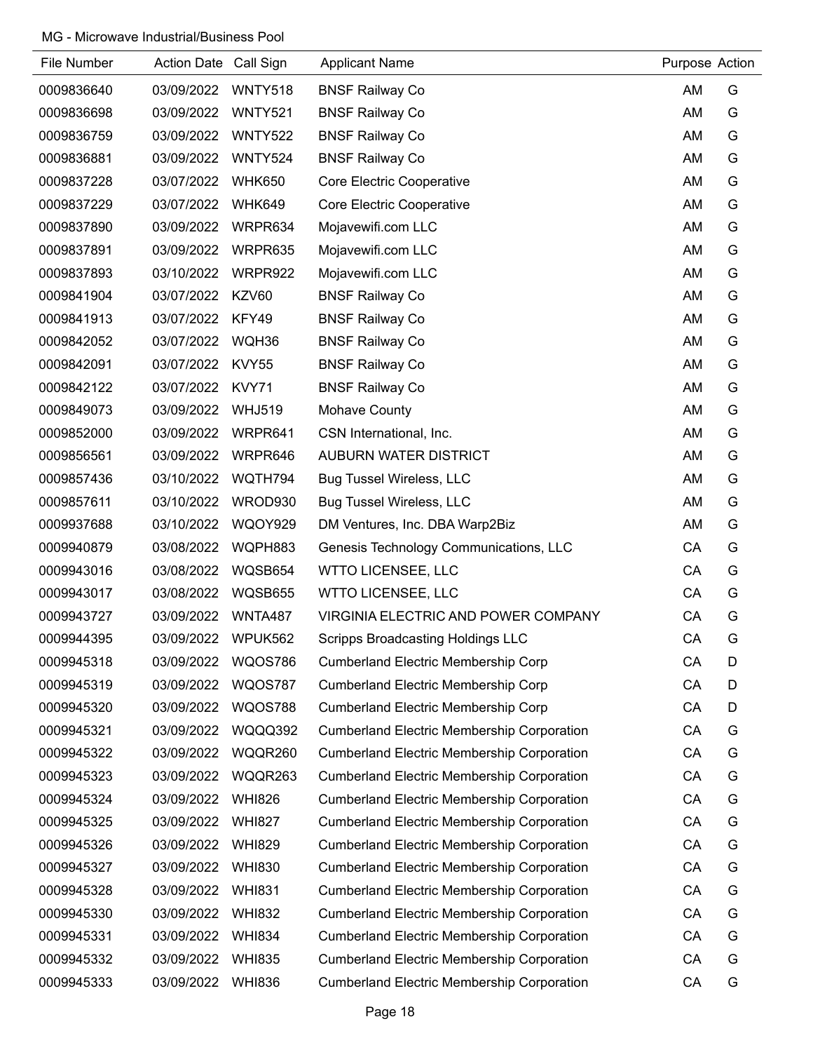MG - Microwave Industrial/Business Pool

| File Number | Action Date | Call Sign | Applicant Name | Purpose | Action |
|---|---|---|---|---|---|
| 0009836640 | 03/09/2022 | WNTY518 | BNSF Railway Co | AM | G |
| 0009836698 | 03/09/2022 | WNTY521 | BNSF Railway Co | AM | G |
| 0009836759 | 03/09/2022 | WNTY522 | BNSF Railway Co | AM | G |
| 0009836881 | 03/09/2022 | WNTY524 | BNSF Railway Co | AM | G |
| 0009837228 | 03/07/2022 | WHK650 | Core Electric Cooperative | AM | G |
| 0009837229 | 03/07/2022 | WHK649 | Core Electric Cooperative | AM | G |
| 0009837890 | 03/09/2022 | WRPR634 | Mojavewifi.com LLC | AM | G |
| 0009837891 | 03/09/2022 | WRPR635 | Mojavewifi.com LLC | AM | G |
| 0009837893 | 03/10/2022 | WRPR922 | Mojavewifi.com LLC | AM | G |
| 0009841904 | 03/07/2022 | KZV60 | BNSF Railway Co | AM | G |
| 0009841913 | 03/07/2022 | KFY49 | BNSF Railway Co | AM | G |
| 0009842052 | 03/07/2022 | WQH36 | BNSF Railway Co | AM | G |
| 0009842091 | 03/07/2022 | KVY55 | BNSF Railway Co | AM | G |
| 0009842122 | 03/07/2022 | KVY71 | BNSF Railway Co | AM | G |
| 0009849073 | 03/09/2022 | WHJ519 | Mohave County | AM | G |
| 0009852000 | 03/09/2022 | WRPR641 | CSN International, Inc. | AM | G |
| 0009856561 | 03/09/2022 | WRPR646 | AUBURN WATER DISTRICT | AM | G |
| 0009857436 | 03/10/2022 | WQTH794 | Bug Tussel Wireless, LLC | AM | G |
| 0009857611 | 03/10/2022 | WROD930 | Bug Tussel Wireless, LLC | AM | G |
| 0009937688 | 03/10/2022 | WQOY929 | DM Ventures, Inc. DBA Warp2Biz | AM | G |
| 0009940879 | 03/08/2022 | WQPH883 | Genesis Technology Communications, LLC | CA | G |
| 0009943016 | 03/08/2022 | WQSB654 | WTTO LICENSEE, LLC | CA | G |
| 0009943017 | 03/08/2022 | WQSB655 | WTTO LICENSEE, LLC | CA | G |
| 0009943727 | 03/09/2022 | WNTA487 | VIRGINIA ELECTRIC AND POWER COMPANY | CA | G |
| 0009944395 | 03/09/2022 | WPUK562 | Scripps Broadcasting Holdings LLC | CA | G |
| 0009945318 | 03/09/2022 | WQOS786 | Cumberland Electric Membership Corp | CA | D |
| 0009945319 | 03/09/2022 | WQOS787 | Cumberland Electric Membership Corp | CA | D |
| 0009945320 | 03/09/2022 | WQOS788 | Cumberland Electric Membership Corp | CA | D |
| 0009945321 | 03/09/2022 | WQQQ392 | Cumberland Electric Membership Corporation | CA | G |
| 0009945322 | 03/09/2022 | WQQR260 | Cumberland Electric Membership Corporation | CA | G |
| 0009945323 | 03/09/2022 | WQQR263 | Cumberland Electric Membership Corporation | CA | G |
| 0009945324 | 03/09/2022 | WHI826 | Cumberland Electric Membership Corporation | CA | G |
| 0009945325 | 03/09/2022 | WHI827 | Cumberland Electric Membership Corporation | CA | G |
| 0009945326 | 03/09/2022 | WHI829 | Cumberland Electric Membership Corporation | CA | G |
| 0009945327 | 03/09/2022 | WHI830 | Cumberland Electric Membership Corporation | CA | G |
| 0009945328 | 03/09/2022 | WHI831 | Cumberland Electric Membership Corporation | CA | G |
| 0009945330 | 03/09/2022 | WHI832 | Cumberland Electric Membership Corporation | CA | G |
| 0009945331 | 03/09/2022 | WHI834 | Cumberland Electric Membership Corporation | CA | G |
| 0009945332 | 03/09/2022 | WHI835 | Cumberland Electric Membership Corporation | CA | G |
| 0009945333 | 03/09/2022 | WHI836 | Cumberland Electric Membership Corporation | CA | G |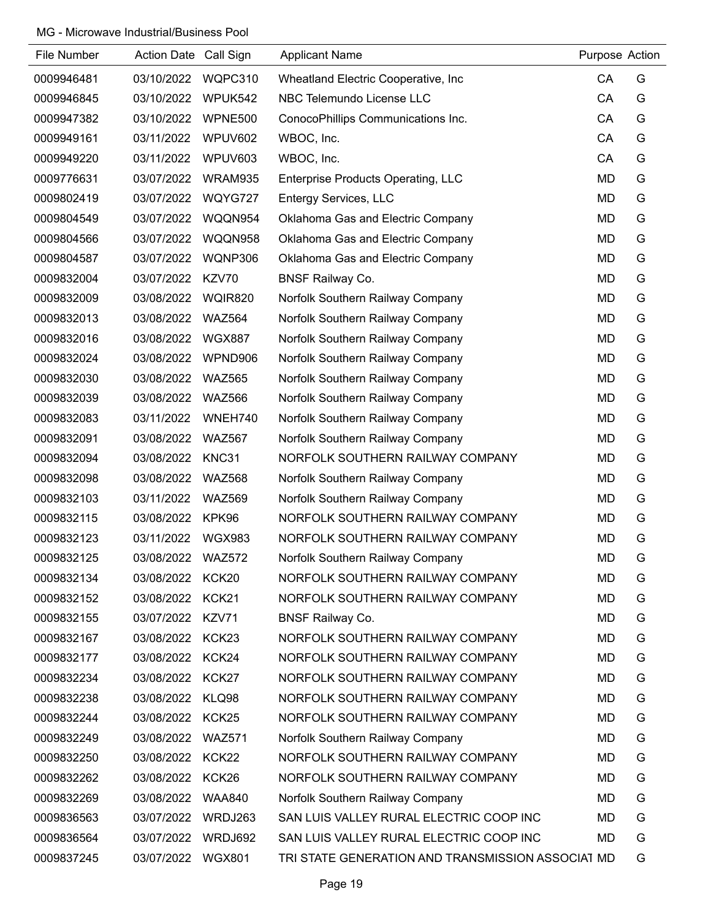MG - Microwave Industrial/Business Pool

| File Number | Action Date | Call Sign | Applicant Name | Purpose | Action |
|---|---|---|---|---|---|
| 0009946481 | 03/10/2022 | WQPC310 | Wheatland Electric Cooperative, Inc | CA | G |
| 0009946845 | 03/10/2022 | WPUK542 | NBC Telemundo License LLC | CA | G |
| 0009947382 | 03/10/2022 | WPNE500 | ConocoPhillips Communications Inc. | CA | G |
| 0009949161 | 03/11/2022 | WPUV602 | WBOC, Inc. | CA | G |
| 0009949220 | 03/11/2022 | WPUV603 | WBOC, Inc. | CA | G |
| 0009776631 | 03/07/2022 | WRAM935 | Enterprise Products Operating, LLC | MD | G |
| 0009802419 | 03/07/2022 | WQYG727 | Entergy Services, LLC | MD | G |
| 0009804549 | 03/07/2022 | WQQN954 | Oklahoma Gas and Electric Company | MD | G |
| 0009804566 | 03/07/2022 | WQQN958 | Oklahoma Gas and Electric Company | MD | G |
| 0009804587 | 03/07/2022 | WQNP306 | Oklahoma Gas and Electric Company | MD | G |
| 0009832004 | 03/07/2022 | KZV70 | BNSF Railway Co. | MD | G |
| 0009832009 | 03/08/2022 | WQIR820 | Norfolk Southern Railway Company | MD | G |
| 0009832013 | 03/08/2022 | WAZ564 | Norfolk Southern Railway Company | MD | G |
| 0009832016 | 03/08/2022 | WGX887 | Norfolk Southern Railway Company | MD | G |
| 0009832024 | 03/08/2022 | WPND906 | Norfolk Southern Railway Company | MD | G |
| 0009832030 | 03/08/2022 | WAZ565 | Norfolk Southern Railway Company | MD | G |
| 0009832039 | 03/08/2022 | WAZ566 | Norfolk Southern Railway Company | MD | G |
| 0009832083 | 03/11/2022 | WNEH740 | Norfolk Southern Railway Company | MD | G |
| 0009832091 | 03/08/2022 | WAZ567 | Norfolk Southern Railway Company | MD | G |
| 0009832094 | 03/08/2022 | KNC31 | NORFOLK SOUTHERN RAILWAY COMPANY | MD | G |
| 0009832098 | 03/08/2022 | WAZ568 | Norfolk Southern Railway Company | MD | G |
| 0009832103 | 03/11/2022 | WAZ569 | Norfolk Southern Railway Company | MD | G |
| 0009832115 | 03/08/2022 | KPK96 | NORFOLK SOUTHERN RAILWAY COMPANY | MD | G |
| 0009832123 | 03/11/2022 | WGX983 | NORFOLK SOUTHERN RAILWAY COMPANY | MD | G |
| 0009832125 | 03/08/2022 | WAZ572 | Norfolk Southern Railway Company | MD | G |
| 0009832134 | 03/08/2022 | KCK20 | NORFOLK SOUTHERN RAILWAY COMPANY | MD | G |
| 0009832152 | 03/08/2022 | KCK21 | NORFOLK SOUTHERN RAILWAY COMPANY | MD | G |
| 0009832155 | 03/07/2022 | KZV71 | BNSF Railway Co. | MD | G |
| 0009832167 | 03/08/2022 | KCK23 | NORFOLK SOUTHERN RAILWAY COMPANY | MD | G |
| 0009832177 | 03/08/2022 | KCK24 | NORFOLK SOUTHERN RAILWAY COMPANY | MD | G |
| 0009832234 | 03/08/2022 | KCK27 | NORFOLK SOUTHERN RAILWAY COMPANY | MD | G |
| 0009832238 | 03/08/2022 | KLQ98 | NORFOLK SOUTHERN RAILWAY COMPANY | MD | G |
| 0009832244 | 03/08/2022 | KCK25 | NORFOLK SOUTHERN RAILWAY COMPANY | MD | G |
| 0009832249 | 03/08/2022 | WAZ571 | Norfolk Southern Railway Company | MD | G |
| 0009832250 | 03/08/2022 | KCK22 | NORFOLK SOUTHERN RAILWAY COMPANY | MD | G |
| 0009832262 | 03/08/2022 | KCK26 | NORFOLK SOUTHERN RAILWAY COMPANY | MD | G |
| 0009832269 | 03/08/2022 | WAA840 | Norfolk Southern Railway Company | MD | G |
| 0009836563 | 03/07/2022 | WRDJ263 | SAN LUIS VALLEY RURAL ELECTRIC COOP INC | MD | G |
| 0009836564 | 03/07/2022 | WRDJ692 | SAN LUIS VALLEY RURAL ELECTRIC COOP INC | MD | G |
| 0009837245 | 03/07/2022 | WGX801 | TRI STATE GENERATION AND TRANSMISSION ASSOCIAT | MD | G |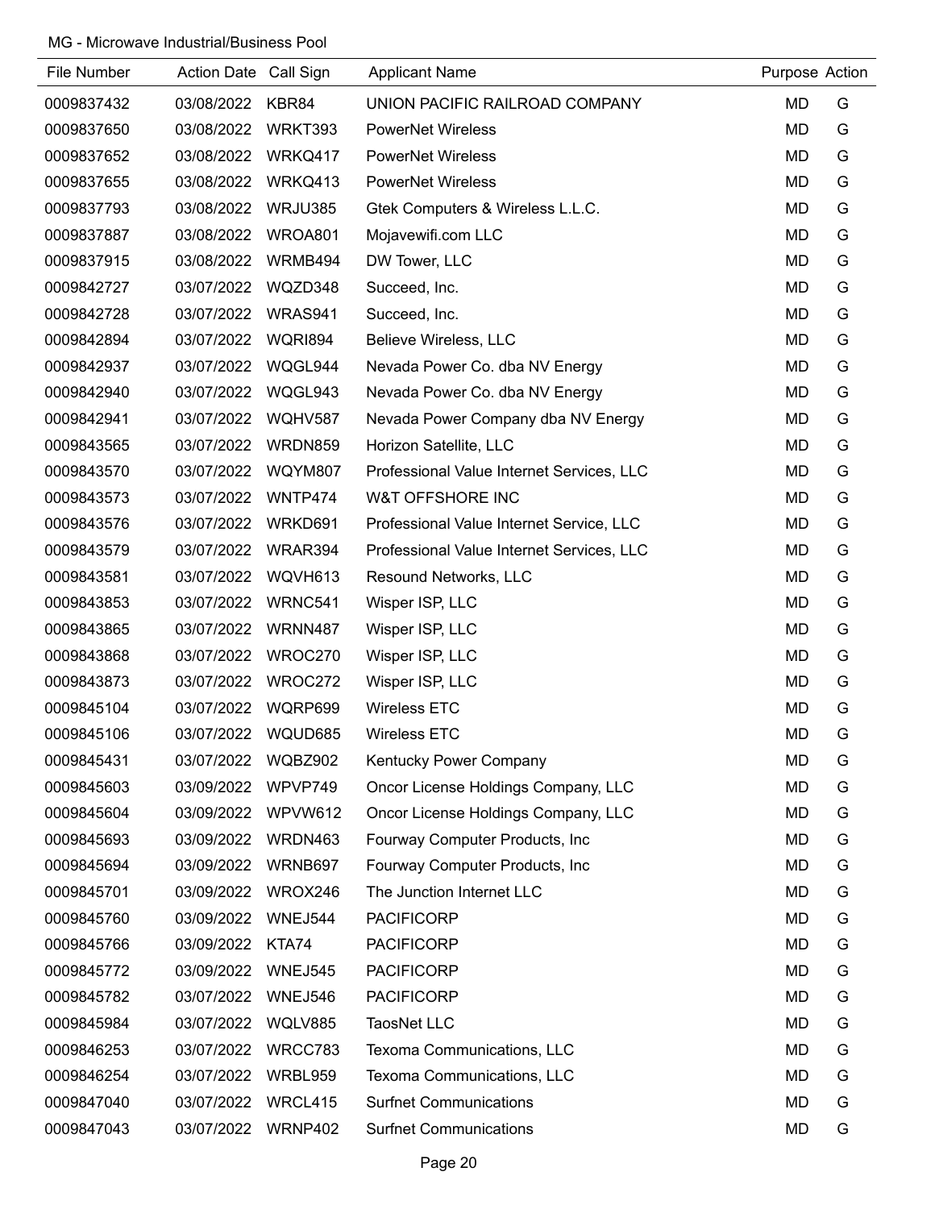MG - Microwave Industrial/Business Pool

| File Number | Action Date | Call Sign | Applicant Name | Purpose | Action |
|---|---|---|---|---|---|
| 0009837432 | 03/08/2022 | KBR84 | UNION PACIFIC RAILROAD COMPANY | MD | G |
| 0009837650 | 03/08/2022 | WRKT393 | PowerNet Wireless | MD | G |
| 0009837652 | 03/08/2022 | WRKQ417 | PowerNet Wireless | MD | G |
| 0009837655 | 03/08/2022 | WRKQ413 | PowerNet Wireless | MD | G |
| 0009837793 | 03/08/2022 | WRJU385 | Gtek Computers & Wireless L.L.C. | MD | G |
| 0009837887 | 03/08/2022 | WROA801 | Mojavewifi.com LLC | MD | G |
| 0009837915 | 03/08/2022 | WRMB494 | DW Tower, LLC | MD | G |
| 0009842727 | 03/07/2022 | WQZD348 | Succeed, Inc. | MD | G |
| 0009842728 | 03/07/2022 | WRAS941 | Succeed, Inc. | MD | G |
| 0009842894 | 03/07/2022 | WQRI894 | Believe Wireless, LLC | MD | G |
| 0009842937 | 03/07/2022 | WQGL944 | Nevada Power Co. dba NV Energy | MD | G |
| 0009842940 | 03/07/2022 | WQGL943 | Nevada Power Co. dba NV Energy | MD | G |
| 0009842941 | 03/07/2022 | WQHV587 | Nevada Power Company dba NV Energy | MD | G |
| 0009843565 | 03/07/2022 | WRDN859 | Horizon Satellite, LLC | MD | G |
| 0009843570 | 03/07/2022 | WQYM807 | Professional Value Internet Services, LLC | MD | G |
| 0009843573 | 03/07/2022 | WNTP474 | W&T OFFSHORE INC | MD | G |
| 0009843576 | 03/07/2022 | WRKD691 | Professional Value Internet Service, LLC | MD | G |
| 0009843579 | 03/07/2022 | WRAR394 | Professional Value Internet Services, LLC | MD | G |
| 0009843581 | 03/07/2022 | WQVH613 | Resound Networks, LLC | MD | G |
| 0009843853 | 03/07/2022 | WRNC541 | Wisper ISP, LLC | MD | G |
| 0009843865 | 03/07/2022 | WRNN487 | Wisper ISP, LLC | MD | G |
| 0009843868 | 03/07/2022 | WROC270 | Wisper ISP, LLC | MD | G |
| 0009843873 | 03/07/2022 | WROC272 | Wisper ISP, LLC | MD | G |
| 0009845104 | 03/07/2022 | WQRP699 | Wireless ETC | MD | G |
| 0009845106 | 03/07/2022 | WQUD685 | Wireless ETC | MD | G |
| 0009845431 | 03/07/2022 | WQBZ902 | Kentucky Power Company | MD | G |
| 0009845603 | 03/09/2022 | WPVP749 | Oncor License Holdings Company, LLC | MD | G |
| 0009845604 | 03/09/2022 | WPVW612 | Oncor License Holdings Company, LLC | MD | G |
| 0009845693 | 03/09/2022 | WRDN463 | Fourway Computer Products, Inc | MD | G |
| 0009845694 | 03/09/2022 | WRNB697 | Fourway Computer Products, Inc | MD | G |
| 0009845701 | 03/09/2022 | WROX246 | The Junction Internet LLC | MD | G |
| 0009845760 | 03/09/2022 | WNEJ544 | PACIFICORP | MD | G |
| 0009845766 | 03/09/2022 | KTA74 | PACIFICORP | MD | G |
| 0009845772 | 03/09/2022 | WNEJ545 | PACIFICORP | MD | G |
| 0009845782 | 03/07/2022 | WNEJ546 | PACIFICORP | MD | G |
| 0009845984 | 03/07/2022 | WQLV885 | TaosNet LLC | MD | G |
| 0009846253 | 03/07/2022 | WRCC783 | Texoma Communications, LLC | MD | G |
| 0009846254 | 03/07/2022 | WRBL959 | Texoma Communications, LLC | MD | G |
| 0009847040 | 03/07/2022 | WRCL415 | Surfnet Communications | MD | G |
| 0009847043 | 03/07/2022 | WRNP402 | Surfnet Communications | MD | G |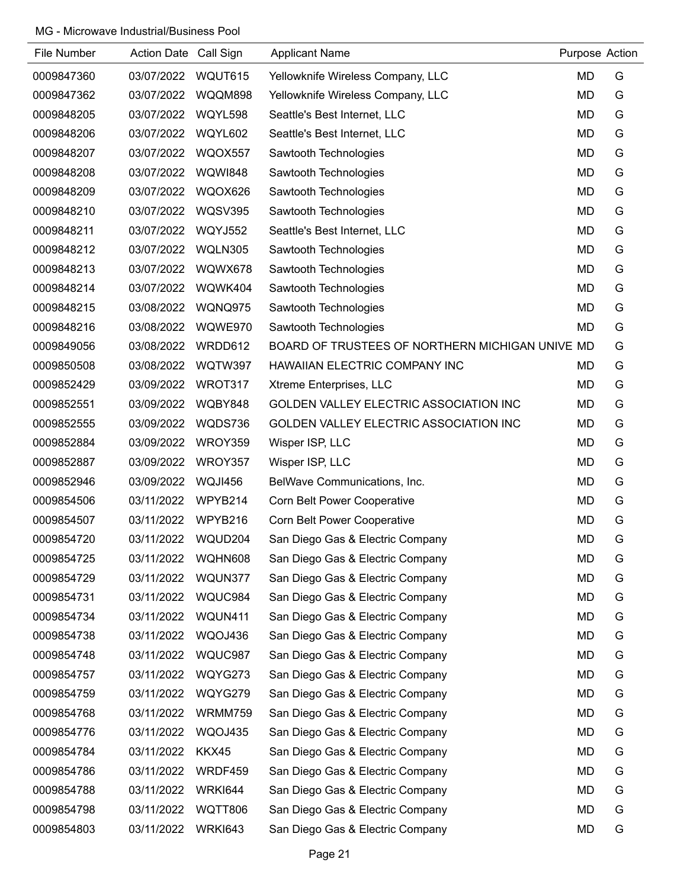MG - Microwave Industrial/Business Pool

| File Number | Action Date | Call Sign | Applicant Name | Purpose | Action |
|---|---|---|---|---|---|
| 0009847360 | 03/07/2022 | WQUT615 | Yellowknife Wireless Company, LLC | MD | G |
| 0009847362 | 03/07/2022 | WQQM898 | Yellowknife Wireless Company, LLC | MD | G |
| 0009848205 | 03/07/2022 | WQYL598 | Seattle's Best Internet, LLC | MD | G |
| 0009848206 | 03/07/2022 | WQYL602 | Seattle's Best Internet, LLC | MD | G |
| 0009848207 | 03/07/2022 | WQOX557 | Sawtooth Technologies | MD | G |
| 0009848208 | 03/07/2022 | WQWI848 | Sawtooth Technologies | MD | G |
| 0009848209 | 03/07/2022 | WQOX626 | Sawtooth Technologies | MD | G |
| 0009848210 | 03/07/2022 | WQSV395 | Sawtooth Technologies | MD | G |
| 0009848211 | 03/07/2022 | WQYJ552 | Seattle's Best Internet, LLC | MD | G |
| 0009848212 | 03/07/2022 | WQLN305 | Sawtooth Technologies | MD | G |
| 0009848213 | 03/07/2022 | WQWX678 | Sawtooth Technologies | MD | G |
| 0009848214 | 03/07/2022 | WQWK404 | Sawtooth Technologies | MD | G |
| 0009848215 | 03/08/2022 | WQNQ975 | Sawtooth Technologies | MD | G |
| 0009848216 | 03/08/2022 | WQWE970 | Sawtooth Technologies | MD | G |
| 0009849056 | 03/08/2022 | WRDD612 | BOARD OF TRUSTEES OF NORTHERN MICHIGAN UNIVE | MD | G |
| 0009850508 | 03/08/2022 | WQTW397 | HAWAIIAN ELECTRIC COMPANY INC | MD | G |
| 0009852429 | 03/09/2022 | WROT317 | Xtreme Enterprises, LLC | MD | G |
| 0009852551 | 03/09/2022 | WQBY848 | GOLDEN VALLEY ELECTRIC ASSOCIATION INC | MD | G |
| 0009852555 | 03/09/2022 | WQDS736 | GOLDEN VALLEY ELECTRIC ASSOCIATION INC | MD | G |
| 0009852884 | 03/09/2022 | WROY359 | Wisper ISP, LLC | MD | G |
| 0009852887 | 03/09/2022 | WROY357 | Wisper ISP, LLC | MD | G |
| 0009852946 | 03/09/2022 | WQJI456 | BelWave Communications, Inc. | MD | G |
| 0009854506 | 03/11/2022 | WPYB214 | Corn Belt Power Cooperative | MD | G |
| 0009854507 | 03/11/2022 | WPYB216 | Corn Belt Power Cooperative | MD | G |
| 0009854720 | 03/11/2022 | WQUD204 | San Diego Gas & Electric Company | MD | G |
| 0009854725 | 03/11/2022 | WQHN608 | San Diego Gas & Electric Company | MD | G |
| 0009854729 | 03/11/2022 | WQUN377 | San Diego Gas & Electric Company | MD | G |
| 0009854731 | 03/11/2022 | WQUC984 | San Diego Gas & Electric Company | MD | G |
| 0009854734 | 03/11/2022 | WQUN411 | San Diego Gas & Electric Company | MD | G |
| 0009854738 | 03/11/2022 | WQOJ436 | San Diego Gas & Electric Company | MD | G |
| 0009854748 | 03/11/2022 | WQUC987 | San Diego Gas & Electric Company | MD | G |
| 0009854757 | 03/11/2022 | WQYG273 | San Diego Gas & Electric Company | MD | G |
| 0009854759 | 03/11/2022 | WQYG279 | San Diego Gas & Electric Company | MD | G |
| 0009854768 | 03/11/2022 | WRMM759 | San Diego Gas & Electric Company | MD | G |
| 0009854776 | 03/11/2022 | WQOJ435 | San Diego Gas & Electric Company | MD | G |
| 0009854784 | 03/11/2022 | KKX45 | San Diego Gas & Electric Company | MD | G |
| 0009854786 | 03/11/2022 | WRDF459 | San Diego Gas & Electric Company | MD | G |
| 0009854788 | 03/11/2022 | WRKI644 | San Diego Gas & Electric Company | MD | G |
| 0009854798 | 03/11/2022 | WQTT806 | San Diego Gas & Electric Company | MD | G |
| 0009854803 | 03/11/2022 | WRKI643 | San Diego Gas & Electric Company | MD | G |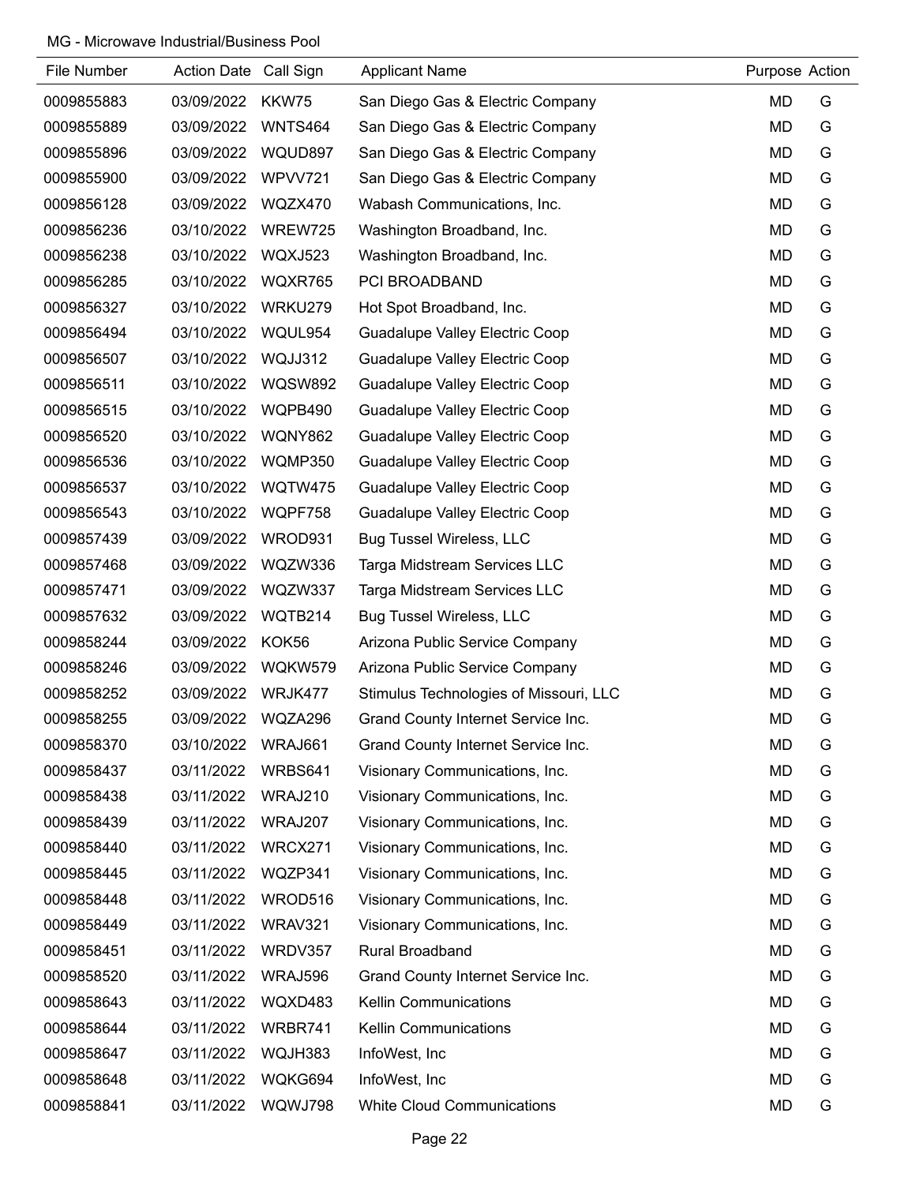MG - Microwave Industrial/Business Pool

| File Number | Action Date | Call Sign | Applicant Name | Purpose | Action |
|---|---|---|---|---|---|
| 0009855883 | 03/09/2022 | KKW75 | San Diego Gas & Electric Company | MD | G |
| 0009855889 | 03/09/2022 | WNTS464 | San Diego Gas & Electric Company | MD | G |
| 0009855896 | 03/09/2022 | WQUD897 | San Diego Gas & Electric Company | MD | G |
| 0009855900 | 03/09/2022 | WPVV721 | San Diego Gas & Electric Company | MD | G |
| 0009856128 | 03/09/2022 | WQZX470 | Wabash Communications, Inc. | MD | G |
| 0009856236 | 03/10/2022 | WREW725 | Washington Broadband, Inc. | MD | G |
| 0009856238 | 03/10/2022 | WQXJ523 | Washington Broadband, Inc. | MD | G |
| 0009856285 | 03/10/2022 | WQXR765 | PCI BROADBAND | MD | G |
| 0009856327 | 03/10/2022 | WRKU279 | Hot Spot Broadband, Inc. | MD | G |
| 0009856494 | 03/10/2022 | WQUL954 | Guadalupe Valley Electric Coop | MD | G |
| 0009856507 | 03/10/2022 | WQJJ312 | Guadalupe Valley Electric Coop | MD | G |
| 0009856511 | 03/10/2022 | WQSW892 | Guadalupe Valley Electric Coop | MD | G |
| 0009856515 | 03/10/2022 | WQPB490 | Guadalupe Valley Electric Coop | MD | G |
| 0009856520 | 03/10/2022 | WQNY862 | Guadalupe Valley Electric Coop | MD | G |
| 0009856536 | 03/10/2022 | WQMP350 | Guadalupe Valley Electric Coop | MD | G |
| 0009856537 | 03/10/2022 | WQTW475 | Guadalupe Valley Electric Coop | MD | G |
| 0009856543 | 03/10/2022 | WQPF758 | Guadalupe Valley Electric Coop | MD | G |
| 0009857439 | 03/09/2022 | WROD931 | Bug Tussel Wireless, LLC | MD | G |
| 0009857468 | 03/09/2022 | WQZW336 | Targa Midstream Services LLC | MD | G |
| 0009857471 | 03/09/2022 | WQZW337 | Targa Midstream Services LLC | MD | G |
| 0009857632 | 03/09/2022 | WQTB214 | Bug Tussel Wireless, LLC | MD | G |
| 0009858244 | 03/09/2022 | KOK56 | Arizona Public Service Company | MD | G |
| 0009858246 | 03/09/2022 | WQKW579 | Arizona Public Service Company | MD | G |
| 0009858252 | 03/09/2022 | WRJK477 | Stimulus Technologies of Missouri, LLC | MD | G |
| 0009858255 | 03/09/2022 | WQZA296 | Grand County Internet Service Inc. | MD | G |
| 0009858370 | 03/10/2022 | WRAJ661 | Grand County Internet Service Inc. | MD | G |
| 0009858437 | 03/11/2022 | WRBS641 | Visionary Communications, Inc. | MD | G |
| 0009858438 | 03/11/2022 | WRAJ210 | Visionary Communications, Inc. | MD | G |
| 0009858439 | 03/11/2022 | WRAJ207 | Visionary Communications, Inc. | MD | G |
| 0009858440 | 03/11/2022 | WRCX271 | Visionary Communications, Inc. | MD | G |
| 0009858445 | 03/11/2022 | WQZP341 | Visionary Communications, Inc. | MD | G |
| 0009858448 | 03/11/2022 | WROD516 | Visionary Communications, Inc. | MD | G |
| 0009858449 | 03/11/2022 | WRAV321 | Visionary Communications, Inc. | MD | G |
| 0009858451 | 03/11/2022 | WRDV357 | Rural Broadband | MD | G |
| 0009858520 | 03/11/2022 | WRAJ596 | Grand County Internet Service Inc. | MD | G |
| 0009858643 | 03/11/2022 | WQXD483 | Kellin Communications | MD | G |
| 0009858644 | 03/11/2022 | WRBR741 | Kellin Communications | MD | G |
| 0009858647 | 03/11/2022 | WQJH383 | InfoWest, Inc | MD | G |
| 0009858648 | 03/11/2022 | WQKG694 | InfoWest, Inc | MD | G |
| 0009858841 | 03/11/2022 | WQWJ798 | White Cloud Communications | MD | G |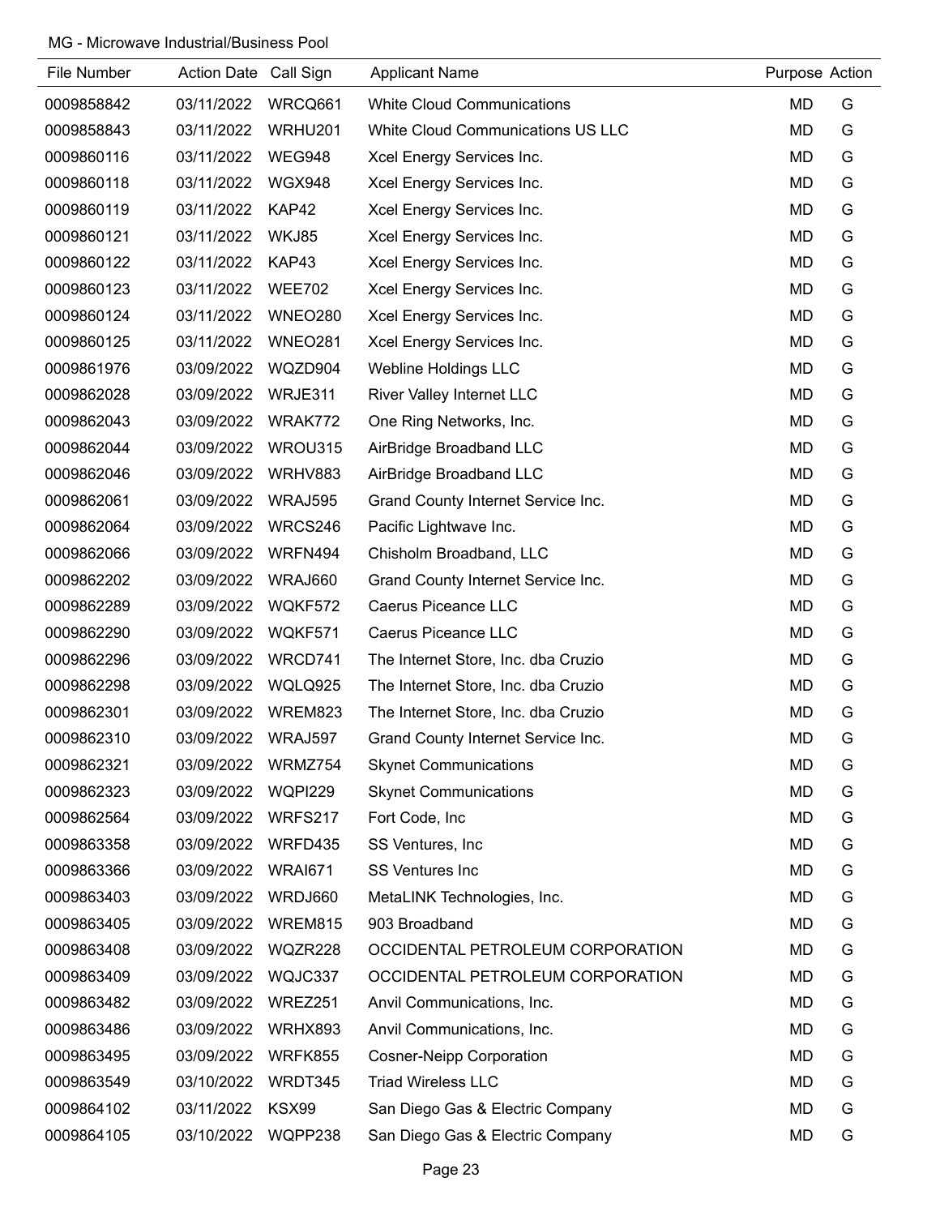MG - Microwave Industrial/Business Pool

| File Number | Action Date | Call Sign | Applicant Name | Purpose | Action |
|---|---|---|---|---|---|
| 0009858842 | 03/11/2022 | WRCQ661 | White Cloud Communications | MD | G |
| 0009858843 | 03/11/2022 | WRHU201 | White Cloud Communications US LLC | MD | G |
| 0009860116 | 03/11/2022 | WEG948 | Xcel Energy Services Inc. | MD | G |
| 0009860118 | 03/11/2022 | WGX948 | Xcel Energy Services Inc. | MD | G |
| 0009860119 | 03/11/2022 | KAP42 | Xcel Energy Services Inc. | MD | G |
| 0009860121 | 03/11/2022 | WKJ85 | Xcel Energy Services Inc. | MD | G |
| 0009860122 | 03/11/2022 | KAP43 | Xcel Energy Services Inc. | MD | G |
| 0009860123 | 03/11/2022 | WEE702 | Xcel Energy Services Inc. | MD | G |
| 0009860124 | 03/11/2022 | WNEO280 | Xcel Energy Services Inc. | MD | G |
| 0009860125 | 03/11/2022 | WNEO281 | Xcel Energy Services Inc. | MD | G |
| 0009861976 | 03/09/2022 | WQZD904 | Webline Holdings LLC | MD | G |
| 0009862028 | 03/09/2022 | WRJE311 | River Valley Internet LLC | MD | G |
| 0009862043 | 03/09/2022 | WRAK772 | One Ring Networks, Inc. | MD | G |
| 0009862044 | 03/09/2022 | WROU315 | AirBridge Broadband LLC | MD | G |
| 0009862046 | 03/09/2022 | WRHV883 | AirBridge Broadband LLC | MD | G |
| 0009862061 | 03/09/2022 | WRAJ595 | Grand County Internet Service Inc. | MD | G |
| 0009862064 | 03/09/2022 | WRCS246 | Pacific Lightwave Inc. | MD | G |
| 0009862066 | 03/09/2022 | WRFN494 | Chisholm Broadband, LLC | MD | G |
| 0009862202 | 03/09/2022 | WRAJ660 | Grand County Internet Service Inc. | MD | G |
| 0009862289 | 03/09/2022 | WQKF572 | Caerus Piceance LLC | MD | G |
| 0009862290 | 03/09/2022 | WQKF571 | Caerus Piceance LLC | MD | G |
| 0009862296 | 03/09/2022 | WRCD741 | The Internet Store, Inc. dba Cruzio | MD | G |
| 0009862298 | 03/09/2022 | WQLQ925 | The Internet Store, Inc. dba Cruzio | MD | G |
| 0009862301 | 03/09/2022 | WREM823 | The Internet Store, Inc. dba Cruzio | MD | G |
| 0009862310 | 03/09/2022 | WRAJ597 | Grand County Internet Service Inc. | MD | G |
| 0009862321 | 03/09/2022 | WRMZ754 | Skynet Communications | MD | G |
| 0009862323 | 03/09/2022 | WQPI229 | Skynet Communications | MD | G |
| 0009862564 | 03/09/2022 | WRFS217 | Fort Code, Inc | MD | G |
| 0009863358 | 03/09/2022 | WRFD435 | SS Ventures, Inc | MD | G |
| 0009863366 | 03/09/2022 | WRAI671 | SS Ventures Inc | MD | G |
| 0009863403 | 03/09/2022 | WRDJ660 | MetaLINK Technologies, Inc. | MD | G |
| 0009863405 | 03/09/2022 | WREM815 | 903 Broadband | MD | G |
| 0009863408 | 03/09/2022 | WQZR228 | OCCIDENTAL PETROLEUM CORPORATION | MD | G |
| 0009863409 | 03/09/2022 | WQJC337 | OCCIDENTAL PETROLEUM CORPORATION | MD | G |
| 0009863482 | 03/09/2022 | WREZ251 | Anvil Communications, Inc. | MD | G |
| 0009863486 | 03/09/2022 | WRHX893 | Anvil Communications, Inc. | MD | G |
| 0009863495 | 03/09/2022 | WRFK855 | Cosner-Neipp Corporation | MD | G |
| 0009863549 | 03/10/2022 | WRDT345 | Triad Wireless LLC | MD | G |
| 0009864102 | 03/11/2022 | KSX99 | San Diego Gas & Electric Company | MD | G |
| 0009864105 | 03/10/2022 | WQPP238 | San Diego Gas & Electric Company | MD | G |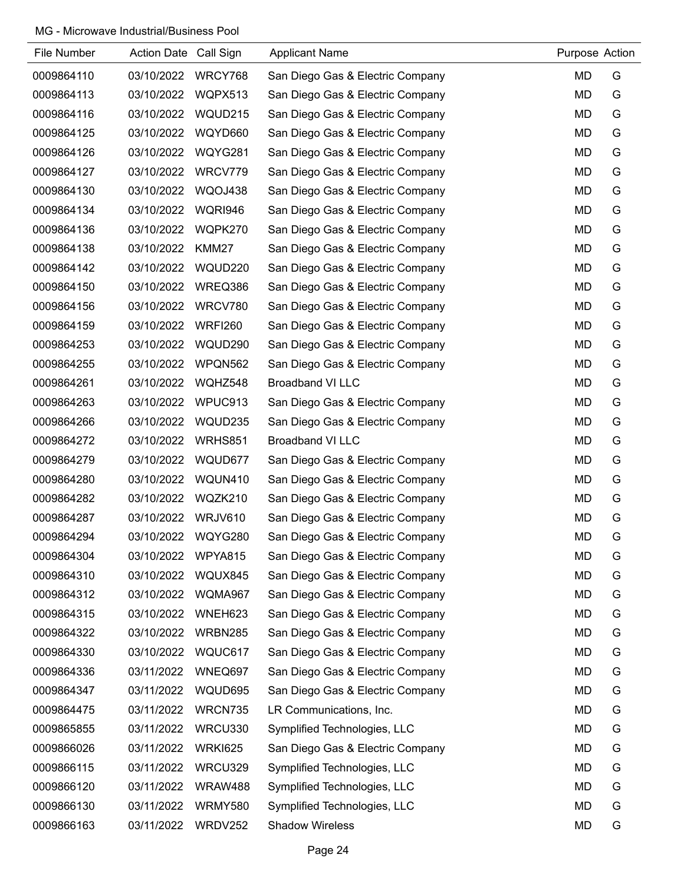MG - Microwave Industrial/Business Pool

| File Number | Action Date | Call Sign | Applicant Name | Purpose | Action |
|---|---|---|---|---|---|
| 0009864110 | 03/10/2022 | WRCY768 | San Diego Gas & Electric Company | MD | G |
| 0009864113 | 03/10/2022 | WQPX513 | San Diego Gas & Electric Company | MD | G |
| 0009864116 | 03/10/2022 | WQUD215 | San Diego Gas & Electric Company | MD | G |
| 0009864125 | 03/10/2022 | WQYD660 | San Diego Gas & Electric Company | MD | G |
| 0009864126 | 03/10/2022 | WQYG281 | San Diego Gas & Electric Company | MD | G |
| 0009864127 | 03/10/2022 | WRCV779 | San Diego Gas & Electric Company | MD | G |
| 0009864130 | 03/10/2022 | WQOJ438 | San Diego Gas & Electric Company | MD | G |
| 0009864134 | 03/10/2022 | WQRI946 | San Diego Gas & Electric Company | MD | G |
| 0009864136 | 03/10/2022 | WQPK270 | San Diego Gas & Electric Company | MD | G |
| 0009864138 | 03/10/2022 | KMM27 | San Diego Gas & Electric Company | MD | G |
| 0009864142 | 03/10/2022 | WQUD220 | San Diego Gas & Electric Company | MD | G |
| 0009864150 | 03/10/2022 | WREQ386 | San Diego Gas & Electric Company | MD | G |
| 0009864156 | 03/10/2022 | WRCV780 | San Diego Gas & Electric Company | MD | G |
| 0009864159 | 03/10/2022 | WRFI260 | San Diego Gas & Electric Company | MD | G |
| 0009864253 | 03/10/2022 | WQUD290 | San Diego Gas & Electric Company | MD | G |
| 0009864255 | 03/10/2022 | WPQN562 | San Diego Gas & Electric Company | MD | G |
| 0009864261 | 03/10/2022 | WQHZ548 | Broadband VI LLC | MD | G |
| 0009864263 | 03/10/2022 | WPUC913 | San Diego Gas & Electric Company | MD | G |
| 0009864266 | 03/10/2022 | WQUD235 | San Diego Gas & Electric Company | MD | G |
| 0009864272 | 03/10/2022 | WRHS851 | Broadband VI LLC | MD | G |
| 0009864279 | 03/10/2022 | WQUD677 | San Diego Gas & Electric Company | MD | G |
| 0009864280 | 03/10/2022 | WQUN410 | San Diego Gas & Electric Company | MD | G |
| 0009864282 | 03/10/2022 | WQZK210 | San Diego Gas & Electric Company | MD | G |
| 0009864287 | 03/10/2022 | WRJV610 | San Diego Gas & Electric Company | MD | G |
| 0009864294 | 03/10/2022 | WQYG280 | San Diego Gas & Electric Company | MD | G |
| 0009864304 | 03/10/2022 | WPYA815 | San Diego Gas & Electric Company | MD | G |
| 0009864310 | 03/10/2022 | WQUX845 | San Diego Gas & Electric Company | MD | G |
| 0009864312 | 03/10/2022 | WQMA967 | San Diego Gas & Electric Company | MD | G |
| 0009864315 | 03/10/2022 | WNEH623 | San Diego Gas & Electric Company | MD | G |
| 0009864322 | 03/10/2022 | WRBN285 | San Diego Gas & Electric Company | MD | G |
| 0009864330 | 03/10/2022 | WQUC617 | San Diego Gas & Electric Company | MD | G |
| 0009864336 | 03/11/2022 | WNEQ697 | San Diego Gas & Electric Company | MD | G |
| 0009864347 | 03/11/2022 | WQUD695 | San Diego Gas & Electric Company | MD | G |
| 0009864475 | 03/11/2022 | WRCN735 | LR Communications, Inc. | MD | G |
| 0009865855 | 03/11/2022 | WRCU330 | Symplified Technologies, LLC | MD | G |
| 0009866026 | 03/11/2022 | WRKI625 | San Diego Gas & Electric Company | MD | G |
| 0009866115 | 03/11/2022 | WRCU329 | Symplified Technologies, LLC | MD | G |
| 0009866120 | 03/11/2022 | WRAW488 | Symplified Technologies, LLC | MD | G |
| 0009866130 | 03/11/2022 | WRMY580 | Symplified Technologies, LLC | MD | G |
| 0009866163 | 03/11/2022 | WRDV252 | Shadow Wireless | MD | G |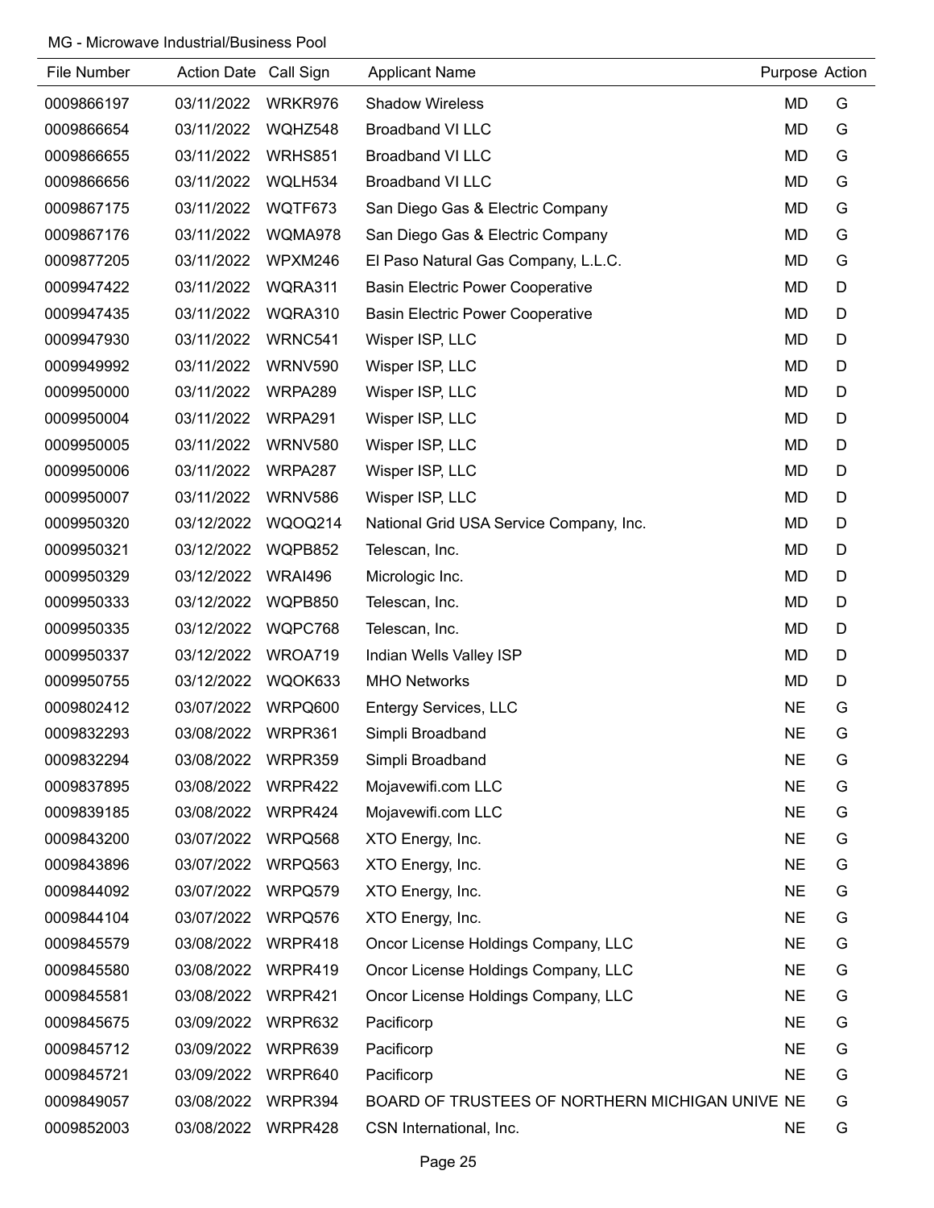MG - Microwave Industrial/Business Pool

| File Number | Action Date | Call Sign | Applicant Name | Purpose | Action |
|---|---|---|---|---|---|
| 0009866197 | 03/11/2022 | WRKR976 | Shadow Wireless | MD | G |
| 0009866654 | 03/11/2022 | WQHZ548 | Broadband VI LLC | MD | G |
| 0009866655 | 03/11/2022 | WRHS851 | Broadband VI LLC | MD | G |
| 0009866656 | 03/11/2022 | WQLH534 | Broadband VI LLC | MD | G |
| 0009867175 | 03/11/2022 | WQTF673 | San Diego Gas & Electric Company | MD | G |
| 0009867176 | 03/11/2022 | WQMA978 | San Diego Gas & Electric Company | MD | G |
| 0009877205 | 03/11/2022 | WPXM246 | El Paso Natural Gas Company, L.L.C. | MD | G |
| 0009947422 | 03/11/2022 | WQRA311 | Basin Electric Power Cooperative | MD | D |
| 0009947435 | 03/11/2022 | WQRA310 | Basin Electric Power Cooperative | MD | D |
| 0009947930 | 03/11/2022 | WRNC541 | Wisper ISP, LLC | MD | D |
| 0009949992 | 03/11/2022 | WRNV590 | Wisper ISP, LLC | MD | D |
| 0009950000 | 03/11/2022 | WRPA289 | Wisper ISP, LLC | MD | D |
| 0009950004 | 03/11/2022 | WRPA291 | Wisper ISP, LLC | MD | D |
| 0009950005 | 03/11/2022 | WRNV580 | Wisper ISP, LLC | MD | D |
| 0009950006 | 03/11/2022 | WRPA287 | Wisper ISP, LLC | MD | D |
| 0009950007 | 03/11/2022 | WRNV586 | Wisper ISP, LLC | MD | D |
| 0009950320 | 03/12/2022 | WQOQ214 | National Grid USA Service Company, Inc. | MD | D |
| 0009950321 | 03/12/2022 | WQPB852 | Telescan, Inc. | MD | D |
| 0009950329 | 03/12/2022 | WRAI496 | Micrologic Inc. | MD | D |
| 0009950333 | 03/12/2022 | WQPB850 | Telescan, Inc. | MD | D |
| 0009950335 | 03/12/2022 | WQPC768 | Telescan, Inc. | MD | D |
| 0009950337 | 03/12/2022 | WROA719 | Indian Wells Valley ISP | MD | D |
| 0009950755 | 03/12/2022 | WQOK633 | MHO Networks | MD | D |
| 0009802412 | 03/07/2022 | WRPQ600 | Entergy Services, LLC | NE | G |
| 0009832293 | 03/08/2022 | WRPR361 | Simpli Broadband | NE | G |
| 0009832294 | 03/08/2022 | WRPR359 | Simpli Broadband | NE | G |
| 0009837895 | 03/08/2022 | WRPR422 | Mojavewifi.com LLC | NE | G |
| 0009839185 | 03/08/2022 | WRPR424 | Mojavewifi.com LLC | NE | G |
| 0009843200 | 03/07/2022 | WRPQ568 | XTO Energy, Inc. | NE | G |
| 0009843896 | 03/07/2022 | WRPQ563 | XTO Energy, Inc. | NE | G |
| 0009844092 | 03/07/2022 | WRPQ579 | XTO Energy, Inc. | NE | G |
| 0009844104 | 03/07/2022 | WRPQ576 | XTO Energy, Inc. | NE | G |
| 0009845579 | 03/08/2022 | WRPR418 | Oncor License Holdings Company, LLC | NE | G |
| 0009845580 | 03/08/2022 | WRPR419 | Oncor License Holdings Company, LLC | NE | G |
| 0009845581 | 03/08/2022 | WRPR421 | Oncor License Holdings Company, LLC | NE | G |
| 0009845675 | 03/09/2022 | WRPR632 | Pacificorp | NE | G |
| 0009845712 | 03/09/2022 | WRPR639 | Pacificorp | NE | G |
| 0009845721 | 03/09/2022 | WRPR640 | Pacificorp | NE | G |
| 0009849057 | 03/08/2022 | WRPR394 | BOARD OF TRUSTEES OF NORTHERN MICHIGAN UNIVE | NE | G |
| 0009852003 | 03/08/2022 | WRPR428 | CSN International, Inc. | NE | G |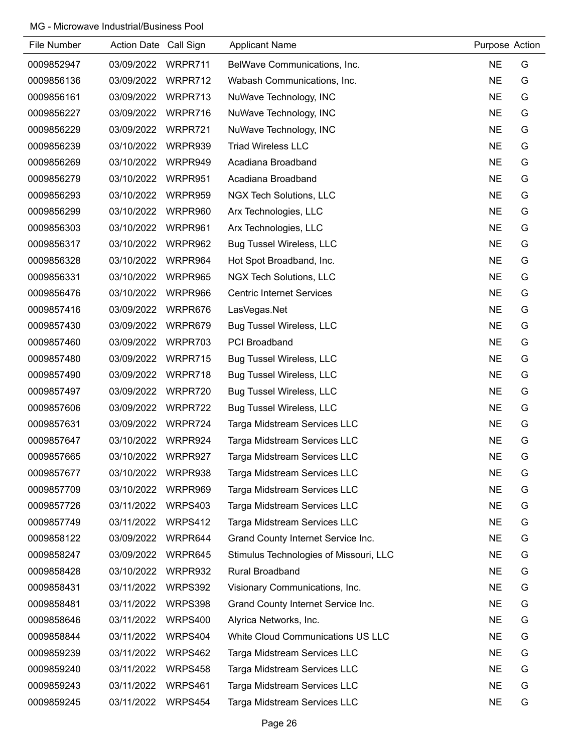MG - Microwave Industrial/Business Pool

| File Number | Action Date | Call Sign | Applicant Name | Purpose | Action |
|---|---|---|---|---|---|
| 0009852947 | 03/09/2022 | WRPR711 | BelWave Communications, Inc. | NE | G |
| 0009856136 | 03/09/2022 | WRPR712 | Wabash Communications, Inc. | NE | G |
| 0009856161 | 03/09/2022 | WRPR713 | NuWave Technology, INC | NE | G |
| 0009856227 | 03/09/2022 | WRPR716 | NuWave Technology, INC | NE | G |
| 0009856229 | 03/09/2022 | WRPR721 | NuWave Technology, INC | NE | G |
| 0009856239 | 03/10/2022 | WRPR939 | Triad Wireless LLC | NE | G |
| 0009856269 | 03/10/2022 | WRPR949 | Acadiana Broadband | NE | G |
| 0009856279 | 03/10/2022 | WRPR951 | Acadiana Broadband | NE | G |
| 0009856293 | 03/10/2022 | WRPR959 | NGX Tech Solutions, LLC | NE | G |
| 0009856299 | 03/10/2022 | WRPR960 | Arx Technologies, LLC | NE | G |
| 0009856303 | 03/10/2022 | WRPR961 | Arx Technologies, LLC | NE | G |
| 0009856317 | 03/10/2022 | WRPR962 | Bug Tussel Wireless, LLC | NE | G |
| 0009856328 | 03/10/2022 | WRPR964 | Hot Spot Broadband, Inc. | NE | G |
| 0009856331 | 03/10/2022 | WRPR965 | NGX Tech Solutions, LLC | NE | G |
| 0009856476 | 03/10/2022 | WRPR966 | Centric Internet Services | NE | G |
| 0009857416 | 03/09/2022 | WRPR676 | LasVegas.Net | NE | G |
| 0009857430 | 03/09/2022 | WRPR679 | Bug Tussel Wireless, LLC | NE | G |
| 0009857460 | 03/09/2022 | WRPR703 | PCI Broadband | NE | G |
| 0009857480 | 03/09/2022 | WRPR715 | Bug Tussel Wireless, LLC | NE | G |
| 0009857490 | 03/09/2022 | WRPR718 | Bug Tussel Wireless, LLC | NE | G |
| 0009857497 | 03/09/2022 | WRPR720 | Bug Tussel Wireless, LLC | NE | G |
| 0009857606 | 03/09/2022 | WRPR722 | Bug Tussel Wireless, LLC | NE | G |
| 0009857631 | 03/09/2022 | WRPR724 | Targa Midstream Services LLC | NE | G |
| 0009857647 | 03/10/2022 | WRPR924 | Targa Midstream Services LLC | NE | G |
| 0009857665 | 03/10/2022 | WRPR927 | Targa Midstream Services LLC | NE | G |
| 0009857677 | 03/10/2022 | WRPR938 | Targa Midstream Services LLC | NE | G |
| 0009857709 | 03/10/2022 | WRPR969 | Targa Midstream Services LLC | NE | G |
| 0009857726 | 03/11/2022 | WRPS403 | Targa Midstream Services LLC | NE | G |
| 0009857749 | 03/11/2022 | WRPS412 | Targa Midstream Services LLC | NE | G |
| 0009858122 | 03/09/2022 | WRPR644 | Grand County Internet Service Inc. | NE | G |
| 0009858247 | 03/09/2022 | WRPR645 | Stimulus Technologies of Missouri, LLC | NE | G |
| 0009858428 | 03/10/2022 | WRPR932 | Rural Broadband | NE | G |
| 0009858431 | 03/11/2022 | WRPS392 | Visionary Communications, Inc. | NE | G |
| 0009858481 | 03/11/2022 | WRPS398 | Grand County Internet Service Inc. | NE | G |
| 0009858646 | 03/11/2022 | WRPS400 | Alyrica Networks, Inc. | NE | G |
| 0009858844 | 03/11/2022 | WRPS404 | White Cloud Communications US LLC | NE | G |
| 0009859239 | 03/11/2022 | WRPS462 | Targa Midstream Services LLC | NE | G |
| 0009859240 | 03/11/2022 | WRPS458 | Targa Midstream Services LLC | NE | G |
| 0009859243 | 03/11/2022 | WRPS461 | Targa Midstream Services LLC | NE | G |
| 0009859245 | 03/11/2022 | WRPS454 | Targa Midstream Services LLC | NE | G |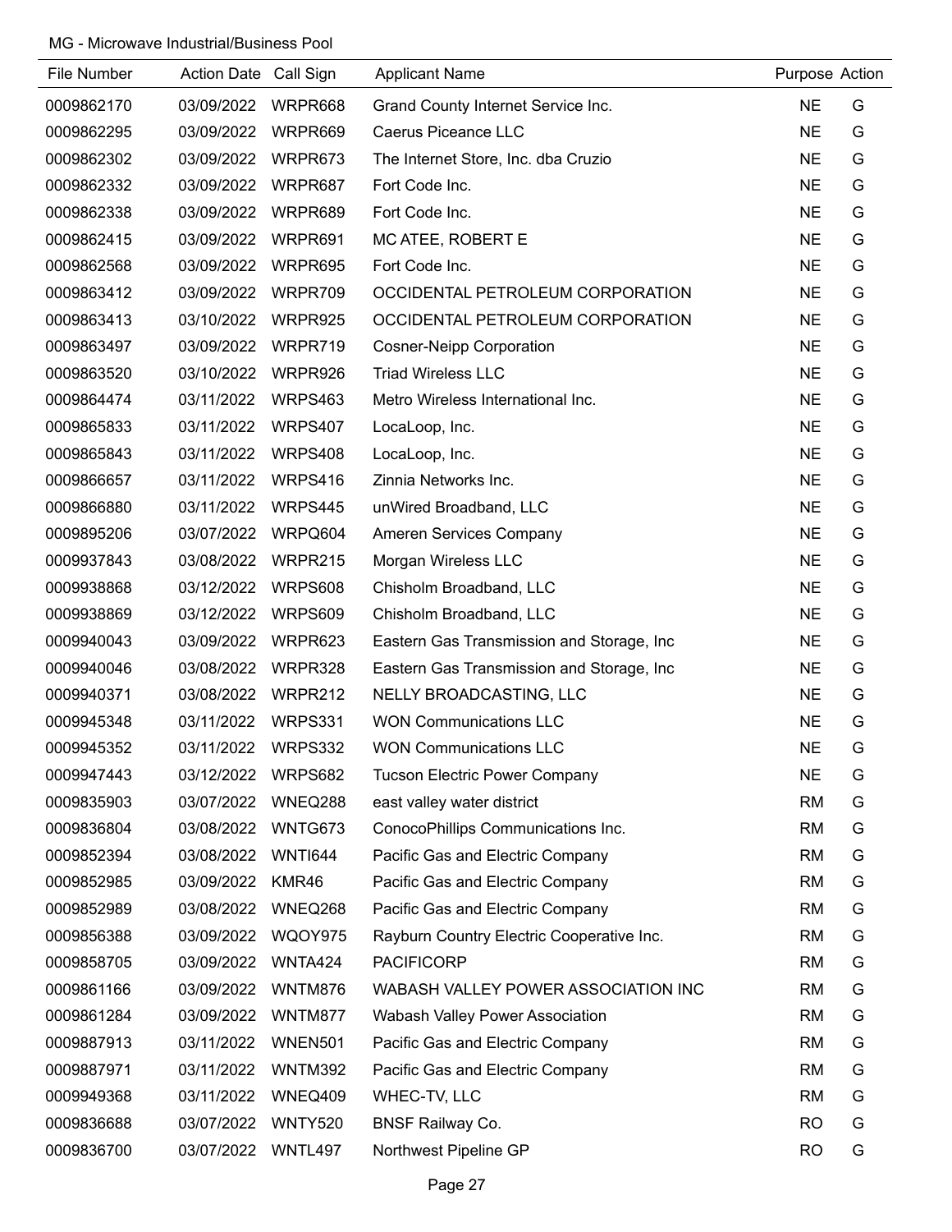MG - Microwave Industrial/Business Pool

| File Number | Action Date | Call Sign | Applicant Name | Purpose | Action |
|---|---|---|---|---|---|
| 0009862170 | 03/09/2022 | WRPR668 | Grand County Internet Service Inc. | NE | G |
| 0009862295 | 03/09/2022 | WRPR669 | Caerus Piceance LLC | NE | G |
| 0009862302 | 03/09/2022 | WRPR673 | The Internet Store, Inc. dba Cruzio | NE | G |
| 0009862332 | 03/09/2022 | WRPR687 | Fort Code Inc. | NE | G |
| 0009862338 | 03/09/2022 | WRPR689 | Fort Code Inc. | NE | G |
| 0009862415 | 03/09/2022 | WRPR691 | MC ATEE, ROBERT E | NE | G |
| 0009862568 | 03/09/2022 | WRPR695 | Fort Code Inc. | NE | G |
| 0009863412 | 03/09/2022 | WRPR709 | OCCIDENTAL PETROLEUM CORPORATION | NE | G |
| 0009863413 | 03/10/2022 | WRPR925 | OCCIDENTAL PETROLEUM CORPORATION | NE | G |
| 0009863497 | 03/09/2022 | WRPR719 | Cosner-Neipp Corporation | NE | G |
| 0009863520 | 03/10/2022 | WRPR926 | Triad Wireless LLC | NE | G |
| 0009864474 | 03/11/2022 | WRPS463 | Metro Wireless International Inc. | NE | G |
| 0009865833 | 03/11/2022 | WRPS407 | LocaLoop, Inc. | NE | G |
| 0009865843 | 03/11/2022 | WRPS408 | LocaLoop, Inc. | NE | G |
| 0009866657 | 03/11/2022 | WRPS416 | Zinnia Networks Inc. | NE | G |
| 0009866880 | 03/11/2022 | WRPS445 | unWired Broadband, LLC | NE | G |
| 0009895206 | 03/07/2022 | WRPQ604 | Ameren Services Company | NE | G |
| 0009937843 | 03/08/2022 | WRPR215 | Morgan Wireless LLC | NE | G |
| 0009938868 | 03/12/2022 | WRPS608 | Chisholm Broadband, LLC | NE | G |
| 0009938869 | 03/12/2022 | WRPS609 | Chisholm Broadband, LLC | NE | G |
| 0009940043 | 03/09/2022 | WRPR623 | Eastern Gas Transmission and Storage, Inc | NE | G |
| 0009940046 | 03/08/2022 | WRPR328 | Eastern Gas Transmission and Storage, Inc | NE | G |
| 0009940371 | 03/08/2022 | WRPR212 | NELLY BROADCASTING, LLC | NE | G |
| 0009945348 | 03/11/2022 | WRPS331 | WON Communications LLC | NE | G |
| 0009945352 | 03/11/2022 | WRPS332 | WON Communications LLC | NE | G |
| 0009947443 | 03/12/2022 | WRPS682 | Tucson Electric Power Company | NE | G |
| 0009835903 | 03/07/2022 | WNEQ288 | east valley water district | RM | G |
| 0009836804 | 03/08/2022 | WNTG673 | ConocoPhillips Communications Inc. | RM | G |
| 0009852394 | 03/08/2022 | WNTI644 | Pacific Gas and Electric Company | RM | G |
| 0009852985 | 03/09/2022 | KMR46 | Pacific Gas and Electric Company | RM | G |
| 0009852989 | 03/08/2022 | WNEQ268 | Pacific Gas and Electric Company | RM | G |
| 0009856388 | 03/09/2022 | WQOY975 | Rayburn Country Electric Cooperative Inc. | RM | G |
| 0009858705 | 03/09/2022 | WNTA424 | PACIFICORP | RM | G |
| 0009861166 | 03/09/2022 | WNTM876 | WABASH VALLEY POWER ASSOCIATION INC | RM | G |
| 0009861284 | 03/09/2022 | WNTM877 | Wabash Valley Power Association | RM | G |
| 0009887913 | 03/11/2022 | WNEN501 | Pacific Gas and Electric Company | RM | G |
| 0009887971 | 03/11/2022 | WNTM392 | Pacific Gas and Electric Company | RM | G |
| 0009949368 | 03/11/2022 | WNEQ409 | WHEC-TV, LLC | RM | G |
| 0009836688 | 03/07/2022 | WNTY520 | BNSF Railway Co. | RO | G |
| 0009836700 | 03/07/2022 | WNTL497 | Northwest Pipeline GP | RO | G |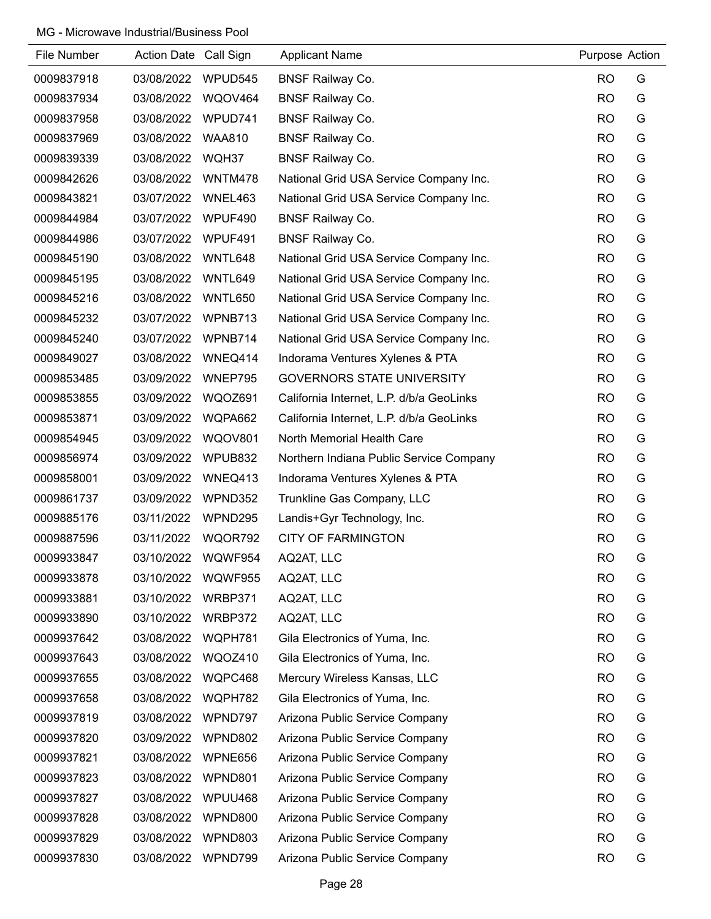MG - Microwave Industrial/Business Pool

| File Number | Action Date | Call Sign | Applicant Name | Purpose | Action |
|---|---|---|---|---|---|
| 0009837918 | 03/08/2022 | WPUD545 | BNSF Railway Co. | RO | G |
| 0009837934 | 03/08/2022 | WQOV464 | BNSF Railway Co. | RO | G |
| 0009837958 | 03/08/2022 | WPUD741 | BNSF Railway Co. | RO | G |
| 0009837969 | 03/08/2022 | WAA810 | BNSF Railway Co. | RO | G |
| 0009839339 | 03/08/2022 | WQH37 | BNSF Railway Co. | RO | G |
| 0009842626 | 03/08/2022 | WNTM478 | National Grid USA Service Company Inc. | RO | G |
| 0009843821 | 03/07/2022 | WNEL463 | National Grid USA Service Company Inc. | RO | G |
| 0009844984 | 03/07/2022 | WPUF490 | BNSF Railway Co. | RO | G |
| 0009844986 | 03/07/2022 | WPUF491 | BNSF Railway Co. | RO | G |
| 0009845190 | 03/08/2022 | WNTL648 | National Grid USA Service Company Inc. | RO | G |
| 0009845195 | 03/08/2022 | WNTL649 | National Grid USA Service Company Inc. | RO | G |
| 0009845216 | 03/08/2022 | WNTL650 | National Grid USA Service Company Inc. | RO | G |
| 0009845232 | 03/07/2022 | WPNB713 | National Grid USA Service Company Inc. | RO | G |
| 0009845240 | 03/07/2022 | WPNB714 | National Grid USA Service Company Inc. | RO | G |
| 0009849027 | 03/08/2022 | WNEQ414 | Indorama Ventures Xylenes & PTA | RO | G |
| 0009853485 | 03/09/2022 | WNEP795 | GOVERNORS STATE UNIVERSITY | RO | G |
| 0009853855 | 03/09/2022 | WQOZ691 | California Internet, L.P. d/b/a GeoLinks | RO | G |
| 0009853871 | 03/09/2022 | WQPA662 | California Internet, L.P. d/b/a GeoLinks | RO | G |
| 0009854945 | 03/09/2022 | WQOV801 | North Memorial Health Care | RO | G |
| 0009856974 | 03/09/2022 | WPUB832 | Northern Indiana Public Service Company | RO | G |
| 0009858001 | 03/09/2022 | WNEQ413 | Indorama Ventures Xylenes & PTA | RO | G |
| 0009861737 | 03/09/2022 | WPND352 | Trunkline Gas Company, LLC | RO | G |
| 0009885176 | 03/11/2022 | WPND295 | Landis+Gyr Technology, Inc. | RO | G |
| 0009887596 | 03/11/2022 | WQOR792 | CITY OF FARMINGTON | RO | G |
| 0009933847 | 03/10/2022 | WQWF954 | AQ2AT, LLC | RO | G |
| 0009933878 | 03/10/2022 | WQWF955 | AQ2AT, LLC | RO | G |
| 0009933881 | 03/10/2022 | WRBP371 | AQ2AT, LLC | RO | G |
| 0009933890 | 03/10/2022 | WRBP372 | AQ2AT, LLC | RO | G |
| 0009937642 | 03/08/2022 | WQPH781 | Gila Electronics of Yuma, Inc. | RO | G |
| 0009937643 | 03/08/2022 | WQOZ410 | Gila Electronics of Yuma, Inc. | RO | G |
| 0009937655 | 03/08/2022 | WQPC468 | Mercury Wireless Kansas, LLC | RO | G |
| 0009937658 | 03/08/2022 | WQPH782 | Gila Electronics of Yuma, Inc. | RO | G |
| 0009937819 | 03/08/2022 | WPND797 | Arizona Public Service Company | RO | G |
| 0009937820 | 03/09/2022 | WPND802 | Arizona Public Service Company | RO | G |
| 0009937821 | 03/08/2022 | WPNE656 | Arizona Public Service Company | RO | G |
| 0009937823 | 03/08/2022 | WPND801 | Arizona Public Service Company | RO | G |
| 0009937827 | 03/08/2022 | WPUU468 | Arizona Public Service Company | RO | G |
| 0009937828 | 03/08/2022 | WPND800 | Arizona Public Service Company | RO | G |
| 0009937829 | 03/08/2022 | WPND803 | Arizona Public Service Company | RO | G |
| 0009937830 | 03/08/2022 | WPND799 | Arizona Public Service Company | RO | G |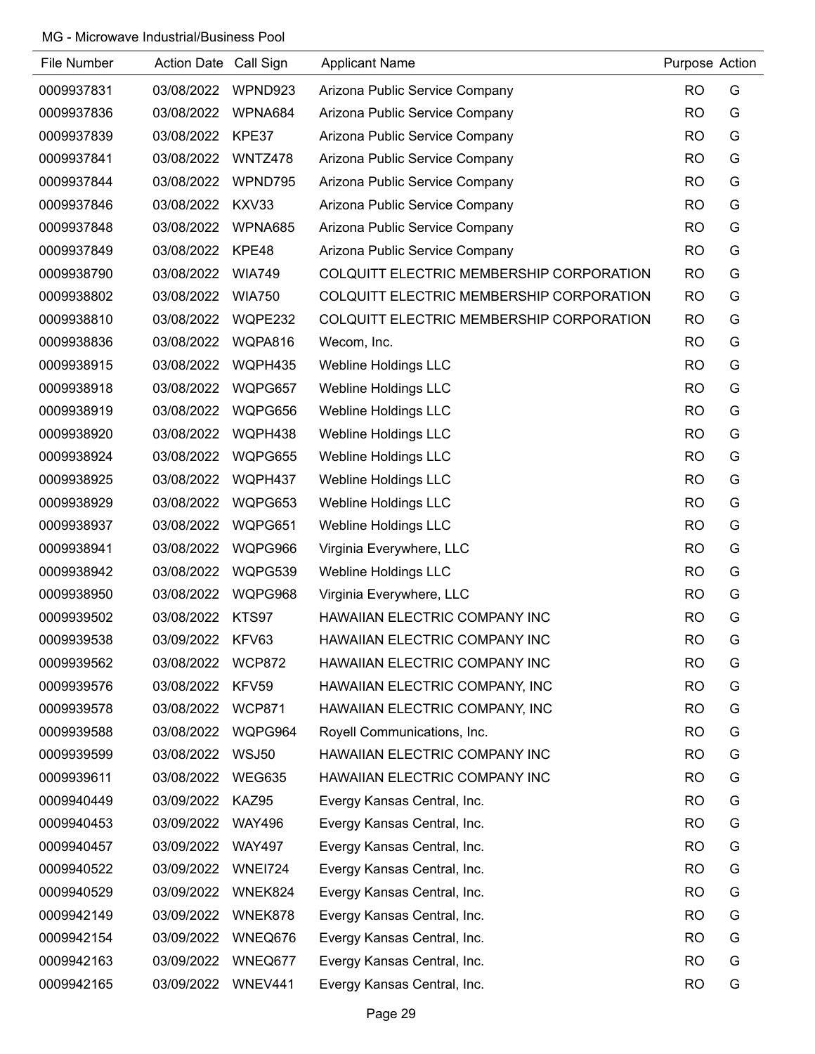MG - Microwave Industrial/Business Pool

| File Number | Action Date | Call Sign | Applicant Name | Purpose | Action |
|---|---|---|---|---|---|
| 0009937831 | 03/08/2022 | WPND923 | Arizona Public Service Company | RO | G |
| 0009937836 | 03/08/2022 | WPNA684 | Arizona Public Service Company | RO | G |
| 0009937839 | 03/08/2022 | KPE37 | Arizona Public Service Company | RO | G |
| 0009937841 | 03/08/2022 | WNTZ478 | Arizona Public Service Company | RO | G |
| 0009937844 | 03/08/2022 | WPND795 | Arizona Public Service Company | RO | G |
| 0009937846 | 03/08/2022 | KXV33 | Arizona Public Service Company | RO | G |
| 0009937848 | 03/08/2022 | WPNA685 | Arizona Public Service Company | RO | G |
| 0009937849 | 03/08/2022 | KPE48 | Arizona Public Service Company | RO | G |
| 0009938790 | 03/08/2022 | WIA749 | COLQUITT ELECTRIC MEMBERSHIP CORPORATION | RO | G |
| 0009938802 | 03/08/2022 | WIA750 | COLQUITT ELECTRIC MEMBERSHIP CORPORATION | RO | G |
| 0009938810 | 03/08/2022 | WQPE232 | COLQUITT ELECTRIC MEMBERSHIP CORPORATION | RO | G |
| 0009938836 | 03/08/2022 | WQPA816 | Wecom, Inc. | RO | G |
| 0009938915 | 03/08/2022 | WQPH435 | Webline Holdings LLC | RO | G |
| 0009938918 | 03/08/2022 | WQPG657 | Webline Holdings LLC | RO | G |
| 0009938919 | 03/08/2022 | WQPG656 | Webline Holdings LLC | RO | G |
| 0009938920 | 03/08/2022 | WQPH438 | Webline Holdings LLC | RO | G |
| 0009938924 | 03/08/2022 | WQPG655 | Webline Holdings LLC | RO | G |
| 0009938925 | 03/08/2022 | WQPH437 | Webline Holdings LLC | RO | G |
| 0009938929 | 03/08/2022 | WQPG653 | Webline Holdings LLC | RO | G |
| 0009938937 | 03/08/2022 | WQPG651 | Webline Holdings LLC | RO | G |
| 0009938941 | 03/08/2022 | WQPG966 | Virginia Everywhere, LLC | RO | G |
| 0009938942 | 03/08/2022 | WQPG539 | Webline Holdings LLC | RO | G |
| 0009938950 | 03/08/2022 | WQPG968 | Virginia Everywhere, LLC | RO | G |
| 0009939502 | 03/08/2022 | KTS97 | HAWAIIAN ELECTRIC COMPANY INC | RO | G |
| 0009939538 | 03/09/2022 | KFV63 | HAWAIIAN ELECTRIC COMPANY INC | RO | G |
| 0009939562 | 03/08/2022 | WCP872 | HAWAIIAN ELECTRIC COMPANY INC | RO | G |
| 0009939576 | 03/08/2022 | KFV59 | HAWAIIAN ELECTRIC COMPANY, INC | RO | G |
| 0009939578 | 03/08/2022 | WCP871 | HAWAIIAN ELECTRIC COMPANY, INC | RO | G |
| 0009939588 | 03/08/2022 | WQPG964 | Royell Communications, Inc. | RO | G |
| 0009939599 | 03/08/2022 | WSJ50 | HAWAIIAN ELECTRIC COMPANY INC | RO | G |
| 0009939611 | 03/08/2022 | WEG635 | HAWAIIAN ELECTRIC COMPANY INC | RO | G |
| 0009940449 | 03/09/2022 | KAZ95 | Evergy Kansas Central, Inc. | RO | G |
| 0009940453 | 03/09/2022 | WAY496 | Evergy Kansas Central, Inc. | RO | G |
| 0009940457 | 03/09/2022 | WAY497 | Evergy Kansas Central, Inc. | RO | G |
| 0009940522 | 03/09/2022 | WNEI724 | Evergy Kansas Central, Inc. | RO | G |
| 0009940529 | 03/09/2022 | WNEK824 | Evergy Kansas Central, Inc. | RO | G |
| 0009942149 | 03/09/2022 | WNEK878 | Evergy Kansas Central, Inc. | RO | G |
| 0009942154 | 03/09/2022 | WNEQ676 | Evergy Kansas Central, Inc. | RO | G |
| 0009942163 | 03/09/2022 | WNEQ677 | Evergy Kansas Central, Inc. | RO | G |
| 0009942165 | 03/09/2022 | WNEV441 | Evergy Kansas Central, Inc. | RO | G |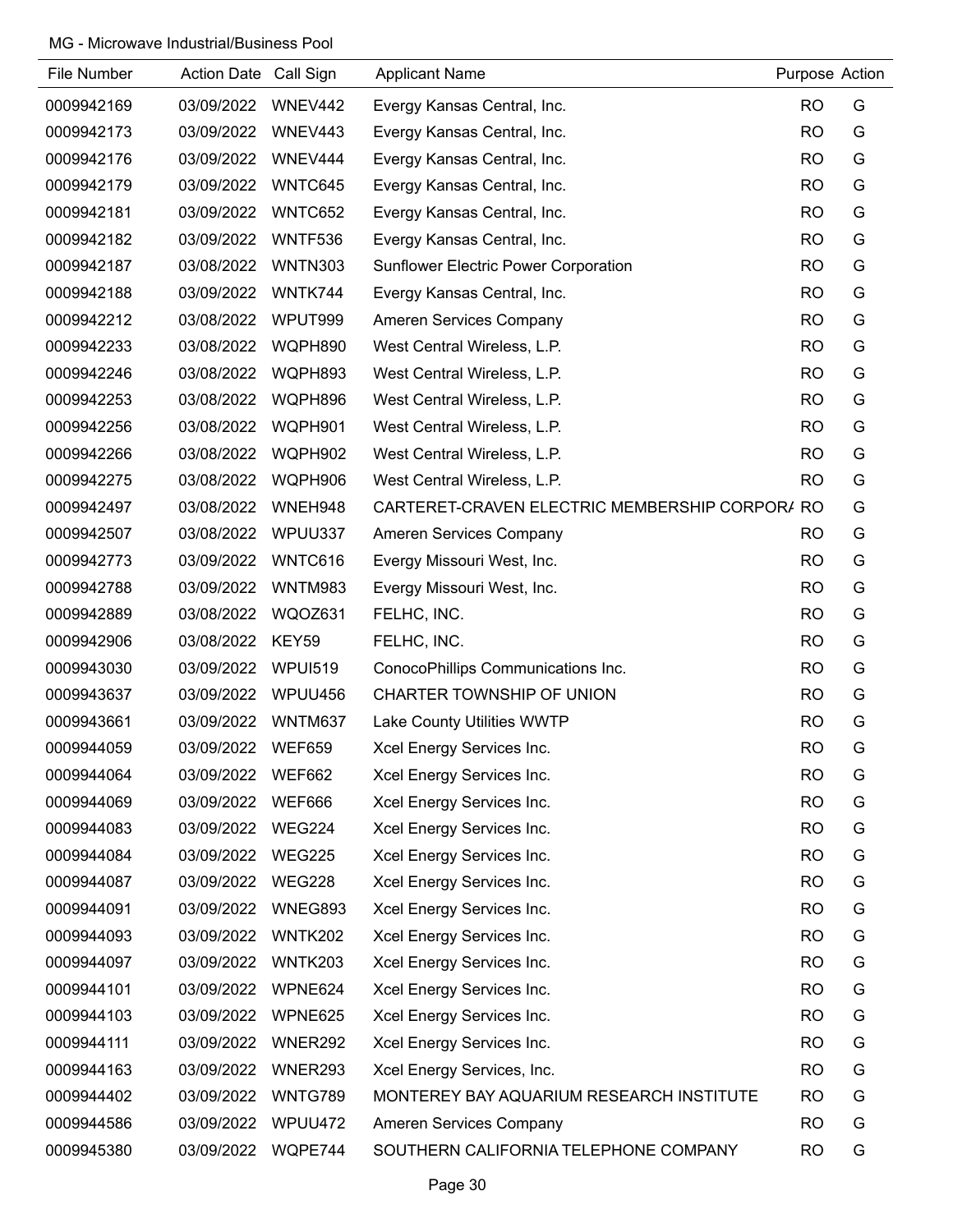MG - Microwave Industrial/Business Pool

| File Number | Action Date | Call Sign | Applicant Name | Purpose | Action |
|---|---|---|---|---|---|
| 0009942169 | 03/09/2022 | WNEV442 | Evergy Kansas Central, Inc. | RO | G |
| 0009942173 | 03/09/2022 | WNEV443 | Evergy Kansas Central, Inc. | RO | G |
| 0009942176 | 03/09/2022 | WNEV444 | Evergy Kansas Central, Inc. | RO | G |
| 0009942179 | 03/09/2022 | WNTC645 | Evergy Kansas Central, Inc. | RO | G |
| 0009942181 | 03/09/2022 | WNTC652 | Evergy Kansas Central, Inc. | RO | G |
| 0009942182 | 03/09/2022 | WNTF536 | Evergy Kansas Central, Inc. | RO | G |
| 0009942187 | 03/08/2022 | WNTN303 | Sunflower Electric Power Corporation | RO | G |
| 0009942188 | 03/09/2022 | WNTK744 | Evergy Kansas Central, Inc. | RO | G |
| 0009942212 | 03/08/2022 | WPUT999 | Ameren Services Company | RO | G |
| 0009942233 | 03/08/2022 | WQPH890 | West Central Wireless, L.P. | RO | G |
| 0009942246 | 03/08/2022 | WQPH893 | West Central Wireless, L.P. | RO | G |
| 0009942253 | 03/08/2022 | WQPH896 | West Central Wireless, L.P. | RO | G |
| 0009942256 | 03/08/2022 | WQPH901 | West Central Wireless, L.P. | RO | G |
| 0009942266 | 03/08/2022 | WQPH902 | West Central Wireless, L.P. | RO | G |
| 0009942275 | 03/08/2022 | WQPH906 | West Central Wireless, L.P. | RO | G |
| 0009942497 | 03/08/2022 | WNEH948 | CARTERET-CRAVEN ELECTRIC MEMBERSHIP CORPORA | RO | G |
| 0009942507 | 03/08/2022 | WPUU337 | Ameren Services Company | RO | G |
| 0009942773 | 03/09/2022 | WNTC616 | Evergy Missouri West, Inc. | RO | G |
| 0009942788 | 03/09/2022 | WNTM983 | Evergy Missouri West, Inc. | RO | G |
| 0009942889 | 03/08/2022 | WQOZ631 | FELHC, INC. | RO | G |
| 0009942906 | 03/08/2022 | KEY59 | FELHC, INC. | RO | G |
| 0009943030 | 03/09/2022 | WPUI519 | ConocoPhillips Communications Inc. | RO | G |
| 0009943637 | 03/09/2022 | WPUU456 | CHARTER TOWNSHIP OF UNION | RO | G |
| 0009943661 | 03/09/2022 | WNTM637 | Lake County Utilities WWTP | RO | G |
| 0009944059 | 03/09/2022 | WEF659 | Xcel Energy Services Inc. | RO | G |
| 0009944064 | 03/09/2022 | WEF662 | Xcel Energy Services Inc. | RO | G |
| 0009944069 | 03/09/2022 | WEF666 | Xcel Energy Services Inc. | RO | G |
| 0009944083 | 03/09/2022 | WEG224 | Xcel Energy Services Inc. | RO | G |
| 0009944084 | 03/09/2022 | WEG225 | Xcel Energy Services Inc. | RO | G |
| 0009944087 | 03/09/2022 | WEG228 | Xcel Energy Services Inc. | RO | G |
| 0009944091 | 03/09/2022 | WNEG893 | Xcel Energy Services Inc. | RO | G |
| 0009944093 | 03/09/2022 | WNTK202 | Xcel Energy Services Inc. | RO | G |
| 0009944097 | 03/09/2022 | WNTK203 | Xcel Energy Services Inc. | RO | G |
| 0009944101 | 03/09/2022 | WPNE624 | Xcel Energy Services Inc. | RO | G |
| 0009944103 | 03/09/2022 | WPNE625 | Xcel Energy Services Inc. | RO | G |
| 0009944111 | 03/09/2022 | WNER292 | Xcel Energy Services Inc. | RO | G |
| 0009944163 | 03/09/2022 | WNER293 | Xcel Energy Services, Inc. | RO | G |
| 0009944402 | 03/09/2022 | WNTG789 | MONTEREY BAY AQUARIUM RESEARCH INSTITUTE | RO | G |
| 0009944586 | 03/09/2022 | WPUU472 | Ameren Services Company | RO | G |
| 0009945380 | 03/09/2022 | WQPE744 | SOUTHERN CALIFORNIA TELEPHONE COMPANY | RO | G |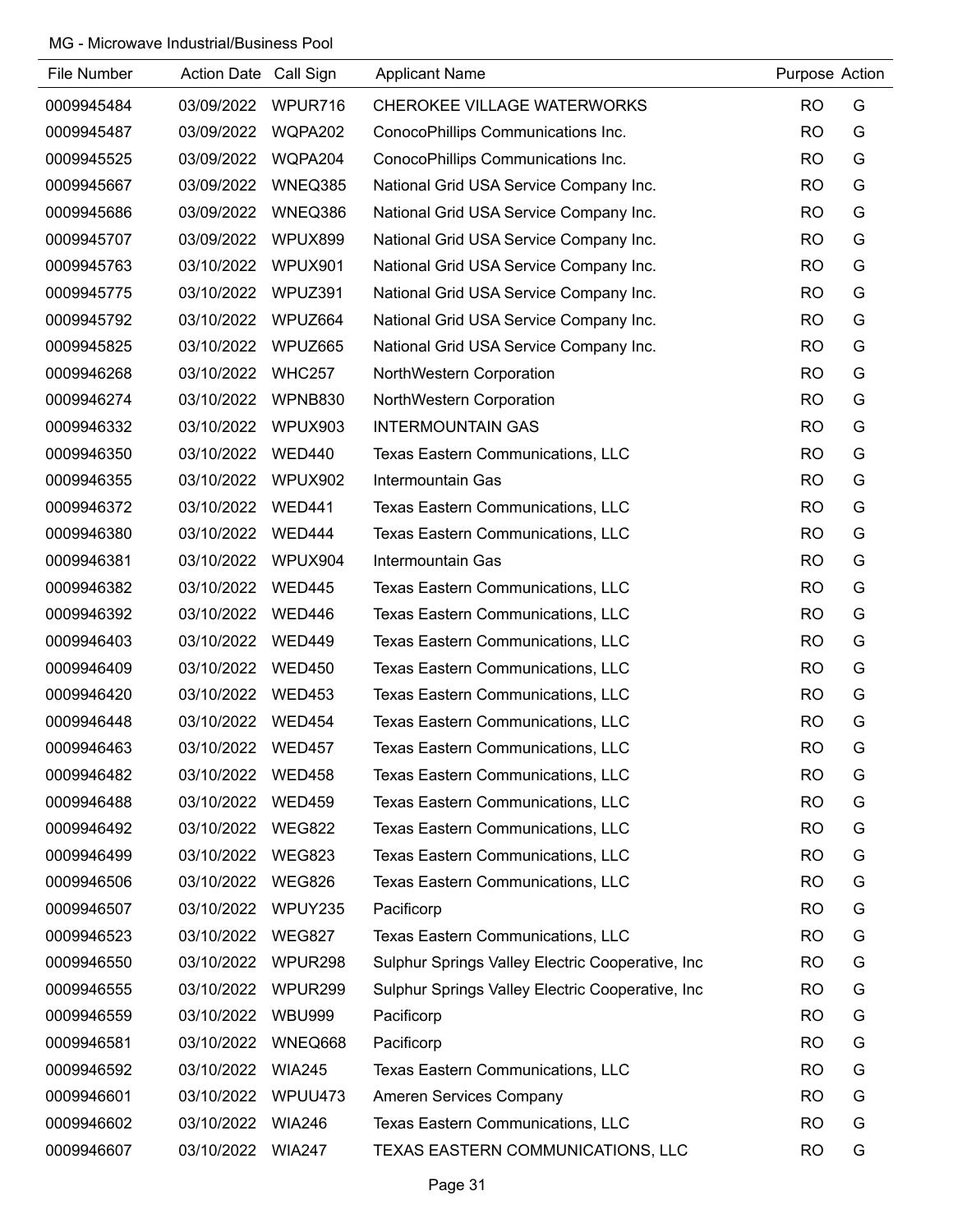MG - Microwave Industrial/Business Pool

| File Number | Action Date | Call Sign | Applicant Name | Purpose | Action |
|---|---|---|---|---|---|
| 0009945484 | 03/09/2022 | WPUR716 | CHEROKEE VILLAGE WATERWORKS | RO | G |
| 0009945487 | 03/09/2022 | WQPA202 | ConocoPhillips Communications Inc. | RO | G |
| 0009945525 | 03/09/2022 | WQPA204 | ConocoPhillips Communications Inc. | RO | G |
| 0009945667 | 03/09/2022 | WNEQ385 | National Grid USA Service Company Inc. | RO | G |
| 0009945686 | 03/09/2022 | WNEQ386 | National Grid USA Service Company Inc. | RO | G |
| 0009945707 | 03/09/2022 | WPUX899 | National Grid USA Service Company Inc. | RO | G |
| 0009945763 | 03/10/2022 | WPUX901 | National Grid USA Service Company Inc. | RO | G |
| 0009945775 | 03/10/2022 | WPUZ391 | National Grid USA Service Company Inc. | RO | G |
| 0009945792 | 03/10/2022 | WPUZ664 | National Grid USA Service Company Inc. | RO | G |
| 0009945825 | 03/10/2022 | WPUZ665 | National Grid USA Service Company Inc. | RO | G |
| 0009946268 | 03/10/2022 | WHC257 | NorthWestern Corporation | RO | G |
| 0009946274 | 03/10/2022 | WPNB830 | NorthWestern Corporation | RO | G |
| 0009946332 | 03/10/2022 | WPUX903 | INTERMOUNTAIN GAS | RO | G |
| 0009946350 | 03/10/2022 | WED440 | Texas Eastern Communications, LLC | RO | G |
| 0009946355 | 03/10/2022 | WPUX902 | Intermountain Gas | RO | G |
| 0009946372 | 03/10/2022 | WED441 | Texas Eastern Communications, LLC | RO | G |
| 0009946380 | 03/10/2022 | WED444 | Texas Eastern Communications, LLC | RO | G |
| 0009946381 | 03/10/2022 | WPUX904 | Intermountain Gas | RO | G |
| 0009946382 | 03/10/2022 | WED445 | Texas Eastern Communications, LLC | RO | G |
| 0009946392 | 03/10/2022 | WED446 | Texas Eastern Communications, LLC | RO | G |
| 0009946403 | 03/10/2022 | WED449 | Texas Eastern Communications, LLC | RO | G |
| 0009946409 | 03/10/2022 | WED450 | Texas Eastern Communications, LLC | RO | G |
| 0009946420 | 03/10/2022 | WED453 | Texas Eastern Communications, LLC | RO | G |
| 0009946448 | 03/10/2022 | WED454 | Texas Eastern Communications, LLC | RO | G |
| 0009946463 | 03/10/2022 | WED457 | Texas Eastern Communications, LLC | RO | G |
| 0009946482 | 03/10/2022 | WED458 | Texas Eastern Communications, LLC | RO | G |
| 0009946488 | 03/10/2022 | WED459 | Texas Eastern Communications, LLC | RO | G |
| 0009946492 | 03/10/2022 | WEG822 | Texas Eastern Communications, LLC | RO | G |
| 0009946499 | 03/10/2022 | WEG823 | Texas Eastern Communications, LLC | RO | G |
| 0009946506 | 03/10/2022 | WEG826 | Texas Eastern Communications, LLC | RO | G |
| 0009946507 | 03/10/2022 | WPUY235 | Pacificorp | RO | G |
| 0009946523 | 03/10/2022 | WEG827 | Texas Eastern Communications, LLC | RO | G |
| 0009946550 | 03/10/2022 | WPUR298 | Sulphur Springs Valley Electric Cooperative, Inc | RO | G |
| 0009946555 | 03/10/2022 | WPUR299 | Sulphur Springs Valley Electric Cooperative, Inc | RO | G |
| 0009946559 | 03/10/2022 | WBU999 | Pacificorp | RO | G |
| 0009946581 | 03/10/2022 | WNEQ668 | Pacificorp | RO | G |
| 0009946592 | 03/10/2022 | WIA245 | Texas Eastern Communications, LLC | RO | G |
| 0009946601 | 03/10/2022 | WPUU473 | Ameren Services Company | RO | G |
| 0009946602 | 03/10/2022 | WIA246 | Texas Eastern Communications, LLC | RO | G |
| 0009946607 | 03/10/2022 | WIA247 | TEXAS EASTERN COMMUNICATIONS, LLC | RO | G |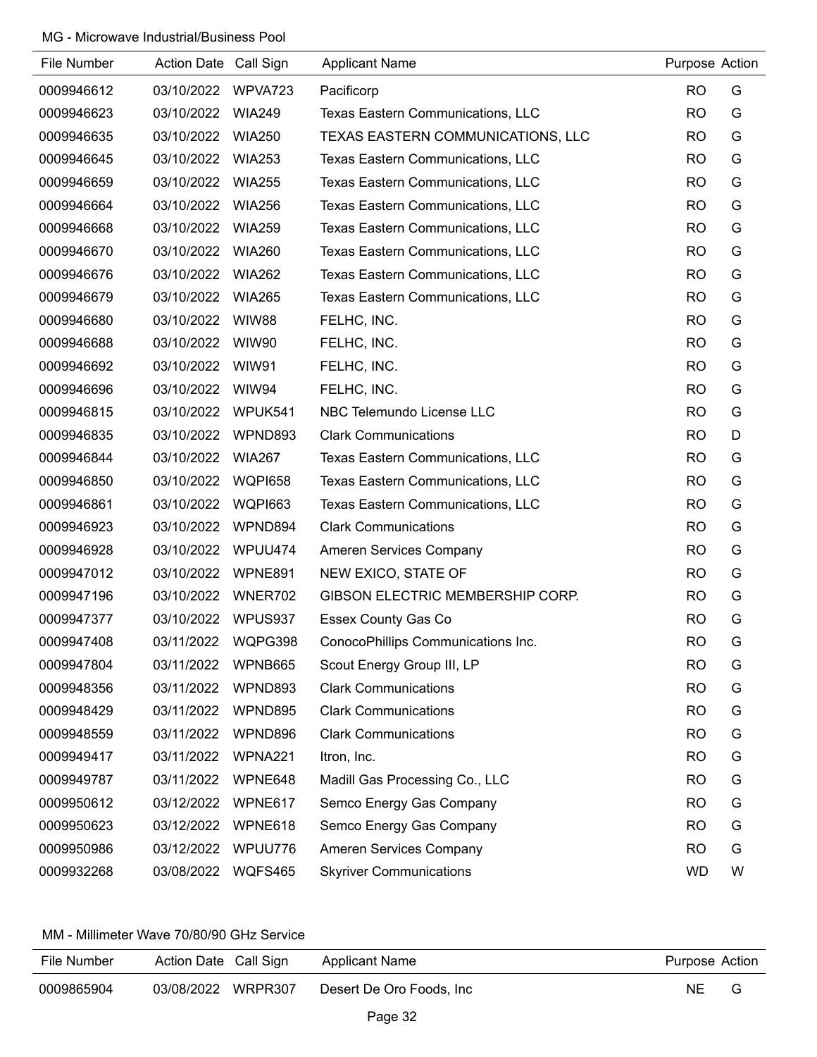MG - Microwave Industrial/Business Pool

| File Number | Action Date | Call Sign | Applicant Name | Purpose | Action |
|---|---|---|---|---|---|
| 0009946612 | 03/10/2022 | WPVA723 | Pacificorp | RO | G |
| 0009946623 | 03/10/2022 | WIA249 | Texas Eastern Communications, LLC | RO | G |
| 0009946635 | 03/10/2022 | WIA250 | TEXAS EASTERN COMMUNICATIONS, LLC | RO | G |
| 0009946645 | 03/10/2022 | WIA253 | Texas Eastern Communications, LLC | RO | G |
| 0009946659 | 03/10/2022 | WIA255 | Texas Eastern Communications, LLC | RO | G |
| 0009946664 | 03/10/2022 | WIA256 | Texas Eastern Communications, LLC | RO | G |
| 0009946668 | 03/10/2022 | WIA259 | Texas Eastern Communications, LLC | RO | G |
| 0009946670 | 03/10/2022 | WIA260 | Texas Eastern Communications, LLC | RO | G |
| 0009946676 | 03/10/2022 | WIA262 | Texas Eastern Communications, LLC | RO | G |
| 0009946679 | 03/10/2022 | WIA265 | Texas Eastern Communications, LLC | RO | G |
| 0009946680 | 03/10/2022 | WIW88 | FELHC, INC. | RO | G |
| 0009946688 | 03/10/2022 | WIW90 | FELHC, INC. | RO | G |
| 0009946692 | 03/10/2022 | WIW91 | FELHC, INC. | RO | G |
| 0009946696 | 03/10/2022 | WIW94 | FELHC, INC. | RO | G |
| 0009946815 | 03/10/2022 | WPUK541 | NBC Telemundo License LLC | RO | G |
| 0009946835 | 03/10/2022 | WPND893 | Clark Communications | RO | D |
| 0009946844 | 03/10/2022 | WIA267 | Texas Eastern Communications, LLC | RO | G |
| 0009946850 | 03/10/2022 | WQPI658 | Texas Eastern Communications, LLC | RO | G |
| 0009946861 | 03/10/2022 | WQPI663 | Texas Eastern Communications, LLC | RO | G |
| 0009946923 | 03/10/2022 | WPND894 | Clark Communications | RO | G |
| 0009946928 | 03/10/2022 | WPUU474 | Ameren Services Company | RO | G |
| 0009947012 | 03/10/2022 | WPNE891 | NEW EXICO, STATE OF | RO | G |
| 0009947196 | 03/10/2022 | WNER702 | GIBSON ELECTRIC MEMBERSHIP CORP. | RO | G |
| 0009947377 | 03/10/2022 | WPUS937 | Essex County Gas Co | RO | G |
| 0009947408 | 03/11/2022 | WQPG398 | ConocoPhillips Communications Inc. | RO | G |
| 0009947804 | 03/11/2022 | WPNB665 | Scout Energy Group III, LP | RO | G |
| 0009948356 | 03/11/2022 | WPND893 | Clark Communications | RO | G |
| 0009948429 | 03/11/2022 | WPND895 | Clark Communications | RO | G |
| 0009948559 | 03/11/2022 | WPND896 | Clark Communications | RO | G |
| 0009949417 | 03/11/2022 | WPNA221 | Itron, Inc. | RO | G |
| 0009949787 | 03/11/2022 | WPNE648 | Madill Gas Processing Co., LLC | RO | G |
| 0009950612 | 03/12/2022 | WPNE617 | Semco Energy Gas Company | RO | G |
| 0009950623 | 03/12/2022 | WPNE618 | Semco Energy Gas Company | RO | G |
| 0009950986 | 03/12/2022 | WPUU776 | Ameren Services Company | RO | G |
| 0009932268 | 03/08/2022 | WQFS465 | Skyriver Communications | WD | W |

MM - Millimeter Wave 70/80/90 GHz Service

| File Number | Action Date | Call Sign | Applicant Name | Purpose | Action |
|---|---|---|---|---|---|
| 0009865904 | 03/08/2022 | WRPR307 | Desert De Oro Foods, Inc | NE | G |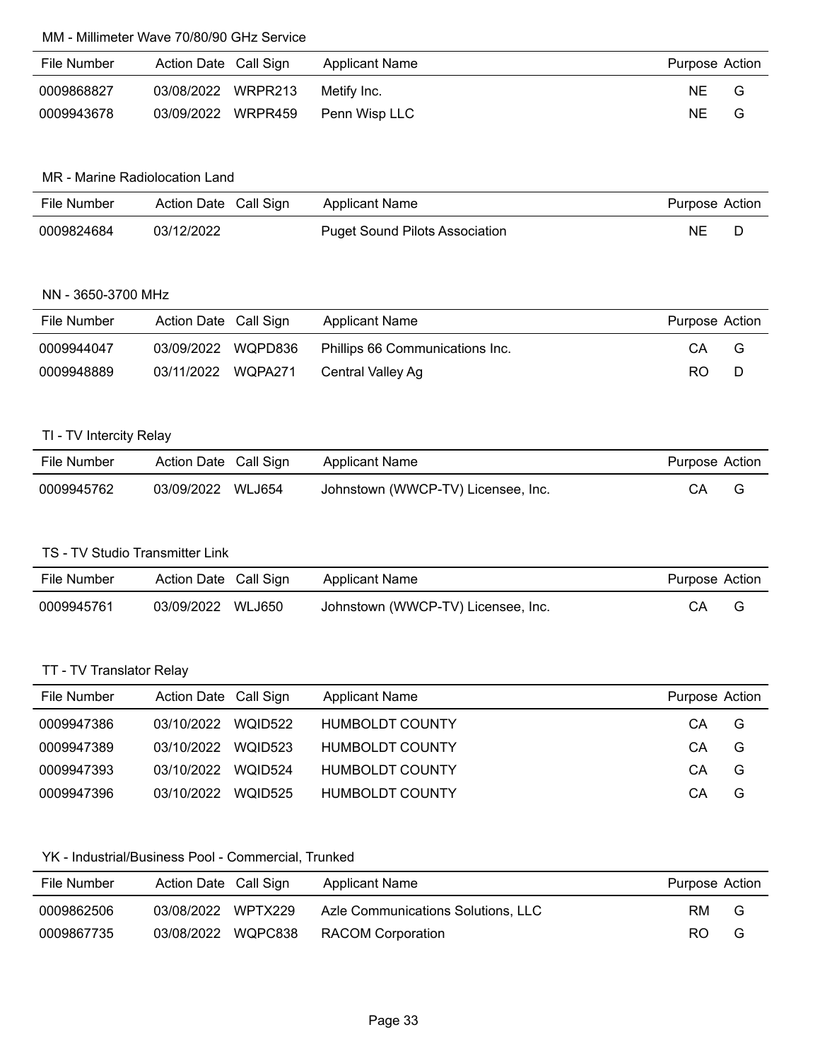### MM - Millimeter Wave 70/80/90 GHz Service

| File Number | Action Date | Call Sign | Applicant Name | Purpose | Action |
|---|---|---|---|---|---|
| 0009868827 | 03/08/2022 | WRPR213 | Metify Inc. | NE | G |
| 0009943678 | 03/09/2022 | WRPR459 | Penn Wisp LLC | NE | G |

### MR - Marine Radiolocation Land

| File Number | Action Date | Call Sign | Applicant Name | Purpose | Action |
|---|---|---|---|---|---|
| 0009824684 | 03/12/2022 | | Puget Sound Pilots Association | NE | D |

### NN - 3650-3700 MHz

| File Number | Action Date | Call Sign | Applicant Name | Purpose | Action |
|---|---|---|---|---|---|
| 0009944047 | 03/09/2022 | WQPD836 | Phillips 66 Communications Inc. | CA | G |
| 0009948889 | 03/11/2022 | WQPA271 | Central Valley Ag | RO | D |

### TI - TV Intercity Relay

| File Number | Action Date | Call Sign | Applicant Name | Purpose | Action |
|---|---|---|---|---|---|
| 0009945762 | 03/09/2022 | WLJ654 | Johnstown (WWCP-TV) Licensee, Inc. | CA | G |

### TS - TV Studio Transmitter Link

| File Number | Action Date | Call Sign | Applicant Name | Purpose | Action |
|---|---|---|---|---|---|
| 0009945761 | 03/09/2022 | WLJ650 | Johnstown (WWCP-TV) Licensee, Inc. | CA | G |

### TT - TV Translator Relay

| File Number | Action Date | Call Sign | Applicant Name | Purpose | Action |
|---|---|---|---|---|---|
| 0009947386 | 03/10/2022 | WQID522 | HUMBOLDT COUNTY | CA | G |
| 0009947389 | 03/10/2022 | WQID523 | HUMBOLDT COUNTY | CA | G |
| 0009947393 | 03/10/2022 | WQID524 | HUMBOLDT COUNTY | CA | G |
| 0009947396 | 03/10/2022 | WQID525 | HUMBOLDT COUNTY | CA | G |

### YK - Industrial/Business Pool - Commercial, Trunked

| File Number | Action Date | Call Sign | Applicant Name | Purpose | Action |
|---|---|---|---|---|---|
| 0009862506 | 03/08/2022 | WPTX229 | Azle Communications Solutions, LLC | RM | G |
| 0009867735 | 03/08/2022 | WQPC838 | RACOM Corporation | RO | G |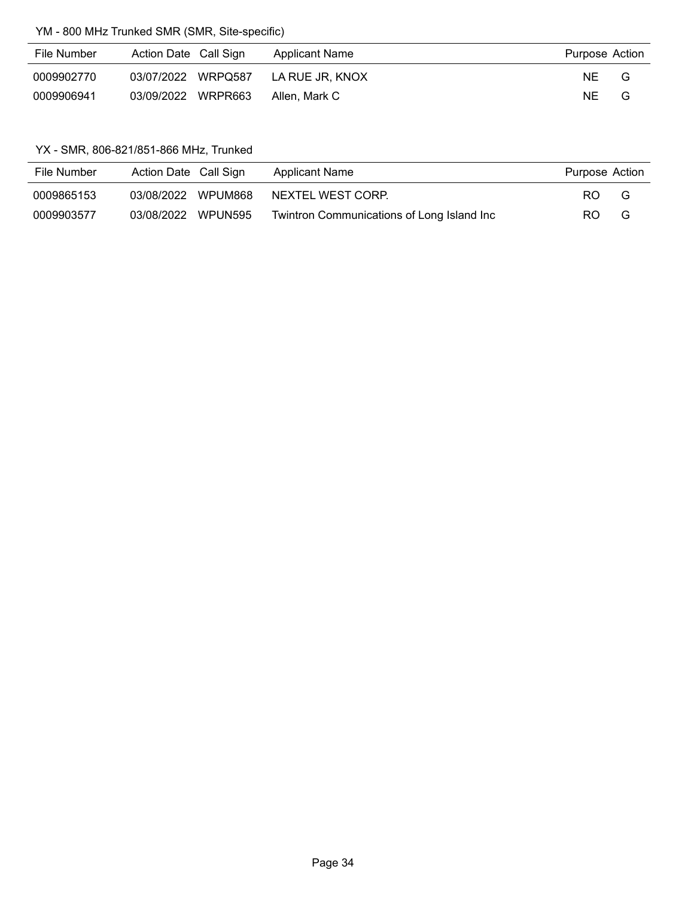YM - 800 MHz Trunked SMR (SMR, Site-specific)

| File Number | Action Date | Call Sign | Applicant Name | Purpose | Action |
|---|---|---|---|---|---|
| 0009902770 | 03/07/2022 | WRPQ587 | LA RUE JR, KNOX | NE | G |
| 0009906941 | 03/09/2022 | WRPR663 | Allen, Mark C | NE | G |

YX - SMR, 806-821/851-866 MHz, Trunked

| File Number | Action Date | Call Sign | Applicant Name | Purpose | Action |
|---|---|---|---|---|---|
| 0009865153 | 03/08/2022 | WPUM868 | NEXTEL WEST CORP. | RO | G |
| 0009903577 | 03/08/2022 | WPUN595 | Twintron Communications of Long Island Inc | RO | G |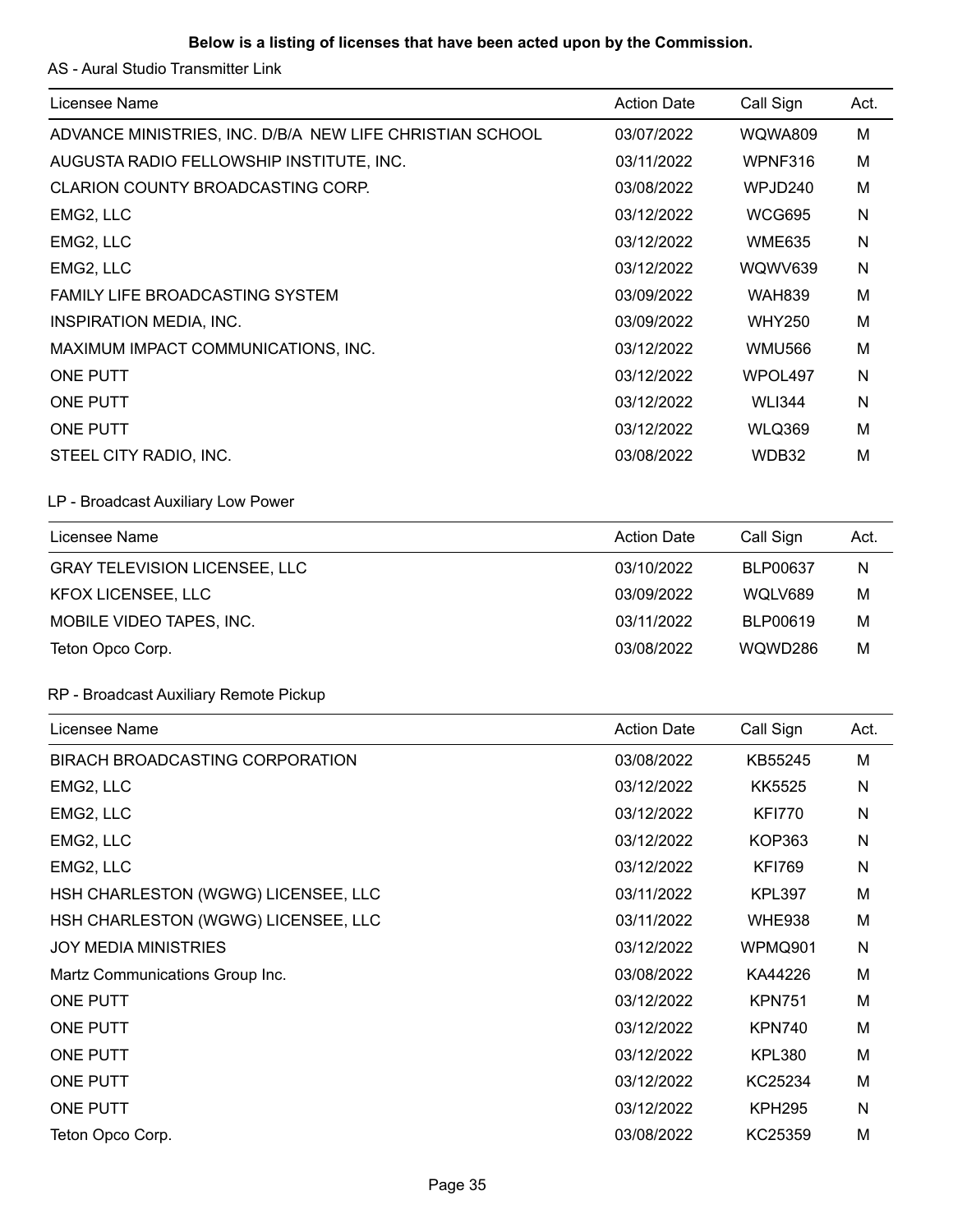**Below is a listing of licenses that have been acted upon by the Commission.**

AS - Aural Studio Transmitter Link

| Licensee Name | Action Date | Call Sign | Act. |
| --- | --- | --- | --- |
| ADVANCE MINISTRIES, INC. D/B/A NEW LIFE CHRISTIAN SCHOOL | 03/07/2022 | WQWA809 | M |
| AUGUSTA RADIO FELLOWSHIP INSTITUTE, INC. | 03/11/2022 | WPNF316 | M |
| CLARION COUNTY BROADCASTING CORP. | 03/08/2022 | WPJD240 | M |
| EMG2, LLC | 03/12/2022 | WCG695 | N |
| EMG2, LLC | 03/12/2022 | WME635 | N |
| EMG2, LLC | 03/12/2022 | WQWV639 | N |
| FAMILY LIFE BROADCASTING SYSTEM | 03/09/2022 | WAH839 | M |
| INSPIRATION MEDIA, INC. | 03/09/2022 | WHY250 | M |
| MAXIMUM IMPACT COMMUNICATIONS, INC. | 03/12/2022 | WMU566 | M |
| ONE PUTT | 03/12/2022 | WPOL497 | N |
| ONE PUTT | 03/12/2022 | WLI344 | N |
| ONE PUTT | 03/12/2022 | WLQ369 | M |
| STEEL CITY RADIO, INC. | 03/08/2022 | WDB32 | M |

LP - Broadcast Auxiliary Low Power

| Licensee Name | Action Date | Call Sign | Act. |
| --- | --- | --- | --- |
| GRAY TELEVISION LICENSEE, LLC | 03/10/2022 | BLP00637 | N |
| KFOX LICENSEE, LLC | 03/09/2022 | WQLV689 | M |
| MOBILE VIDEO TAPES, INC. | 03/11/2022 | BLP00619 | M |
| Teton Opco Corp. | 03/08/2022 | WQWD286 | M |

RP - Broadcast Auxiliary Remote Pickup

| Licensee Name | Action Date | Call Sign | Act. |
| --- | --- | --- | --- |
| BIRACH BROADCASTING CORPORATION | 03/08/2022 | KB55245 | M |
| EMG2, LLC | 03/12/2022 | KK5525 | N |
| EMG2, LLC | 03/12/2022 | KFI770 | N |
| EMG2, LLC | 03/12/2022 | KOP363 | N |
| EMG2, LLC | 03/12/2022 | KFI769 | N |
| HSH CHARLESTON (WGWG) LICENSEE, LLC | 03/11/2022 | KPL397 | M |
| HSH CHARLESTON (WGWG) LICENSEE, LLC | 03/11/2022 | WHE938 | M |
| JOY MEDIA MINISTRIES | 03/12/2022 | WPMQ901 | N |
| Martz Communications Group Inc. | 03/08/2022 | KA44226 | M |
| ONE PUTT | 03/12/2022 | KPN751 | M |
| ONE PUTT | 03/12/2022 | KPN740 | M |
| ONE PUTT | 03/12/2022 | KPL380 | M |
| ONE PUTT | 03/12/2022 | KC25234 | M |
| ONE PUTT | 03/12/2022 | KPH295 | N |
| Teton Opco Corp. | 03/08/2022 | KC25359 | M |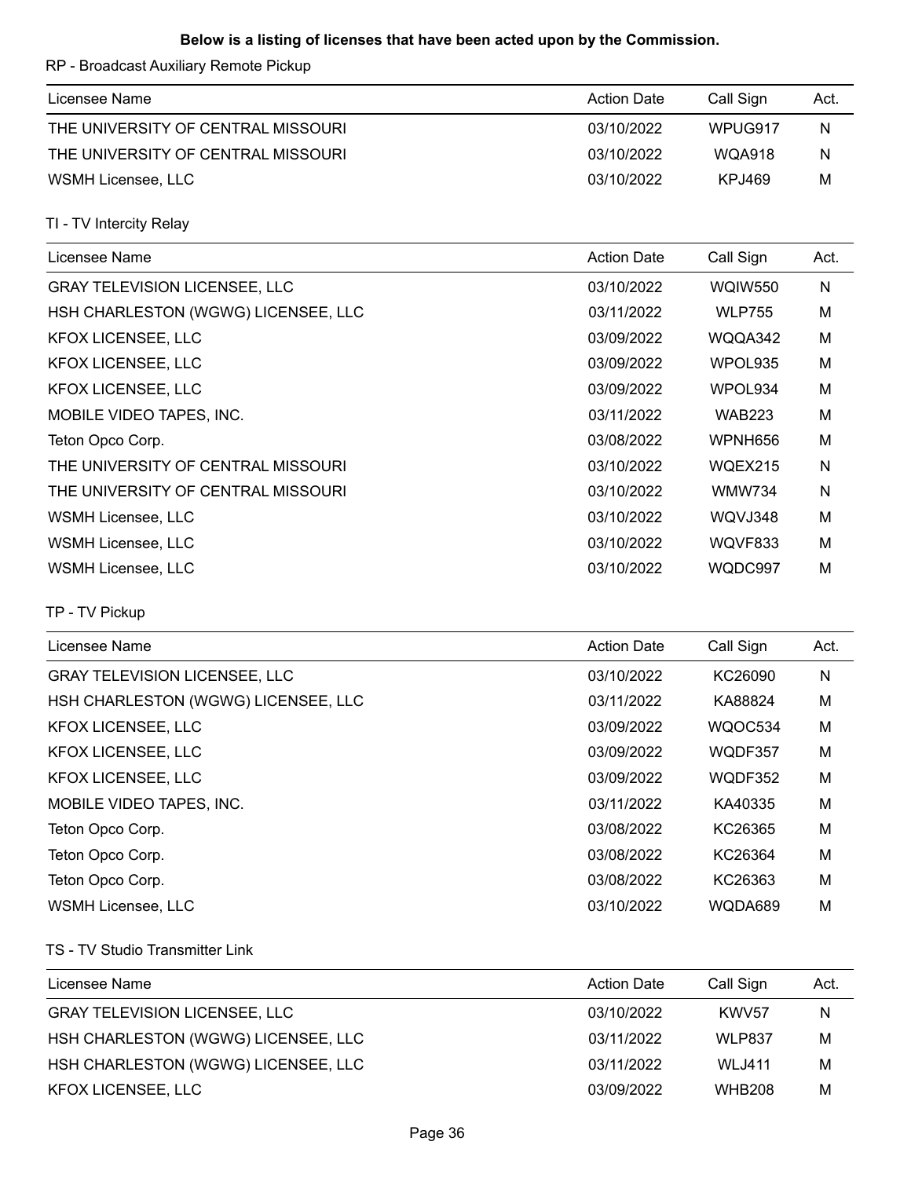**Below is a listing of licenses that have been acted upon by the Commission.**

RP - Broadcast Auxiliary Remote Pickup

| Licensee Name | Action Date | Call Sign | Act. |
|---|---|---|---|
| THE UNIVERSITY OF CENTRAL MISSOURI | 03/10/2022 | WPUG917 | N |
| THE UNIVERSITY OF CENTRAL MISSOURI | 03/10/2022 | WQA918 | N |
| WSMH Licensee, LLC | 03/10/2022 | KPJ469 | M |

TI - TV Intercity Relay

| Licensee Name | Action Date | Call Sign | Act. |
|---|---|---|---|
| GRAY TELEVISION LICENSEE, LLC | 03/10/2022 | WQIW550 | N |
| HSH CHARLESTON (WGWG) LICENSEE, LLC | 03/11/2022 | WLP755 | M |
| KFOX LICENSEE, LLC | 03/09/2022 | WQQA342 | M |
| KFOX LICENSEE, LLC | 03/09/2022 | WPOL935 | M |
| KFOX LICENSEE, LLC | 03/09/2022 | WPOL934 | M |
| MOBILE VIDEO TAPES, INC. | 03/11/2022 | WAB223 | M |
| Teton Opco Corp. | 03/08/2022 | WPNH656 | M |
| THE UNIVERSITY OF CENTRAL MISSOURI | 03/10/2022 | WQEX215 | N |
| THE UNIVERSITY OF CENTRAL MISSOURI | 03/10/2022 | WMW734 | N |
| WSMH Licensee, LLC | 03/10/2022 | WQVJ348 | M |
| WSMH Licensee, LLC | 03/10/2022 | WQVF833 | M |
| WSMH Licensee, LLC | 03/10/2022 | WQDC997 | M |

TP - TV Pickup

| Licensee Name | Action Date | Call Sign | Act. |
|---|---|---|---|
| GRAY TELEVISION LICENSEE, LLC | 03/10/2022 | KC26090 | N |
| HSH CHARLESTON (WGWG) LICENSEE, LLC | 03/11/2022 | KA88824 | M |
| KFOX LICENSEE, LLC | 03/09/2022 | WQOC534 | M |
| KFOX LICENSEE, LLC | 03/09/2022 | WQDF357 | M |
| KFOX LICENSEE, LLC | 03/09/2022 | WQDF352 | M |
| MOBILE VIDEO TAPES, INC. | 03/11/2022 | KA40335 | M |
| Teton Opco Corp. | 03/08/2022 | KC26365 | M |
| Teton Opco Corp. | 03/08/2022 | KC26364 | M |
| Teton Opco Corp. | 03/08/2022 | KC26363 | M |
| WSMH Licensee, LLC | 03/10/2022 | WQDA689 | M |

TS - TV Studio Transmitter Link

| Licensee Name | Action Date | Call Sign | Act. |
|---|---|---|---|
| GRAY TELEVISION LICENSEE, LLC | 03/10/2022 | KWV57 | N |
| HSH CHARLESTON (WGWG) LICENSEE, LLC | 03/11/2022 | WLP837 | M |
| HSH CHARLESTON (WGWG) LICENSEE, LLC | 03/11/2022 | WLJ411 | M |
| KFOX LICENSEE, LLC | 03/09/2022 | WHB208 | M |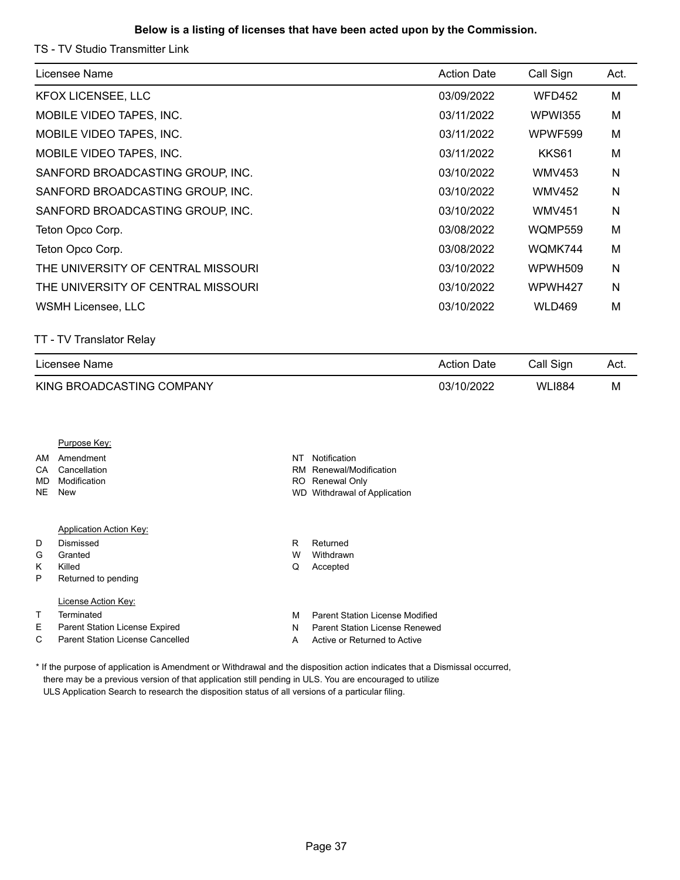**Below is a listing of licenses that have been acted upon by the Commission.**

TS - TV Studio Transmitter Link

| Licensee Name | Action Date | Call Sign | Act. |
|---|---|---|---|
| KFOX LICENSEE, LLC | 03/09/2022 | WFD452 | M |
| MOBILE VIDEO TAPES, INC. | 03/11/2022 | WPWI355 | M |
| MOBILE VIDEO TAPES, INC. | 03/11/2022 | WPWF599 | M |
| MOBILE VIDEO TAPES, INC. | 03/11/2022 | KKS61 | M |
| SANFORD BROADCASTING GROUP, INC. | 03/10/2022 | WMV453 | N |
| SANFORD BROADCASTING GROUP, INC. | 03/10/2022 | WMV452 | N |
| SANFORD BROADCASTING GROUP, INC. | 03/10/2022 | WMV451 | N |
| Teton Opco Corp. | 03/08/2022 | WQMP559 | M |
| Teton Opco Corp. | 03/08/2022 | WQMK744 | M |
| THE UNIVERSITY OF CENTRAL MISSOURI | 03/10/2022 | WPWH509 | N |
| THE UNIVERSITY OF CENTRAL MISSOURI | 03/10/2022 | WPWH427 | N |
| WSMH Licensee, LLC | 03/10/2022 | WLD469 | M |

TT - TV Translator Relay

| Licensee Name | Action Date | Call Sign | Act. |
|---|---|---|---|
| KING BROADCASTING COMPANY | 03/10/2022 | WLI884 | M |

Purpose Key:

- AM Amendment
- CA Cancellation
- MD Modification
- NE New
- NT Notification
- RM Renewal/Modification
- RO Renewal Only
- WD Withdrawal of Application

Application Action Key:

- D Dismissed
- G Granted
- K Killed
- P Returned to pending
- R Returned
- W Withdrawn
- Q Accepted

License Action Key:

- T Terminated
- E Parent Station License Expired
- C Parent Station License Cancelled
- M Parent Station License Modified
- N Parent Station License Renewed
- A Active or Returned to Active

\* If the purpose of application is Amendment or Withdrawal and the disposition action indicates that a Dismissal occurred, there may be a previous version of that application still pending in ULS. You are encouraged to utilize ULS Application Search to research the disposition status of all versions of a particular filing.